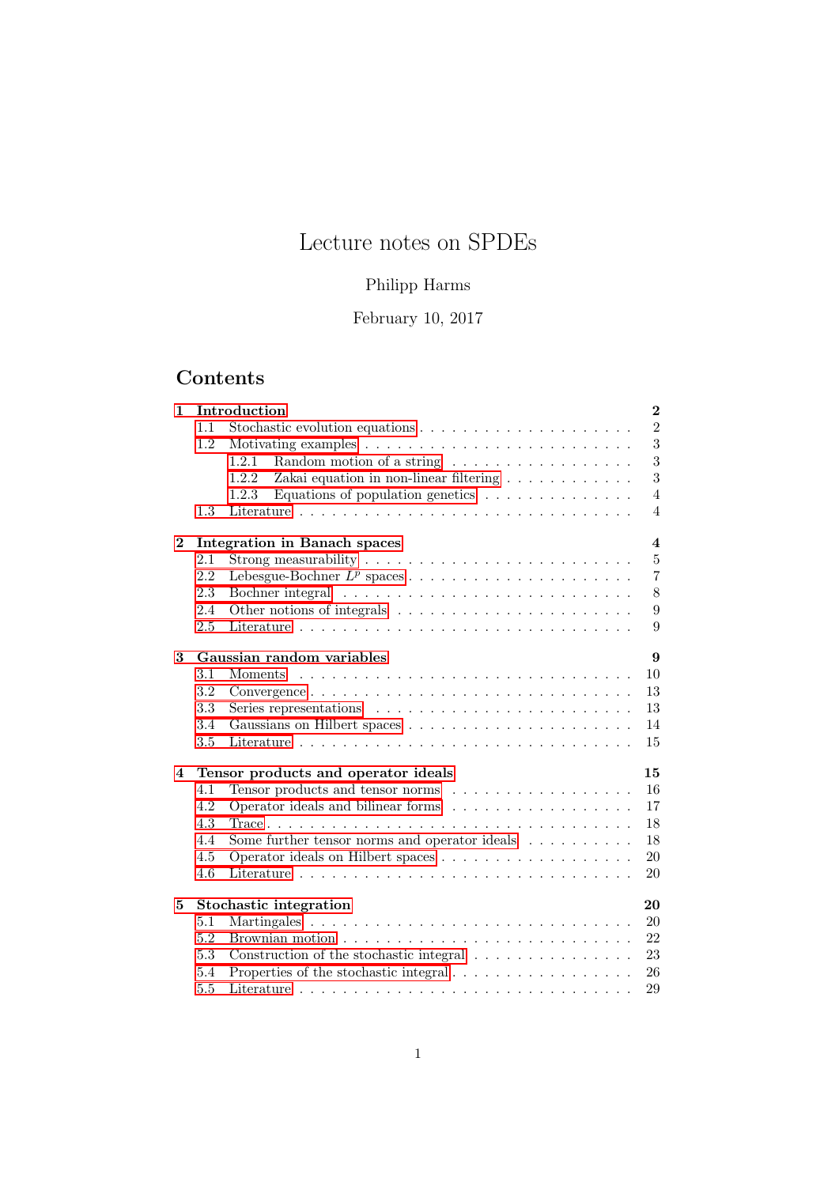# Lecture notes on SPDEs

Philipp Harms

February 10, 2017

## Contents

- **1 Introduction** — 2
  - 1.1 Stochastic evolution equations — 2
  - 1.2 Motivating examples — 3
    - 1.2.1 Random motion of a string — 3
    - 1.2.2 Zakai equation in non-linear filtering — 3
    - 1.2.3 Equations of population genetics — 4
  - 1.3 Literature — 4
- **2 Integration in Banach spaces** — 4
  - 2.1 Strong measurability — 5
  - 2.2 Lebesgue-Bochner $L^p$ spaces — 7
  - 2.3 Bochner integral — 8
  - 2.4 Other notions of integrals — 9
  - 2.5 Literature — 9
- **3 Gaussian random variables** — 9
  - 3.1 Moments — 10
  - 3.2 Convergence — 13
  - 3.3 Series representations — 13
  - 3.4 Gaussians on Hilbert spaces — 14
  - 3.5 Literature — 15
- **4 Tensor products and operator ideals** — 15
  - 4.1 Tensor products and tensor norms — 16
  - 4.2 Operator ideals and bilinear forms — 17
  - 4.3 Trace — 18
  - 4.4 Some further tensor norms and operator ideals — 18
  - 4.5 Operator ideals on Hilbert spaces — 20
  - 4.6 Literature — 20
- **5 Stochastic integration** — 20
  - 5.1 Martingales — 20
  - 5.2 Brownian motion — 22
  - 5.3 Construction of the stochastic integral — 23
  - 5.4 Properties of the stochastic integral — 26
  - 5.5 Literature — 29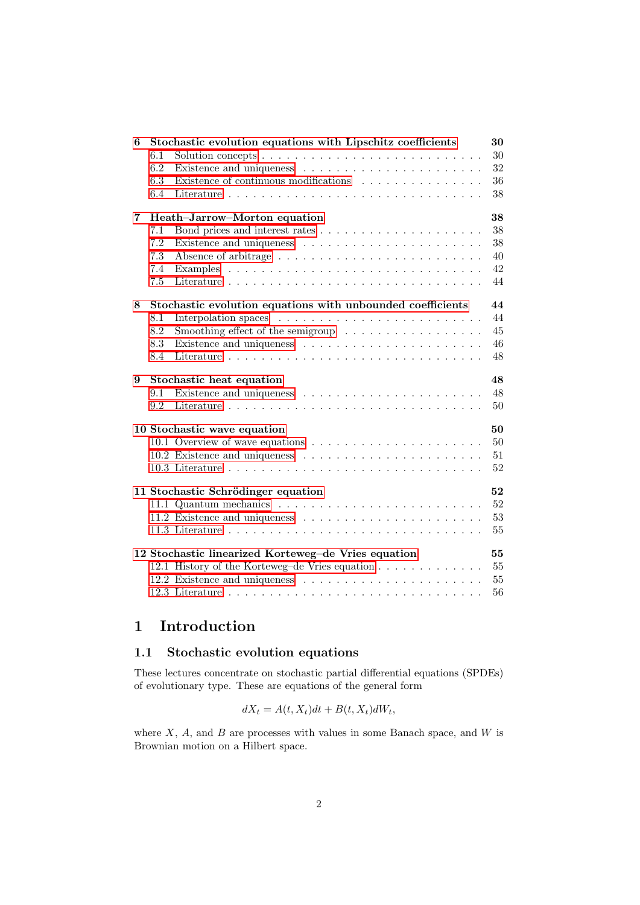**6 Stochastic evolution equations with Lipschitz coefficients** **30**

- 6.1 Solution concepts . . . 30
- 6.2 Existence and uniqueness . . . 32
- 6.3 Existence of continuous modifications . . . 36
- 6.4 Literature . . . 38

**7 Heath–Jarrow–Morton equation** **38**

- 7.1 Bond prices and interest rates . . . 38
- 7.2 Existence and uniqueness . . . 38
- 7.3 Absence of arbitrage . . . 40
- 7.4 Examples . . . 42
- 7.5 Literature . . . 44

**8 Stochastic evolution equations with unbounded coefficients** **44**

- 8.1 Interpolation spaces . . . 44
- 8.2 Smoothing effect of the semigroup . . . 45
- 8.3 Existence and uniqueness . . . 46
- 8.4 Literature . . . 48

**9 Stochastic heat equation** **48**

- 9.1 Existence and uniqueness . . . 48
- 9.2 Literature . . . 50

**10 Stochastic wave equation** **50**

- 10.1 Overview of wave equations . . . 50
- 10.2 Existence and uniqueness . . . 51
- 10.3 Literature . . . 52

**11 Stochastic Schrödinger equation** **52**

- 11.1 Quantum mechanics . . . 52
- 11.2 Existence and uniqueness . . . 53
- 11.3 Literature . . . 55

**12 Stochastic linearized Korteweg–de Vries equation** **55**

- 12.1 History of the Korteweg–de Vries equation . . . 55
- 12.2 Existence and uniqueness . . . 55
- 12.3 Literature . . . 56

# 1 Introduction

## 1.1 Stochastic evolution equations

These lectures concentrate on stochastic partial differential equations (SPDEs) of evolutionary type. These are equations of the general form

$$dX_t = A(t, X_t)dt + B(t, X_t)dW_t,$$

where $X$, $A$, and $B$ are processes with values in some Banach space, and $W$ is Brownian motion on a Hilbert space.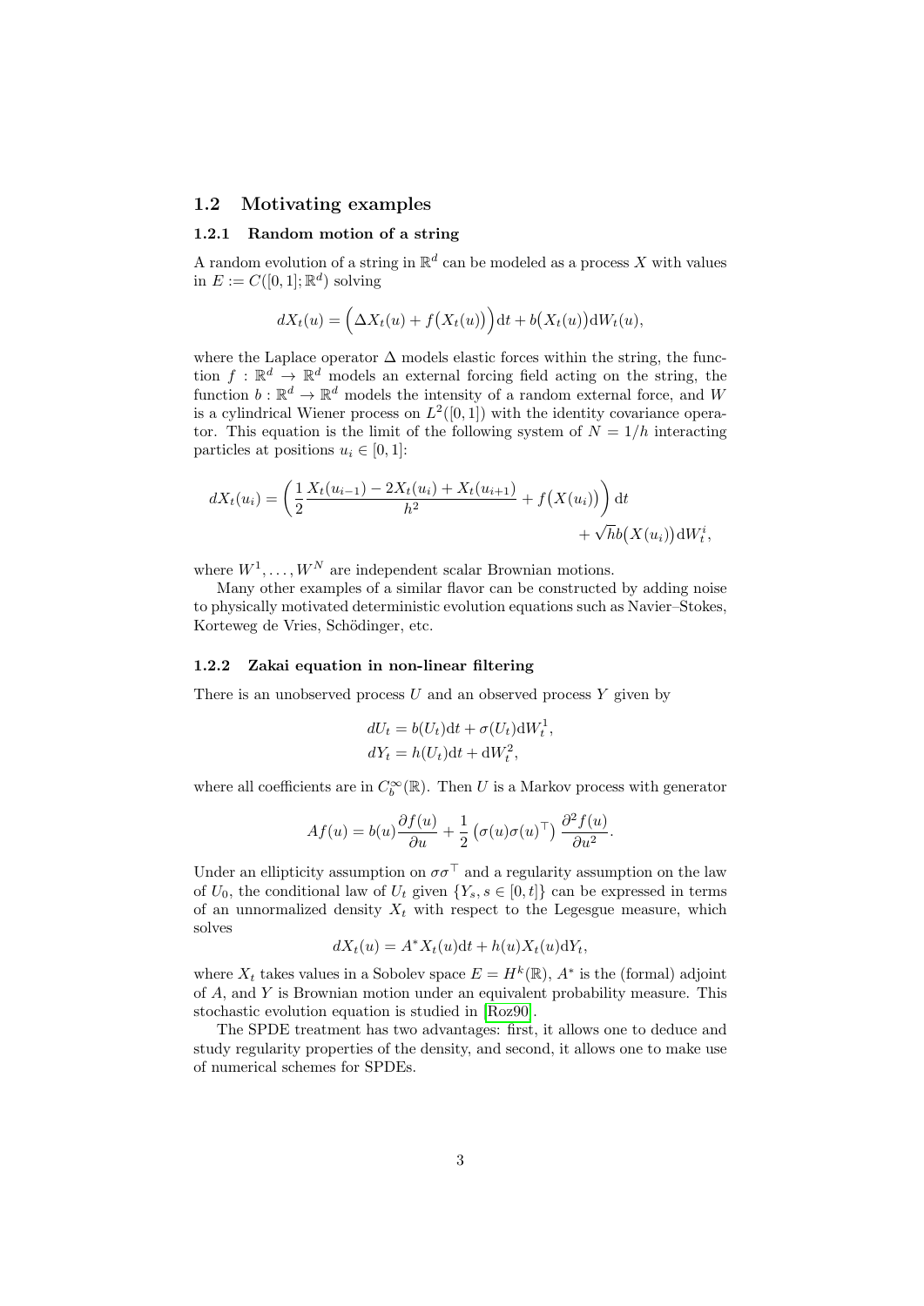## 1.2 Motivating examples

### 1.2.1 Random motion of a string

A random evolution of a string in $\mathbb{R}^d$ can be modeled as a process $X$ with values in $E := C([0,1];\mathbb{R}^d)$ solving

$$dX_t(u) = \Big(\Delta X_t(u) + f\big(X_t(u)\big)\Big)\mathrm{d}t + b\big(X_t(u)\big)\mathrm{d}W_t(u),$$

where the Laplace operator $\Delta$ models elastic forces within the string, the function $f : \mathbb{R}^d \to \mathbb{R}^d$ models an external forcing field acting on the string, the function $b : \mathbb{R}^d \to \mathbb{R}^d$ models the intensity of a random external force, and $W$ is a cylindrical Wiener process on $L^2([0,1])$ with the identity covariance operator. This equation is the limit of the following system of $N = 1/h$ interacting particles at positions $u_i \in [0,1]$:

$$dX_t(u_i) = \left(\frac{1}{2}\frac{X_t(u_{i-1}) - 2X_t(u_i) + X_t(u_{i+1})}{h^2} + f\big(X(u_i)\big)\right)\mathrm{d}t \\ + \sqrt{h}b\big(X(u_i)\big)\mathrm{d}W_t^i,$$

where $W^1, \dots, W^N$ are independent scalar Brownian motions.

Many other examples of a similar flavor can be constructed by adding noise to physically motivated deterministic evolution equations such as Navier–Stokes, Korteweg de Vries, Schödinger, etc.

### 1.2.2 Zakai equation in non-linear filtering

There is an unobserved process $U$ and an observed process $Y$ given by

$$\begin{aligned} dU_t &= b(U_t)\mathrm{d}t + \sigma(U_t)\mathrm{d}W_t^1, \\ dY_t &= h(U_t)\mathrm{d}t + \mathrm{d}W_t^2, \end{aligned}$$

where all coefficients are in $C_b^\infty(\mathbb{R})$. Then $U$ is a Markov process with generator

$$Af(u) = b(u)\frac{\partial f(u)}{\partial u} + \frac{1}{2}\left(\sigma(u)\sigma(u)^\top\right)\frac{\partial^2 f(u)}{\partial u^2}.$$

Under an ellipticity assumption on $\sigma\sigma^\top$ and a regularity assumption on the law of $U_0$, the conditional law of $U_t$ given $\{Y_s, s \in [0,t]\}$ can be expressed in terms of an unnormalized density $X_t$ with respect to the Legesgue measure, which solves

$$dX_t(u) = A^* X_t(u)\mathrm{d}t + h(u)X_t(u)\mathrm{d}Y_t,$$

where $X_t$ takes values in a Sobolev space $E = H^k(\mathbb{R})$, $A^*$ is the (formal) adjoint of $A$, and $Y$ is Brownian motion under an equivalent probability measure. This stochastic evolution equation is studied in [Roz90].

The SPDE treatment has two advantages: first, it allows one to deduce and study regularity properties of the density, and second, it allows one to make use of numerical schemes for SPDEs.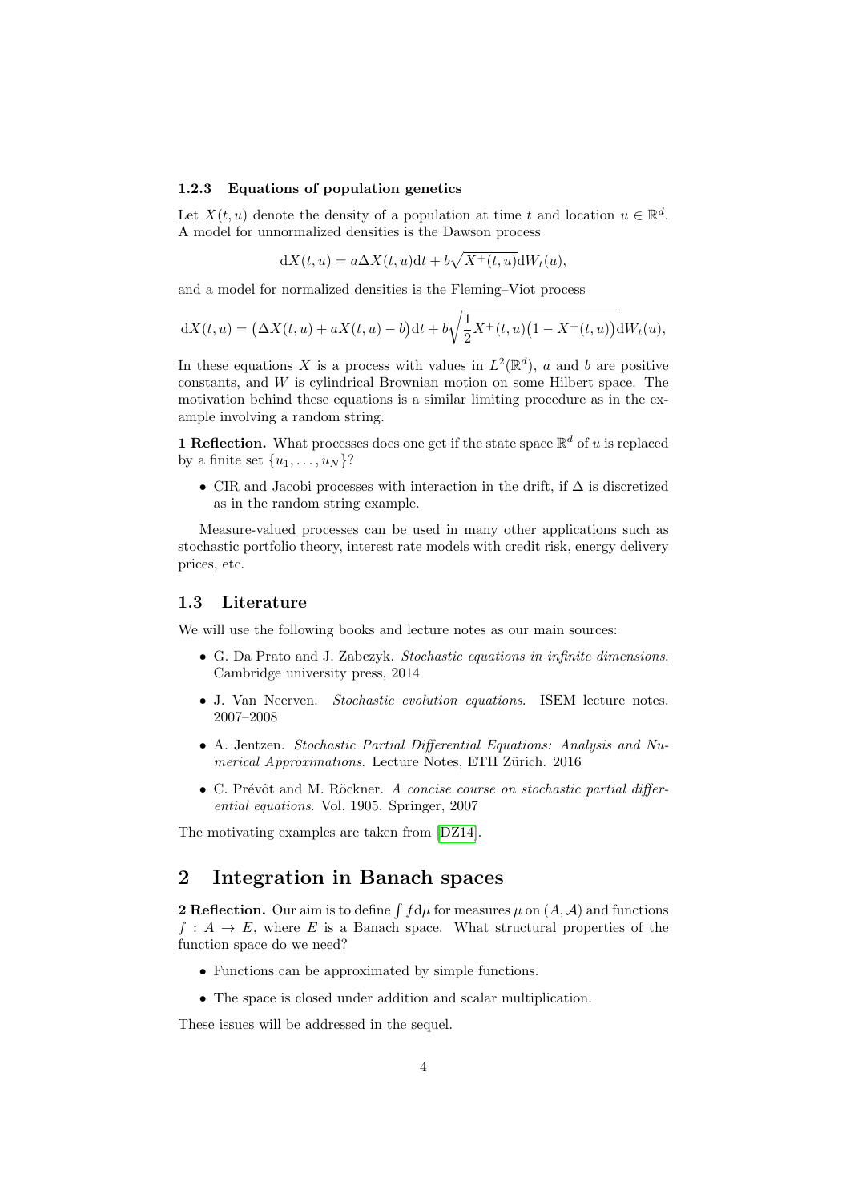### 1.2.3 Equations of population genetics

Let $X(t,u)$ denote the density of a population at time $t$ and location $u \in \mathbb{R}^d$. A model for unnormalized densities is the Dawson process

$$\mathrm{d}X(t,u) = a\Delta X(t,u)\mathrm{d}t + b\sqrt{X^+(t,u)}\mathrm{d}W_t(u),$$

and a model for normalized densities is the Fleming–Viot process

$$\mathrm{d}X(t,u) = \big(\Delta X(t,u) + aX(t,u) - b\big)\mathrm{d}t + b\sqrt{\frac{1}{2}X^+(t,u)\big(1 - X^+(t,u)\big)}\mathrm{d}W_t(u),$$

In these equations $X$ is a process with values in $L^2(\mathbb{R}^d)$, $a$ and $b$ are positive constants, and $W$ is cylindrical Brownian motion on some Hilbert space. The motivation behind these equations is a similar limiting procedure as in the example involving a random string.

**1 Reflection.** What processes does one get if the state space $\mathbb{R}^d$ of $u$ is replaced by a finite set $\{u_1, \dots, u_N\}$?

- CIR and Jacobi processes with interaction in the drift, if $\Delta$ is discretized as in the random string example.

Measure-valued processes can be used in many other applications such as stochastic portfolio theory, interest rate models with credit risk, energy delivery prices, etc.

## 1.3 Literature

We will use the following books and lecture notes as our main sources:

- G. Da Prato and J. Zabczyk. *Stochastic equations in infinite dimensions*. Cambridge university press, 2014
- J. Van Neerven. *Stochastic evolution equations*. ISEM lecture notes. 2007–2008
- A. Jentzen. *Stochastic Partial Differential Equations: Analysis and Numerical Approximations*. Lecture Notes, ETH Zürich. 2016
- C. Prévôt and M. Röckner. *A concise course on stochastic partial differential equations*. Vol. 1905. Springer, 2007

The motivating examples are taken from [DZ14].

# 2 Integration in Banach spaces

**2 Reflection.** Our aim is to define $\int f \mathrm{d}\mu$ for measures $\mu$ on $(A, \mathcal{A})$ and functions $f : A \to E$, where $E$ is a Banach space. What structural properties of the function space do we need?

- Functions can be approximated by simple functions.
- The space is closed under addition and scalar multiplication.

These issues will be addressed in the sequel.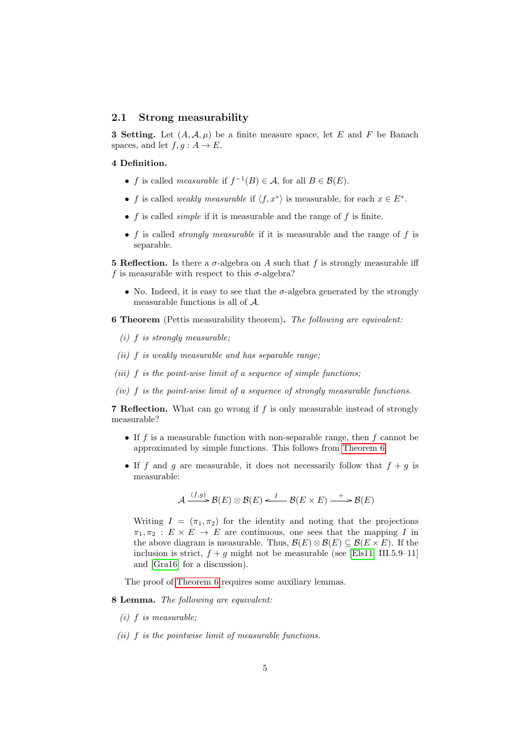## 2.1 Strong measurability

**3 Setting.** Let $(A, \mathcal{A}, \mu)$ be a finite measure space, let $E$ and $F$ be Banach spaces, and let $f, g : A \to E$.

**4 Definition.**

- $f$ is called *measurable* if $f^{-1}(B) \in \mathcal{A}$, for all $B \in \mathcal{B}(E)$.
- $f$ is called *weakly measurable* if $\langle f, x^* \rangle$ is measurable, for each $x \in E^*$.
- $f$ is called *simple* if it is measurable and the range of $f$ is finite.
- $f$ is called *strongly measurable* if it is measurable and the range of $f$ is separable.

**5 Reflection.** Is there a $\sigma$-algebra on $A$ such that $f$ is strongly measurable iff $f$ is measurable with respect to this $\sigma$-algebra?

- No. Indeed, it is easy to see that the $\sigma$-algebra generated by the strongly measurable functions is all of $\mathcal{A}$.

**6 Theorem** (Pettis measurability theorem)**.** *The following are equivalent:*

*(i) $f$ is strongly measurable;*

*(ii) $f$ is weakly measurable and has separable range;*

*(iii) $f$ is the point-wise limit of a sequence of simple functions;*

*(iv) $f$ is the point-wise limit of a sequence of strongly measurable functions.*

**7 Reflection.** What can go wrong if $f$ is only measurable instead of strongly measurable?

- If $f$ is a measurable function with non-separable range, then $f$ cannot be approximated by simple functions. This follows from Theorem 6.
- If $f$ and $g$ are measurable, it does not necessarily follow that $f + g$ is measurable:

$$\mathcal{A} \xrightarrow{(f,g)} \mathcal{B}(E) \otimes \mathcal{B}(E) \xleftarrow{I} \mathcal{B}(E \times E) \xrightarrow{+} \mathcal{B}(E)$$

  Writing $I = (\pi_1, \pi_2)$ for the identity and noting that the projections $\pi_1, \pi_2 : E \times E \to E$ are continuous, one sees that the mapping $I$ in the above diagram is measurable. Thus, $\mathcal{B}(E) \otimes \mathcal{B}(E) \subseteq \mathcal{B}(E \times E)$. If the inclusion is strict, $f + g$ might not be measurable (see [Els11, III.5.9–11] and [Gra16] for a discussion).

The proof of Theorem 6 requires some auxiliary lemmas.

**8 Lemma.** *The following are equivalent:*

*(i) $f$ is measurable;*

*(ii) $f$ is the pointwise limit of measurable functions.*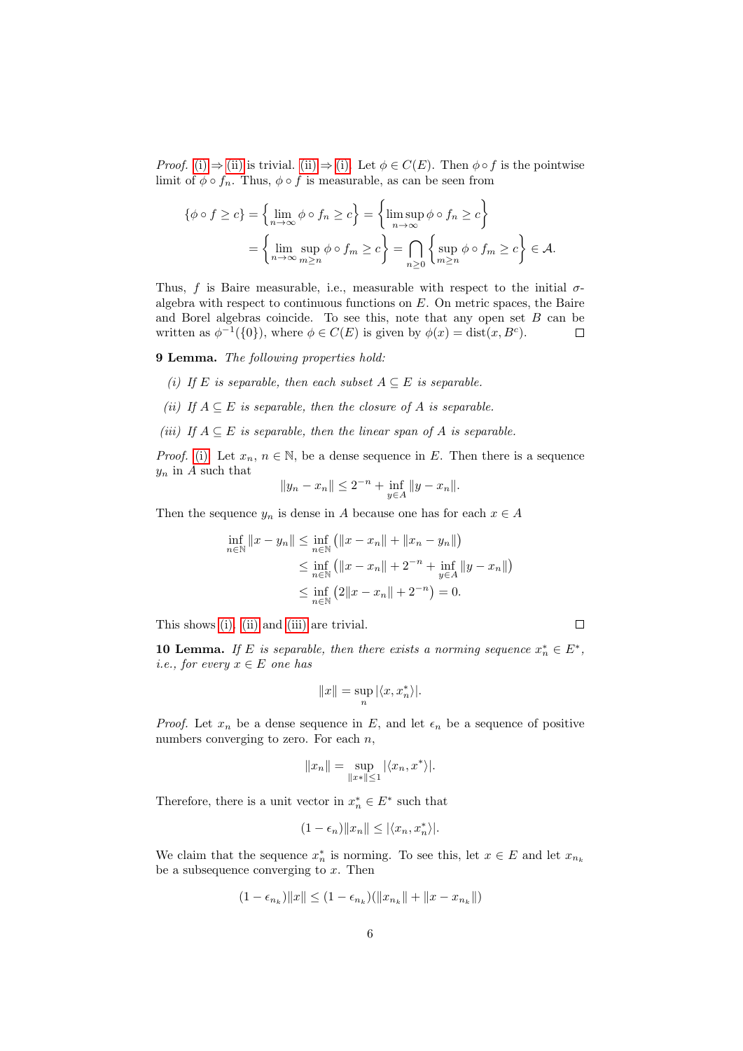*Proof.* (i) ⇒ (ii) is trivial. (ii) ⇒ (i). Let $\phi \in C(E)$. Then $\phi \circ f$ is the pointwise limit of $\phi \circ f_n$. Thus, $\phi \circ f$ is measurable, as can be seen from

$$\{\phi \circ f \geq c\} = \left\{ \lim_{n\to\infty} \phi \circ f_n \geq c \right\} = \left\{ \limsup_{n\to\infty} \phi \circ f_n \geq c \right\}$$
$$= \left\{ \lim_{n\to\infty} \sup_{m \geq n} \phi \circ f_m \geq c \right\} = \bigcap_{n \geq 0} \left\{ \sup_{m\geq n} \phi \circ f_m \geq c \right\} \in \mathcal{A}.$$

Thus, $f$ is Baire measurable, i.e., measurable with respect to the initial $\sigma$-algebra with respect to continuous functions on $E$. On metric spaces, the Baire and Borel algebras coincide. To see this, note that any open set $B$ can be written as $\phi^{-1}(\{0\})$, where $\phi \in C(E)$ is given by $\phi(x) = \operatorname{dist}(x, B^c)$. □

**9 Lemma.** *The following properties hold:*

*(i) If $E$ is separable, then each subset $A \subseteq E$ is separable.*

*(ii) If $A \subseteq E$ is separable, then the closure of $A$ is separable.*

*(iii) If $A \subseteq E$ is separable, then the linear span of $A$ is separable.*

*Proof.* (i) Let $x_n$, $n \in \mathbb{N}$, be a dense sequence in $E$. Then there is a sequence $y_n$ in $A$ such that

$$\|y_n - x_n\| \leq 2^{-n} + \inf_{y\in A} \|y - x_n\|.$$

Then the sequence $y_n$ is dense in $A$ because one has for each $x \in A$

$$\begin{aligned}
\inf_{n\in\mathbb{N}} \|x - y_n\| &\leq \inf_{n\in\mathbb{N}} \big(\|x - x_n\| + \|x_n - y_n\|\big) \\
&\leq \inf_{n\in\mathbb{N}} \big(\|x - x_n\| + 2^{-n} + \inf_{y\in A} \|y - x_n\|\big) \\
&\leq \inf_{n\in\mathbb{N}} \big(2\|x - x_n\| + 2^{-n}\big) = 0.
\end{aligned}$$

This shows (i). (ii) and (iii) are trivial. □

**10 Lemma.** *If $E$ is separable, then there exists a norming sequence $x_n^* \in E^*$, i.e., for every $x \in E$ one has*

$$\|x\| = \sup_n |\langle x, x_n^* \rangle|.$$

*Proof.* Let $x_n$ be a dense sequence in $E$, and let $\epsilon_n$ be a sequence of positive numbers converging to zero. For each $n$,

$$\|x_n\| = \sup_{\|x*\|\leq 1} |\langle x_n, x^* \rangle|.$$

Therefore, there is a unit vector in $x_n^* \in E^*$ such that

$$(1 - \epsilon_n)\|x_n\| \leq |\langle x_n, x_n^* \rangle|.$$

We claim that the sequence $x_n^*$ is norming. To see this, let $x \in E$ and let $x_{n_k}$ be a subsequence converging to $x$. Then

$$(1 - \epsilon_{n_k})\|x\| \leq (1 - \epsilon_{n_k})(\|x_{n_k}\| + \|x - x_{n_k}\|)$$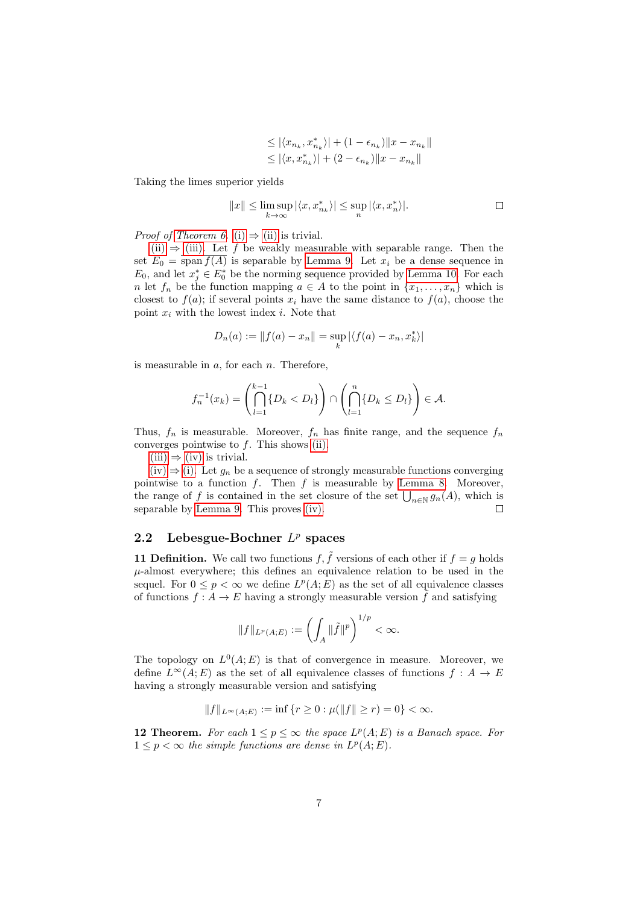$$
\begin{aligned}
&\leq |\langle x_{n_k}, x^*_{n_k}\rangle| + (1-\epsilon_{n_k})\|x - x_{n_k}\| \\
&\leq |\langle x, x^*_{n_k}\rangle| + (2-\epsilon_{n_k})\|x - x_{n_k}\|
\end{aligned}
$$

Taking the limes superior yields

$$
\|x\| \leq \limsup_{k\to\infty} |\langle x, x^*_{n_k}\rangle| \leq \sup_n |\langle x, x^*_n\rangle|. \qquad \square
$$

*Proof of Theorem 6.* (i) ⇒ (ii) is trivial.

(ii) ⇒ (iii). Let $f$ be weakly measurable with separable range. Then the set $E_0 = \overline{\operatorname{span}} f(A)$ is separable by Lemma 9. Let $x_i$ be a dense sequence in $E_0$, and let $x^*_j \in E^*_0$ be the norming sequence provided by Lemma 10. For each $n$ let $f_n$ be the function mapping $a \in A$ to the point in $\{x_1, \dots, x_n\}$ which is closest to $f(a)$; if several points $x_i$ have the same distance to $f(a)$, choose the point $x_i$ with the lowest index $i$. Note that

$$
D_n(a) := \|f(a) - x_n\| = \sup_k |\langle f(a) - x_n, x^*_k\rangle|
$$

is measurable in $a$, for each $n$. Therefore,

$$
f_n^{-1}(x_k) = \left(\bigcap_{l=1}^{k-1} \{D_k < D_l\}\right) \cap \left(\bigcap_{l=1}^{n} \{D_k \leq D_l\}\right) \in \mathcal{A}.
$$

Thus, $f_n$ is measurable. Moreover, $f_n$ has finite range, and the sequence $f_n$ converges pointwise to $f$. This shows (ii).

(iii) ⇒ (iv) is trivial.

(iv) ⇒ (i). Let $g_n$ be a sequence of strongly measurable functions converging pointwise to a function $f$. Then $f$ is measurable by Lemma 8. Moreover, the range of $f$ is contained in the set closure of the set $\bigcup_{n\in\mathbb{N}} g_n(A)$, which is separable by Lemma 9. This proves (iv). $\square$

## 2.2 Lebesgue-Bochner $L^p$ spaces

**11 Definition.** We call two functions $f, \tilde{f}$ versions of each other if $f = g$ holds $\mu$-almost everywhere; this defines an equivalence relation to be used in the sequel. For $0 \leq p < \infty$ we define $L^p(A; E)$ as the set of all equivalence classes of functions $f : A \to E$ having a strongly measurable version $\tilde{f}$ and satisfying

$$
\|f\|_{L^p(A;E)} := \left(\int_A \|\tilde{f}\|^p\right)^{1/p} < \infty.
$$

The topology on $L^0(A; E)$ is that of convergence in measure. Moreover, we define $L^\infty(A; E)$ as the set of all equivalence classes of functions $f : A \to E$ having a strongly measurable version and satisfying

$$
\|f\|_{L^\infty(A;E)} := \inf\{r \geq 0 : \mu(\|f\| \geq r) = 0\} < \infty.
$$

**12 Theorem.** *For each $1 \leq p \leq \infty$ the space $L^p(A; E)$ is a Banach space. For $1 \leq p < \infty$ the simple functions are dense in $L^p(A; E)$.*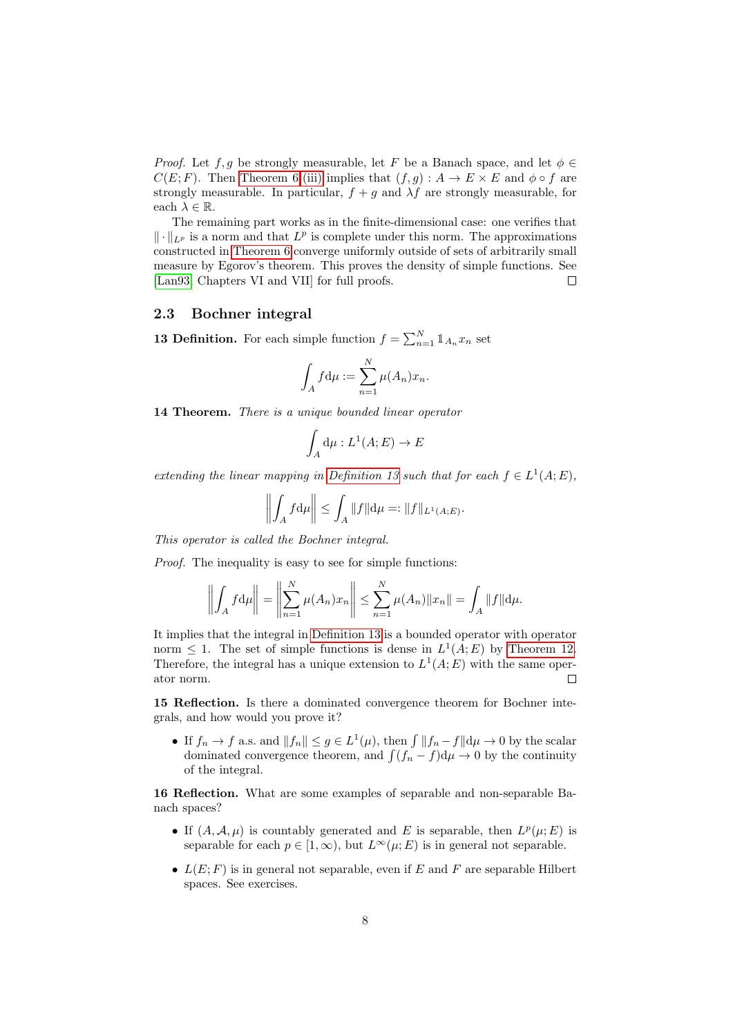*Proof.* Let $f, g$ be strongly measurable, let $F$ be a Banach space, and let $\phi \in C(E; F)$. Then Theorem 6 (iii) implies that $(f, g) : A \to E \times E$ and $\phi \circ f$ are strongly measurable. In particular, $f + g$ and $\lambda f$ are strongly measurable, for each $\lambda \in \mathbb{R}$.

The remaining part works as in the finite-dimensional case: one verifies that $\|\cdot\|_{L^p}$ is a norm and that $L^p$ is complete under this norm. The approximations constructed in Theorem 6 converge uniformly outside of sets of arbitrarily small measure by Egorov's theorem. This proves the density of simple functions. See [Lan93, Chapters VI and VII] for full proofs. $\square$

## 2.3 Bochner integral

**13 Definition.** For each simple function $f = \sum_{n=1}^N \mathbb{1}_{A_n} x_n$ set

$$\int_A f \mathrm{d}\mu := \sum_{n=1}^N \mu(A_n) x_n.$$

**14 Theorem.** *There is a unique bounded linear operator*

$$\int_A \mathrm{d}\mu : L^1(A; E) \to E$$

*extending the linear mapping in Definition 13 such that for each $f \in L^1(A; E)$,*

$$\left\| \int_A f \mathrm{d}\mu \right\| \leq \int_A \|f\| \mathrm{d}\mu =: \|f\|_{L^1(A;E)}.$$

*This operator is called the Bochner integral.*

*Proof.* The inequality is easy to see for simple functions:

$$\left\| \int_A f \mathrm{d}\mu \right\| = \left\| \sum_{n=1}^N \mu(A_n) x_n \right\| \leq \sum_{n=1}^N \mu(A_n) \|x_n\| = \int_A \|f\| \mathrm{d}\mu.$$

It implies that the integral in Definition 13 is a bounded operator with operator norm $\leq 1$. The set of simple functions is dense in $L^1(A; E)$ by Theorem 12. Therefore, the integral has a unique extension to $L^1(A; E)$ with the same operator norm. $\square$

**15 Reflection.** Is there a dominated convergence theorem for Bochner integrals, and how would you prove it?

- If $f_n \to f$ a.s. and $\|f_n\| \leq g \in L^1(\mu)$, then $\int \|f_n - f\| \mathrm{d}\mu \to 0$ by the scalar dominated convergence theorem, and $\int (f_n - f) \mathrm{d}\mu \to 0$ by the continuity of the integral.

**16 Reflection.** What are some examples of separable and non-separable Banach spaces?

- If $(A, \mathcal{A}, \mu)$ is countably generated and $E$ is separable, then $L^p(\mu; E)$ is separable for each $p \in [1, \infty)$, but $L^\infty(\mu; E)$ is in general not separable.
- $L(E; F)$ is in general not separable, even if $E$ and $F$ are separable Hilbert spaces. See exercises.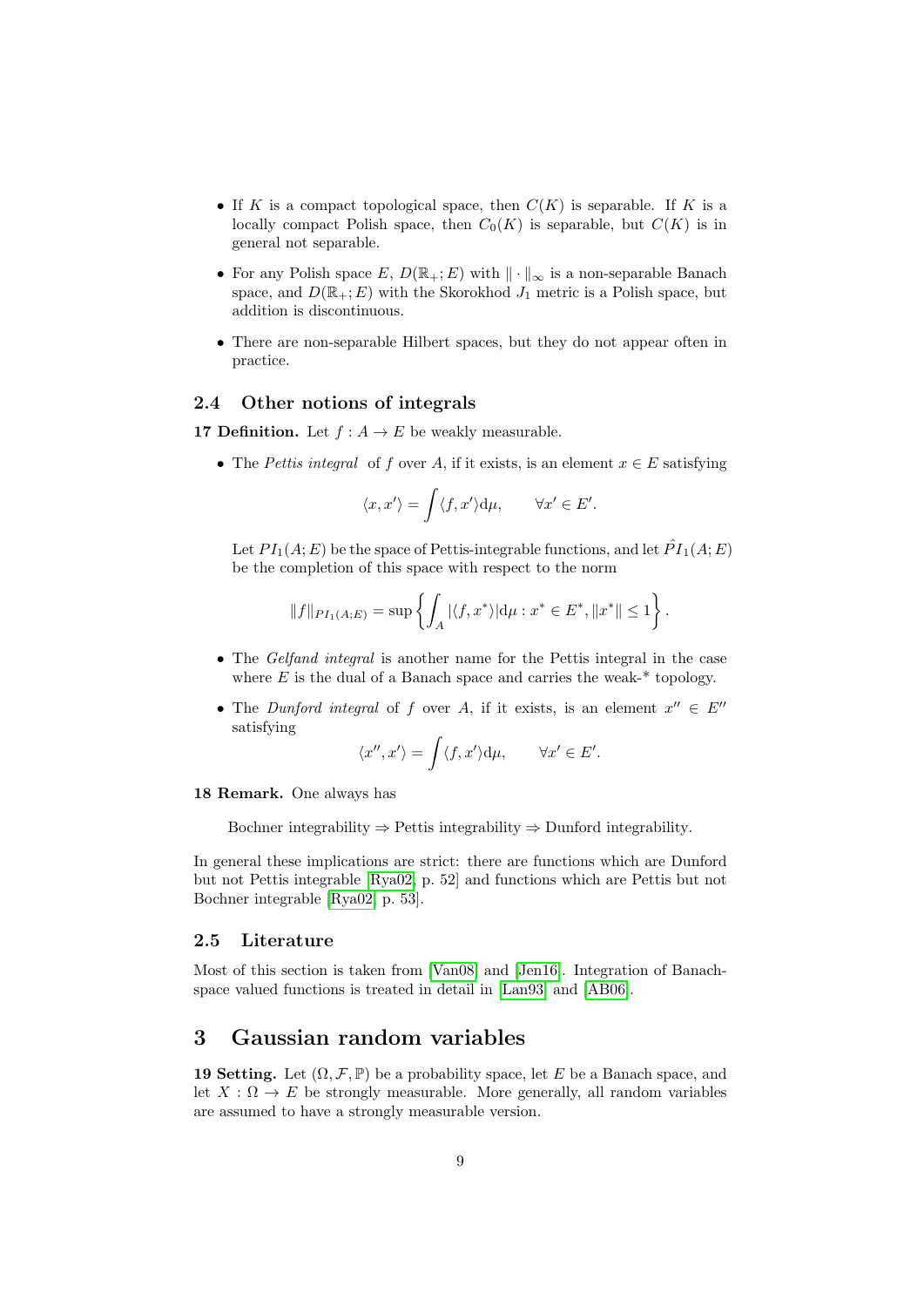- If $K$ is a compact topological space, then $C(K)$ is separable. If $K$ is a locally compact Polish space, then $C_0(K)$ is separable, but $C(K)$ is in general not separable.
- For any Polish space $E$, $D(\mathbb{R}_+; E)$ with $\|\cdot\|_\infty$ is a non-separable Banach space, and $D(\mathbb{R}_+; E)$ with the Skorokhod $J_1$ metric is a Polish space, but addition is discontinuous.
- There are non-separable Hilbert spaces, but they do not appear often in practice.

## 2.4 Other notions of integrals

**17 Definition.** Let $f : A \to E$ be weakly measurable.

- The *Pettis integral* of $f$ over $A$, if it exists, is an element $x \in E$ satisfying

$$\langle x, x' \rangle = \int \langle f, x' \rangle \mathrm{d}\mu, \qquad \forall x' \in E'.$$

  Let $PI_1(A; E)$ be the space of Pettis-integrable functions, and let $\hat{P}I_1(A; E)$ be the completion of this space with respect to the norm

$$\|f\|_{PI_1(A;E)} = \sup \left\{ \int_A |\langle f, x^* \rangle| \mathrm{d}\mu : x^* \in E^*, \|x^*\| \leq 1 \right\}.$$

- The *Gelfand integral* is another name for the Pettis integral in the case where $E$ is the dual of a Banach space and carries the weak-* topology.
- The *Dunford integral* of $f$ over $A$, if it exists, is an element $x'' \in E''$ satisfying

$$\langle x'', x' \rangle = \int \langle f, x' \rangle \mathrm{d}\mu, \qquad \forall x' \in E'.$$

**18 Remark.** One always has

Bochner integrability $\Rightarrow$ Pettis integrability $\Rightarrow$ Dunford integrability.

In general these implications are strict: there are functions which are Dunford but not Pettis integrable [Rya02, p. 52] and functions which are Pettis but not Bochner integrable [Rya02, p. 53].

## 2.5 Literature

Most of this section is taken from [Van08] and [Jen16]. Integration of Banach-space valued functions is treated in detail in [Lan93] and [AB06].

# 3 Gaussian random variables

**19 Setting.** Let $(\Omega, \mathcal{F}, \mathbb{P})$ be a probability space, let $E$ be a Banach space, and let $X : \Omega \to E$ be strongly measurable. More generally, all random variables are assumed to have a strongly measurable version.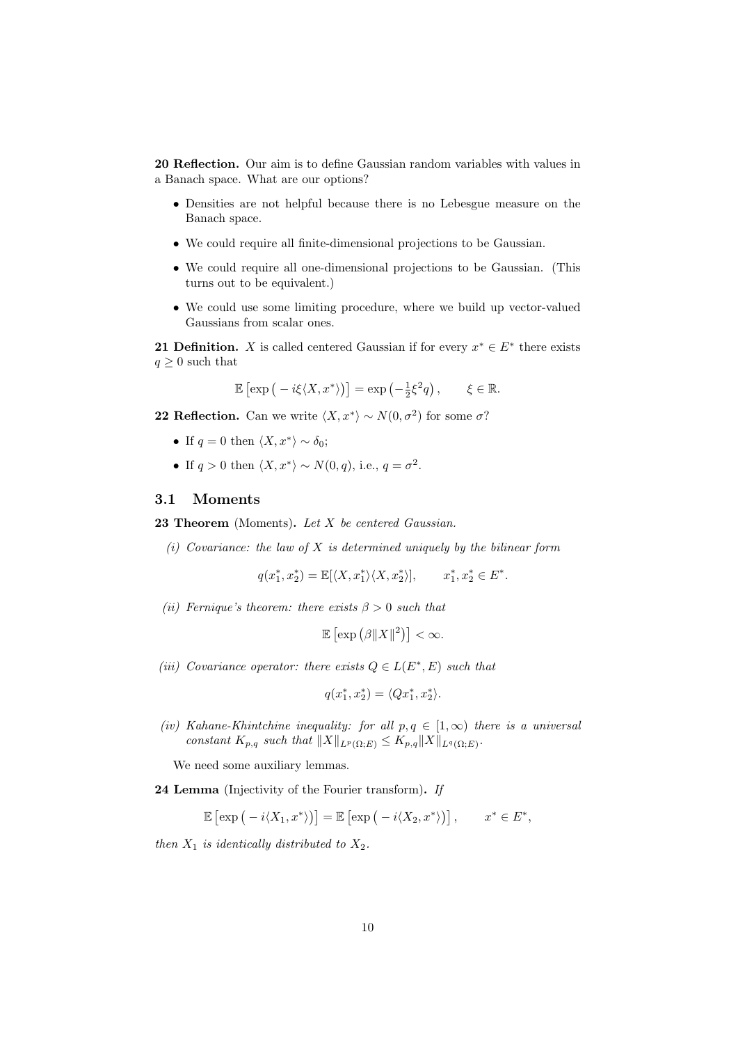**20 Reflection.** Our aim is to define Gaussian random variables with values in a Banach space. What are our options?

- Densities are not helpful because there is no Lebesgue measure on the Banach space.
- We could require all finite-dimensional projections to be Gaussian.
- We could require all one-dimensional projections to be Gaussian. (This turns out to be equivalent.)
- We could use some limiting procedure, where we build up vector-valued Gaussians from scalar ones.

**21 Definition.** $X$ is called centered Gaussian if for every $x^* \in E^*$ there exists $q \geq 0$ such that

$$\mathbb{E}\left[\exp\left(-i\xi\langle X, x^*\rangle\right)\right] = \exp\left(-\tfrac{1}{2}\xi^2 q\right), \qquad \xi \in \mathbb{R}.$$

**22 Reflection.** Can we write $\langle X, x^*\rangle \sim N(0, \sigma^2)$ for some $\sigma$?

- If $q = 0$ then $\langle X, x^*\rangle \sim \delta_0$;
- If $q > 0$ then $\langle X, x^*\rangle \sim N(0, q)$, i.e., $q = \sigma^2$.

## 3.1 Moments

**23 Theorem** (Moments)**.** *Let $X$ be centered Gaussian.*

*(i) Covariance: the law of $X$ is determined uniquely by the bilinear form*

$$q(x_1^*, x_2^*) = \mathbb{E}[\langle X, x_1^*\rangle\langle X, x_2^*\rangle], \qquad x_1^*, x_2^* \in E^*.$$

*(ii) Fernique's theorem: there exists $\beta > 0$ such that*

$$\mathbb{E}\left[\exp\left(\beta\|X\|^2\right)\right] < \infty.$$

*(iii) Covariance operator: there exists $Q \in L(E^*, E)$ such that*

$$q(x_1^*, x_2^*) = \langle Qx_1^*, x_2^*\rangle.$$

*(iv) Kahane-Khintchine inequality: for all $p, q \in [1, \infty)$ there is a universal constant $K_{p,q}$ such that $\|X\|_{L^p(\Omega;E)} \leq K_{p,q}\|X\|_{L^q(\Omega;E)}$.*

We need some auxiliary lemmas.

**24 Lemma** (Injectivity of the Fourier transform)**.** *If*

$$\mathbb{E}\left[\exp\left(-i\langle X_1, x^*\rangle\right)\right] = \mathbb{E}\left[\exp\left(-i\langle X_2, x^*\rangle\right)\right], \qquad x^* \in E^*,$$

*then $X_1$ is identically distributed to $X_2$.*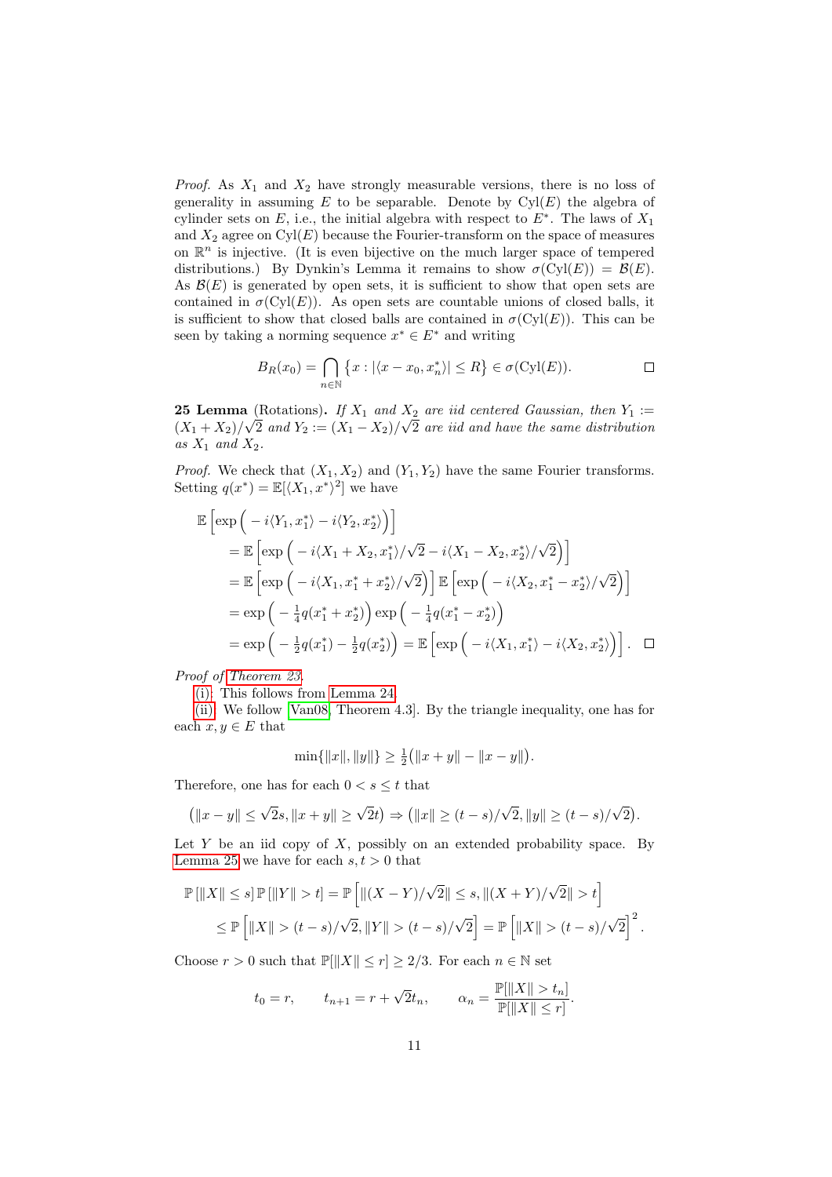*Proof.* As $X_1$ and $X_2$ have strongly measurable versions, there is no loss of generality in assuming $E$ to be separable. Denote by $\mathrm{Cyl}(E)$ the algebra of cylinder sets on $E$, i.e., the initial algebra with respect to $E^*$. The laws of $X_1$ and $X_2$ agree on $\mathrm{Cyl}(E)$ because the Fourier-transform on the space of measures on $\mathbb{R}^n$ is injective. (It is even bijective on the much larger space of tempered distributions.) By Dynkin's Lemma it remains to show $\sigma(\mathrm{Cyl}(E)) = \mathcal{B}(E)$. As $\mathcal{B}(E)$ is generated by open sets, it is sufficient to show that open sets are contained in $\sigma(\mathrm{Cyl}(E))$. As open sets are countable unions of closed balls, it is sufficient to show that closed balls are contained in $\sigma(\mathrm{Cyl}(E))$. This can be seen by taking a norming sequence $x^* \in E^*$ and writing

$$B_R(x_0) = \bigcap_{n\in\mathbb{N}} \big\{x : |\langle x - x_0, x_n^*\rangle| \le R\big\} \in \sigma(\mathrm{Cyl}(E)). \qquad \square$$

**25 Lemma** (Rotations). *If $X_1$ and $X_2$ are iid centered Gaussian, then $Y_1 := (X_1+X_2)/\sqrt{2}$ and $Y_2 := (X_1 - X_2)/\sqrt{2}$ are iid and have the same distribution as $X_1$ and $X_2$.*

*Proof.* We check that $(X_1, X_2)$ and $(Y_1, Y_2)$ have the same Fourier transforms. Setting $q(x^*) = \mathbb{E}[\langle X_1, x^*\rangle^2]$ we have

$$\begin{aligned}
&\mathbb{E}\Big[\exp\Big(-i\langle Y_1, x_1^*\rangle - i\langle Y_2, x_2^*\rangle\Big)\Big] \\
&\quad= \mathbb{E}\Big[\exp\Big(-i\langle X_1+X_2, x_1^*\rangle/\sqrt{2} - i\langle X_1 - X_2, x_2^*\rangle/\sqrt{2}\Big)\Big] \\
&\quad= \mathbb{E}\Big[\exp\Big(-i\langle X_1, x_1^*+x_2^*\rangle/\sqrt{2}\Big)\Big]\,\mathbb{E}\Big[\exp\Big(-i\langle X_2, x_1^*-x_2^*\rangle/\sqrt{2}\Big)\Big] \\
&\quad= \exp\Big(-\tfrac{1}{4}q(x_1^*+x_2^*)\Big)\exp\Big(-\tfrac{1}{4}q(x_1^*-x_2^*)\Big) \\
&\quad= \exp\Big(-\tfrac{1}{2}q(x_1^*) - \tfrac{1}{2}q(x_2^*)\Big) = \mathbb{E}\Big[\exp\Big(-i\langle X_1, x_1^*\rangle - i\langle X_2, x_2^*\rangle\Big)\Big]. \qquad \square
\end{aligned}$$

*Proof of Theorem 23.*

(i): This follows from Lemma 24.

(ii): We follow [Van08, Theorem 4.3]. By the triangle inequality, one has for each $x, y \in E$ that

$$\min\{\|x\|, \|y\|\} \ge \tfrac{1}{2}\big(\|x+y\| - \|x-y\|\big).$$

Therefore, one has for each $0 < s \le t$ that

$$\big(\|x-y\| \le \sqrt{2}s, \|x+y\| \ge \sqrt{2}t\big) \Rightarrow \big(\|x\| \ge (t-s)/\sqrt{2}, \|y\| \ge (t-s)/\sqrt{2}\big).$$

Let $Y$ be an iid copy of $X$, possibly on an extended probability space. By Lemma 25 we have for each $s, t > 0$ that

$$\begin{aligned}
\mathbb{P}[\|X\| \le s]\,\mathbb{P}[\|Y\| > t] &= \mathbb{P}\Big[\|(X-Y)/\sqrt{2}\| \le s, \|(X+Y)/\sqrt{2}\| > t\Big] \\
&\le \mathbb{P}\Big[\|X\| > (t-s)/\sqrt{2}, \|Y\| > (t-s)/\sqrt{2}\Big] = \mathbb{P}\Big[\|X\| > (t-s)/\sqrt{2}\Big]^2.
\end{aligned}$$

Choose $r > 0$ such that $\mathbb{P}[\|X\| \le r] \ge 2/3$. For each $n \in \mathbb{N}$ set

$$t_0 = r, \qquad t_{n+1} = r + \sqrt{2}t_n, \qquad \alpha_n = \frac{\mathbb{P}[\|X\| > t_n]}{\mathbb{P}[\|X\| \le r]}.$$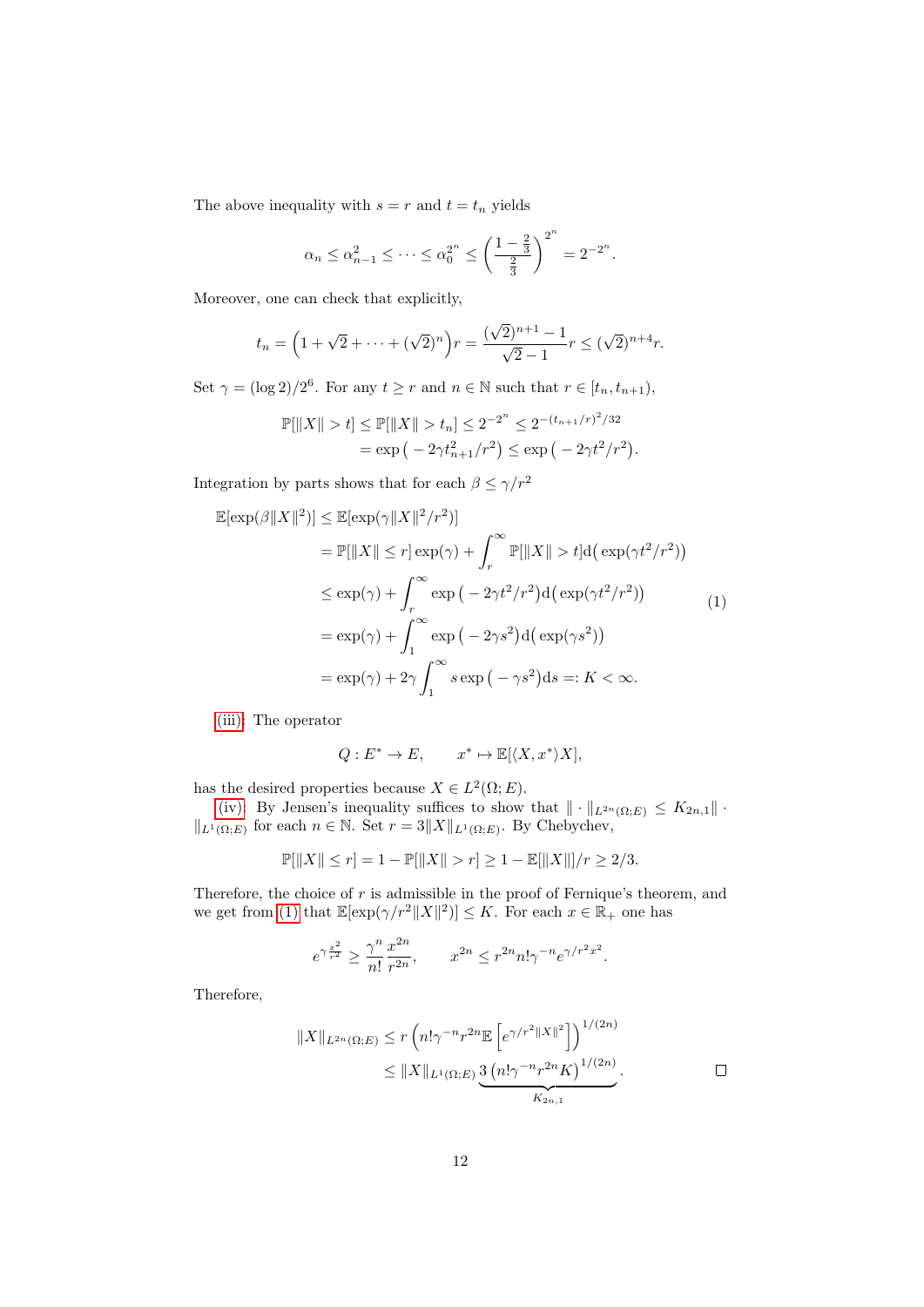The above inequality with $s = r$ and $t = t_n$ yields

$$\alpha_n \leq \alpha_{n-1}^2 \leq \cdots \leq \alpha_0^{2^n} \leq \left(\frac{1-\frac{2}{3}}{\frac{2}{3}}\right)^{2^n} = 2^{-2^n}.$$

Moreover, one can check that explicitly,

$$t_n = \left(1 + \sqrt{2} + \cdots + (\sqrt{2})^n\right) r = \frac{(\sqrt{2})^{n+1} - 1}{\sqrt{2} - 1} r \leq (\sqrt{2})^{n+4} r.$$

Set $\gamma = (\log 2)/2^6$. For any $t \geq r$ and $n \in \mathbb{N}$ such that $r \in [t_n, t_{n+1})$,

$$\begin{aligned}
\mathbb{P}[\|X\| > t] &\leq \mathbb{P}[\|X\| > t_n] \leq 2^{-2^n} \leq 2^{-(t_{n+1}/r)^2/32} \\
&= \exp\left(-2\gamma t_{n+1}^2/r^2\right) \leq \exp\left(-2\gamma t^2/r^2\right).
\end{aligned}$$

Integration by parts shows that for each $\beta \leq \gamma/r^2$

$$\begin{aligned}
\mathbb{E}[\exp(\beta\|X\|^2)] &\leq \mathbb{E}[\exp(\gamma\|X\|^2/r^2)] \\
&= \mathbb{P}[\|X\| \leq r]\exp(\gamma) + \int_r^\infty \mathbb{P}[\|X\| > t] \mathrm{d}\big(\exp(\gamma t^2/r^2)\big) \\
&\leq \exp(\gamma) + \int_r^\infty \exp\left(-2\gamma t^2/r^2\right) \mathrm{d}\big(\exp(\gamma t^2/r^2)\big) \\
&= \exp(\gamma) + \int_1^\infty \exp\left(-2\gamma s^2\right) \mathrm{d}\big(\exp(\gamma s^2)\big) \\
&= \exp(\gamma) + 2\gamma \int_1^\infty s \exp\left(-\gamma s^2\right) \mathrm{d}s =: K < \infty.
\end{aligned} \tag{1}$$

(iii): The operator

$$Q : E^* \to E, \qquad x^* \mapsto \mathbb{E}[\langle X, x^* \rangle X],$$

has the desired properties because $X \in L^2(\Omega; E)$.

(iv): By Jensen's inequality suffices to show that $\|\cdot\|_{L^{2n}(\Omega;E)} \leq K_{2n,1}\|\cdot\|_{L^1(\Omega;E)}$ for each $n \in \mathbb{N}$. Set $r = 3\|X\|_{L^1(\Omega;E)}$. By Chebychev,

$$\mathbb{P}[\|X\| \leq r] = 1 - \mathbb{P}[\|X\| > r] \geq 1 - \mathbb{E}[\|X\|]/r \geq 2/3.$$

Therefore, the choice of $r$ is admissible in the proof of Fernique's theorem, and we get from (1) that $\mathbb{E}[\exp(\gamma/r^2\|X\|^2)] \leq K$. For each $x \in \mathbb{R}_+$ one has

$$e^{\gamma\frac{x^2}{r^2}} \geq \frac{\gamma^n}{n!}\frac{x^{2n}}{r^{2n}}, \qquad x^{2n} \leq r^{2n} n! \gamma^{-n} e^{\gamma/r^2 x^2}.$$

Therefore,

$$\begin{aligned}
\|X\|_{L^{2n}(\Omega;E)} &\leq r\left(n!\gamma^{-n} r^{2n} \mathbb{E}\left[e^{\gamma/r^2\|X\|^2}\right]\right)^{1/(2n)} \\
&\leq \|X\|_{L^1(\Omega;E)} \underbrace{3\left(n!\gamma^{-n} r^{2n} K\right)^{1/(2n)}}_{K_{2n,1}}.
\end{aligned}$$

$\square$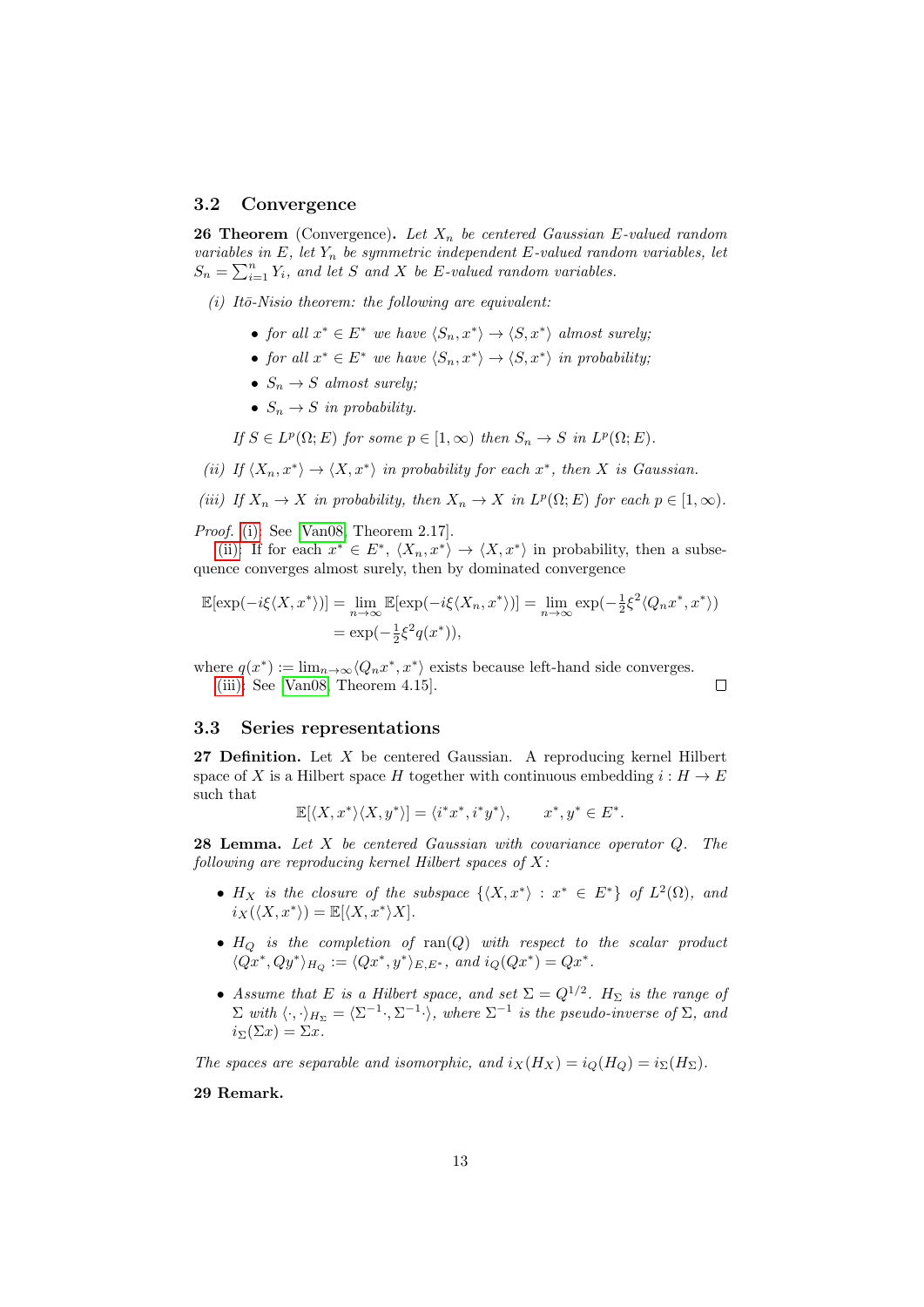### 3.2 Convergence

**26 Theorem** (Convergence)**.** *Let $X_n$ be centered Gaussian $E$-valued random variables in $E$, let $Y_n$ be symmetric independent $E$-valued random variables, let $S_n = \sum_{i=1}^n Y_i$, and let $S$ and $X$ be $E$-valued random variables.*

*(i) Itō-Nisio theorem: the following are equivalent:*

- *for all $x^* \in E^*$ we have $\langle S_n, x^*\rangle \to \langle S, x^*\rangle$ almost surely;*
- *for all $x^* \in E^*$ we have $\langle S_n, x^*\rangle \to \langle S, x^*\rangle$ in probability;*
- *$S_n \to S$ almost surely;*
- *$S_n \to S$ in probability.*

*If $S \in L^p(\Omega; E)$ for some $p \in [1, \infty)$ then $S_n \to S$ in $L^p(\Omega; E)$.*

*(ii) If $\langle X_n, x^*\rangle \to \langle X, x^*\rangle$ in probability for each $x^*$, then $X$ is Gaussian.*

*(iii) If $X_n \to X$ in probability, then $X_n \to X$ in $L^p(\Omega; E)$ for each $p \in [1, \infty)$.*

*Proof.* (i): See [Van08, Theorem 2.17].

(ii): If for each $x^* \in E^*$, $\langle X_n, x^*\rangle \to \langle X, x^*\rangle$ in probability, then a subsequence converges almost surely, then by dominated convergence

$$\begin{aligned}\mathbb{E}[\exp(-i\xi\langle X, x^*\rangle)] &= \lim_{n\to\infty} \mathbb{E}[\exp(-i\xi\langle X_n, x^*\rangle)] = \lim_{n\to\infty} \exp(-\tfrac{1}{2}\xi^2\langle Q_n x^*, x^*\rangle) \\ &= \exp(-\tfrac{1}{2}\xi^2 q(x^*)),\end{aligned}$$

where $q(x^*) := \lim_{n\to\infty}\langle Q_n x^*, x^*\rangle$ exists because left-hand side converges.

(iii): See [Van08, Theorem 4.15]. $\square$

### 3.3 Series representations

**27 Definition.** Let $X$ be centered Gaussian. A reproducing kernel Hilbert space of $X$ is a Hilbert space $H$ together with continuous embedding $i : H \to E$ such that

$$\mathbb{E}[\langle X, x^*\rangle\langle X, y^*\rangle] = \langle i^*x^*, i^*y^*\rangle, \qquad x^*, y^* \in E^*.$$

**28 Lemma.** *Let $X$ be centered Gaussian with covariance operator $Q$. The following are reproducing kernel Hilbert spaces of $X$:*

- *$H_X$ is the closure of the subspace $\{\langle X, x^*\rangle : x^* \in E^*\}$ of $L^2(\Omega)$, and $i_X(\langle X, x^*\rangle) = \mathbb{E}[\langle X, x^*\rangle X]$.*
- *$H_Q$ is the completion of $\operatorname{ran}(Q)$ with respect to the scalar product $\langle Qx^*, Qy^*\rangle_{H_Q} := \langle Qx^*, y^*\rangle_{E,E^*}$, and $i_Q(Qx^*) = Qx^*$.*
- *Assume that $E$ is a Hilbert space, and set $\Sigma = Q^{1/2}$. $H_\Sigma$ is the range of $\Sigma$ with $\langle\cdot,\cdot\rangle_{H_\Sigma} = \langle\Sigma^{-1}\cdot, \Sigma^{-1}\cdot\rangle$, where $\Sigma^{-1}$ is the pseudo-inverse of $\Sigma$, and $i_\Sigma(\Sigma x) = \Sigma x$.*

*The spaces are separable and isomorphic, and $i_X(H_X) = i_Q(H_Q) = i_\Sigma(H_\Sigma)$.*

**29 Remark.**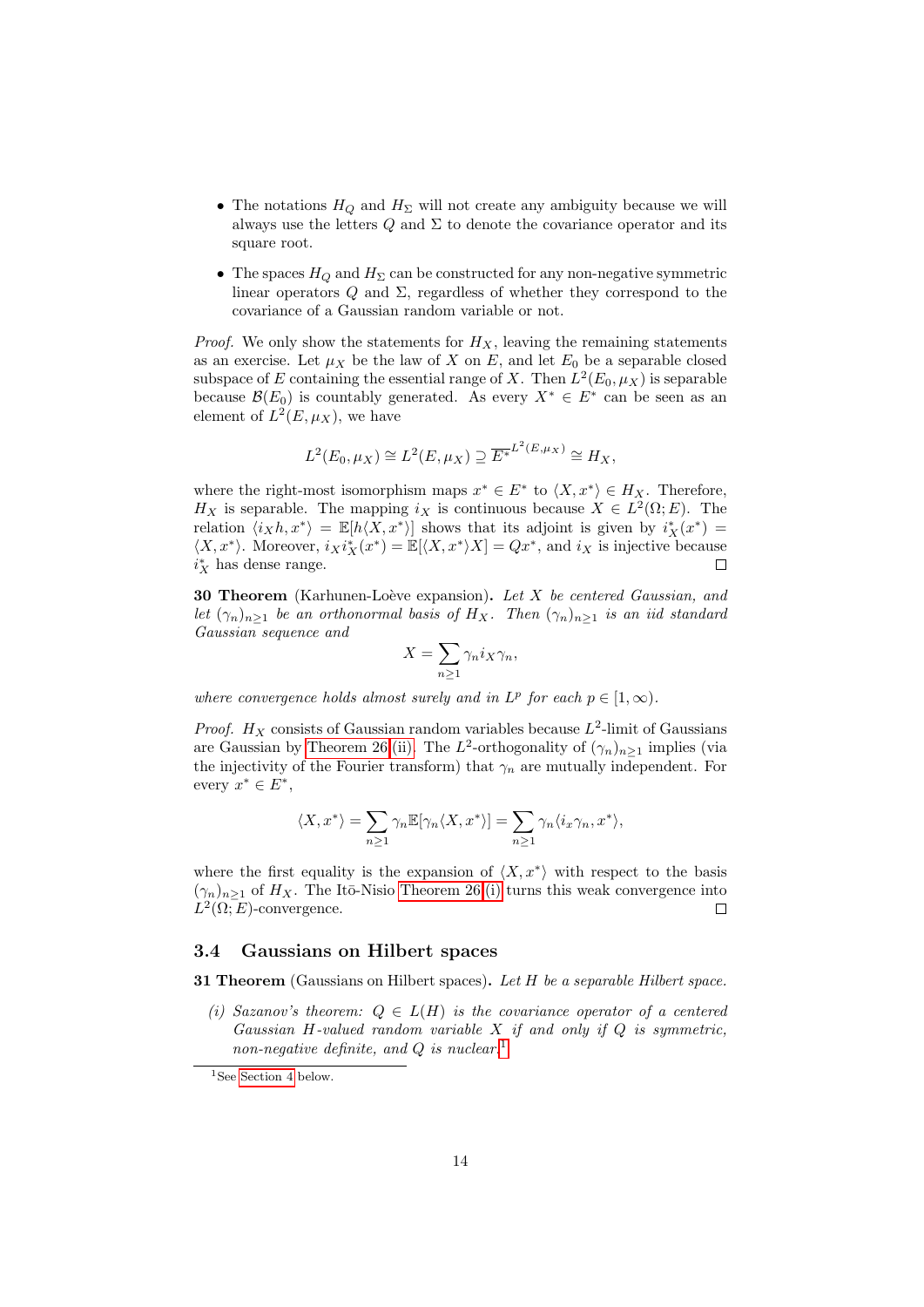- The notations $H_Q$ and $H_\Sigma$ will not create any ambiguity because we will always use the letters $Q$ and $\Sigma$ to denote the covariance operator and its square root.
- The spaces $H_Q$ and $H_\Sigma$ can be constructed for any non-negative symmetric linear operators $Q$ and $\Sigma$, regardless of whether they correspond to the covariance of a Gaussian random variable or not.

*Proof.* We only show the statements for $H_X$, leaving the remaining statements as an exercise. Let $\mu_X$ be the law of $X$ on $E$, and let $E_0$ be a separable closed subspace of $E$ containing the essential range of $X$. Then $L^2(E_0, \mu_X)$ is separable because $\mathcal{B}(E_0)$ is countably generated. As every $X^* \in E^*$ can be seen as an element of $L^2(E, \mu_X)$, we have

$$L^2(E_0, \mu_X) \cong L^2(E, \mu_X) \supseteq \overline{E^*}^{L^2(E,\mu_X)} \cong H_X,$$

where the right-most isomorphism maps $x^* \in E^*$ to $\langle X, x^* \rangle \in H_X$. Therefore, $H_X$ is separable. The mapping $i_X$ is continuous because $X \in L^2(\Omega; E)$. The relation $\langle i_X h, x^* \rangle = \mathbb{E}[h\langle X, x^* \rangle]$ shows that its adjoint is given by $i_X^*(x^*) = \langle X, x^* \rangle$. Moreover, $i_X i_X^*(x^*) = \mathbb{E}[\langle X, x^* \rangle X] = Qx^*$, and $i_X$ is injective because $i_X^*$ has dense range. □

**30 Theorem** (Karhunen-Loève expansion)**.** *Let $X$ be centered Gaussian, and let $(\gamma_n)_{n\geq 1}$ be an orthonormal basis of $H_X$. Then $(\gamma_n)_{n\geq 1}$ is an iid standard Gaussian sequence and*

$$X = \sum_{n\geq 1} \gamma_n i_X \gamma_n,$$

*where convergence holds almost surely and in $L^p$ for each $p \in [1, \infty)$.*

*Proof.* $H_X$ consists of Gaussian random variables because $L^2$-limit of Gaussians are Gaussian by Theorem 26 (ii). The $L^2$-orthogonality of $(\gamma_n)_{n\geq 1}$ implies (via the injectivity of the Fourier transform) that $\gamma_n$ are mutually independent. For every $x^* \in E^*$,

$$\langle X, x^* \rangle = \sum_{n\geq 1} \gamma_n \mathbb{E}[\gamma_n \langle X, x^* \rangle] = \sum_{n\geq 1} \gamma_n \langle i_x \gamma_n, x^* \rangle,$$

where the first equality is the expansion of $\langle X, x^* \rangle$ with respect to the basis $(\gamma_n)_{n\geq 1}$ of $H_X$. The Itō-Nisio Theorem 26 (i) turns this weak convergence into $L^2(\Omega; E)$-convergence. □

### 3.4 Gaussians on Hilbert spaces

**31 Theorem** (Gaussians on Hilbert spaces)**.** *Let $H$ be a separable Hilbert space.*

*(i) Sazanov's theorem: $Q \in L(H)$ is the covariance operator of a centered Gaussian $H$-valued random variable $X$ if and only if $Q$ is symmetric, non-negative definite, and $Q$ is nuclear.*[1]

[1] See Section 4 below.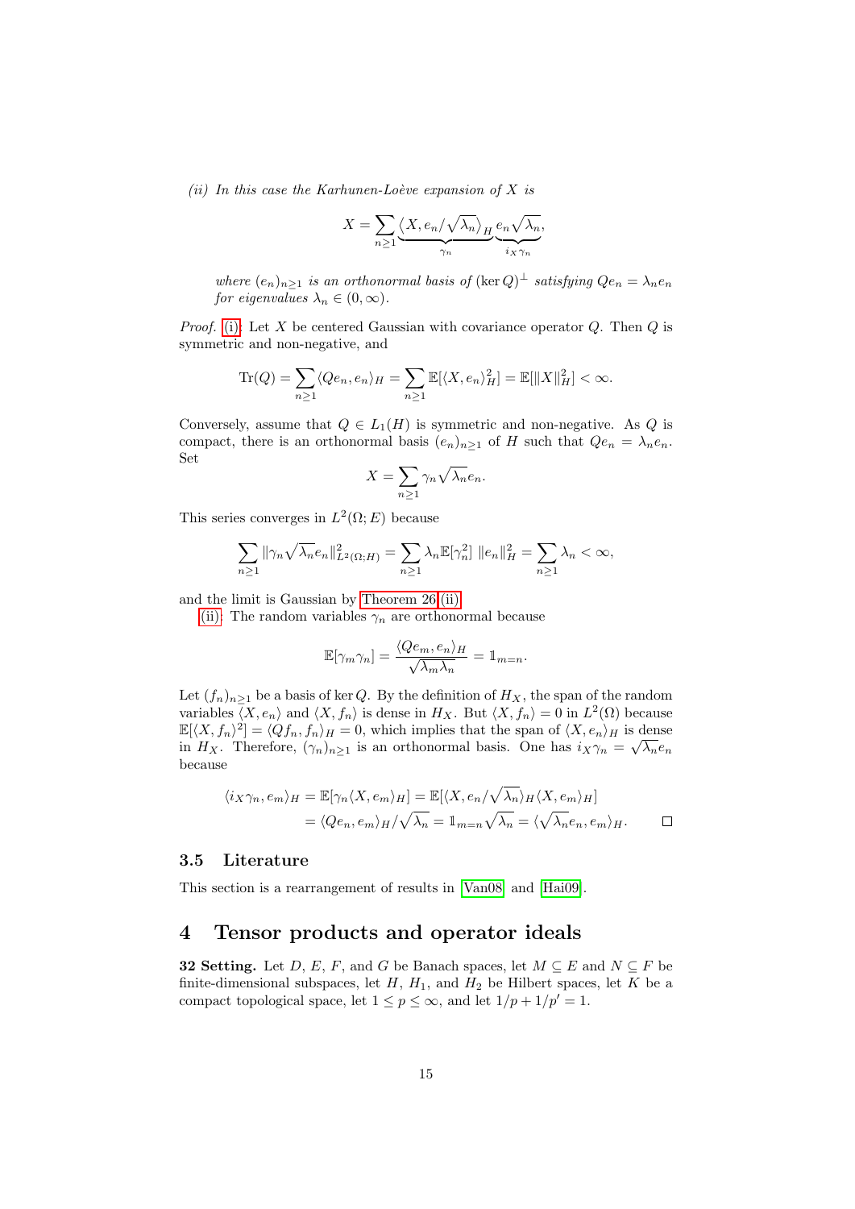*(ii) In this case the Karhunen-Loève expansion of $X$ is*

$$X = \sum_{n \geq 1} \underbrace{\langle X, e_n/\sqrt{\lambda_n}\rangle_H}_{\gamma_n} \underbrace{e_n\sqrt{\lambda_n}}_{i_X\gamma_n},$$

*where $(e_n)_{n\geq 1}$ is an orthonormal basis of $(\ker Q)^\perp$ satisfying $Qe_n = \lambda_n e_n$ for eigenvalues $\lambda_n \in (0,\infty)$.*

*Proof.* (i): Let $X$ be centered Gaussian with covariance operator $Q$. Then $Q$ is symmetric and non-negative, and

$$\operatorname{Tr}(Q) = \sum_{n\geq 1} \langle Qe_n, e_n\rangle_H = \sum_{n\geq 1} \mathbb{E}[\langle X, e_n\rangle_H^2] = \mathbb{E}[\|X\|_H^2] < \infty.$$

Conversely, assume that $Q \in L_1(H)$ is symmetric and non-negative. As $Q$ is compact, there is an orthonormal basis $(e_n)_{n\geq 1}$ of $H$ such that $Qe_n = \lambda_n e_n$. Set

$$X = \sum_{n\geq 1} \gamma_n \sqrt{\lambda_n} e_n.$$

This series converges in $L^2(\Omega; E)$ because

$$\sum_{n\geq 1} \|\gamma_n \sqrt{\lambda_n} e_n\|_{L^2(\Omega;H)}^2 = \sum_{n\geq 1} \lambda_n \mathbb{E}[\gamma_n^2]\ \|e_n\|_H^2 = \sum_{n\geq 1} \lambda_n < \infty,$$

and the limit is Gaussian by Theorem 26 (ii).

(ii): The random variables $\gamma_n$ are orthonormal because

$$\mathbb{E}[\gamma_m\gamma_n] = \frac{\langle Qe_m, e_n\rangle_H}{\sqrt{\lambda_m\lambda_n}} = \mathbb{1}_{m=n}.$$

Let $(f_n)_{n\geq 1}$ be a basis of $\ker Q$. By the definition of $H_X$, the span of the random variables $\langle X, e_n\rangle$ and $\langle X, f_n\rangle$ is dense in $H_X$. But $\langle X, f_n\rangle = 0$ in $L^2(\Omega)$ because $\mathbb{E}[\langle X, f_n\rangle^2] = \langle Qf_n, f_n\rangle_H = 0$, which implies that the span of $\langle X, e_n\rangle_H$ is dense in $H_X$. Therefore, $(\gamma_n)_{n\geq 1}$ is an orthonormal basis. One has $i_X\gamma_n = \sqrt{\lambda_n} e_n$ because

$$\begin{aligned}
\langle i_X\gamma_n, e_m\rangle_H &= \mathbb{E}[\gamma_n\langle X, e_m\rangle_H] = \mathbb{E}[\langle X, e_n/\sqrt{\lambda_n}\rangle_H \langle X, e_m\rangle_H] \\
&= \langle Qe_n, e_m\rangle_H/\sqrt{\lambda_n} = \mathbb{1}_{m=n}\sqrt{\lambda_n} = \langle \sqrt{\lambda_n} e_n, e_m\rangle_H.
\end{aligned}$$

□

### 3.5 Literature

This section is a rearrangement of results in [Van08] and [Hai09].

## 4 Tensor products and operator ideals

**32 Setting.** Let $D$, $E$, $F$, and $G$ be Banach spaces, let $M \subseteq E$ and $N \subseteq F$ be finite-dimensional subspaces, let $H$, $H_1$, and $H_2$ be Hilbert spaces, let $K$ be a compact topological space, let $1 \leq p \leq \infty$, and let $1/p + 1/p' = 1$.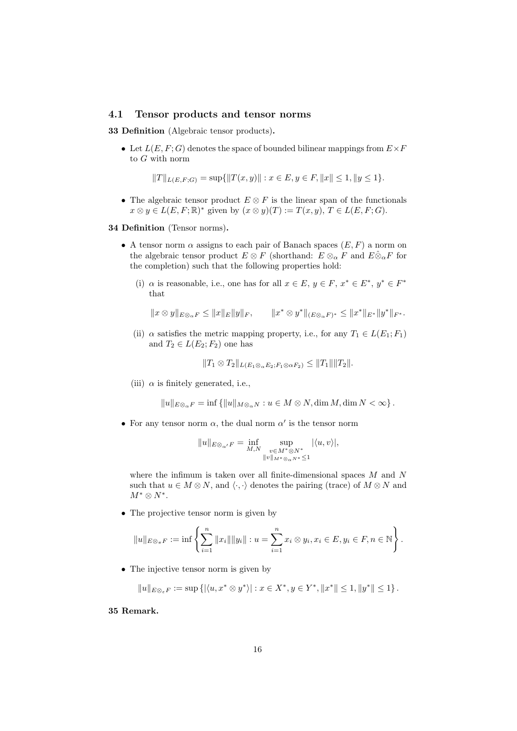### 4.1 Tensor products and tensor norms

**33 Definition** (Algebraic tensor products)**.**

- Let $L(E, F; G)$ denotes the space of bounded bilinear mappings from $E \times F$ to $G$ with norm

$$\|T\|_{L(E,F;G)} = \sup\{\|T(x, y)\| : x \in E, y \in F, \|x\| \leq 1, \|y \leq 1\}.$$

- The algebraic tensor product $E \otimes F$ is the linear span of the functionals $x \otimes y \in L(E, F; \mathbb{R})^*$ given by $(x \otimes y)(T) := T(x, y)$, $T \in L(E, F; G)$.

**34 Definition** (Tensor norms)**.**

- A tensor norm $\alpha$ assigns to each pair of Banach spaces $(E, F)$ a norm on the algebraic tensor product $E \otimes F$ (shorthand: $E \otimes_\alpha F$ and $E \hat{\otimes}_\alpha F$ for the completion) such that the following properties hold:

  (i) $\alpha$ is reasonable, i.e., one has for all $x \in E$, $y \in F$, $x^* \in E^*$, $y^* \in F^*$ that

  $$\|x \otimes y\|_{E \otimes_\alpha F} \leq \|x\|_E \|y\|_F, \qquad \|x^* \otimes y^*\|_{(E \otimes_\alpha F)^*} \leq \|x^*\|_{E^*} \|y^*\|_{F^*}.$$

  (ii) $\alpha$ satisfies the metric mapping property, i.e., for any $T_1 \in L(E_1; F_1)$ and $T_2 \in L(E_2; F_2)$ one has

  $$\|T_1 \otimes T_2\|_{L(E_1 \otimes_\alpha E_2; F_1 \otimes \alpha F_2)} \leq \|T_1\| \|T_2\|.$$

  (iii) $\alpha$ is finitely generated, i.e.,

  $$\|u\|_{E \otimes_\alpha F} = \inf \{\|u\|_{M \otimes_\alpha N} : u \in M \otimes N, \dim M, \dim N < \infty\}.$$

- For any tensor norm $\alpha$, the dual norm $\alpha'$ is the tensor norm

$$\|u\|_{E \otimes_{\alpha'} F} = \inf_{M,N} \sup_{\substack{v \in M^* \otimes N^* \\ \|v\|_{M^* \otimes_\alpha N^*} \leq 1}} |\langle u, v \rangle|,$$

where the infimum is taken over all finite-dimensional spaces $M$ and $N$ such that $u \in M \otimes N$, and $\langle \cdot, \cdot \rangle$ denotes the pairing (trace) of $M \otimes N$ and $M^* \otimes N^*$.

- The projective tensor norm is given by

$$\|u\|_{E \otimes_\pi F} := \inf \left\{ \sum_{i=1}^n \|x_i\| \|y_i\| : u = \sum_{i=1}^n x_i \otimes y_i, x_i \in E, y_i \in F, n \in \mathbb{N} \right\}.$$

- The injective tensor norm is given by

$$\|u\|_{E \otimes_\varepsilon F} := \sup \{|\langle u, x^* \otimes y^* \rangle| : x \in X^*, y \in Y^*, \|x^*\| \leq 1, \|y^*\| \leq 1\}.$$

**35 Remark.**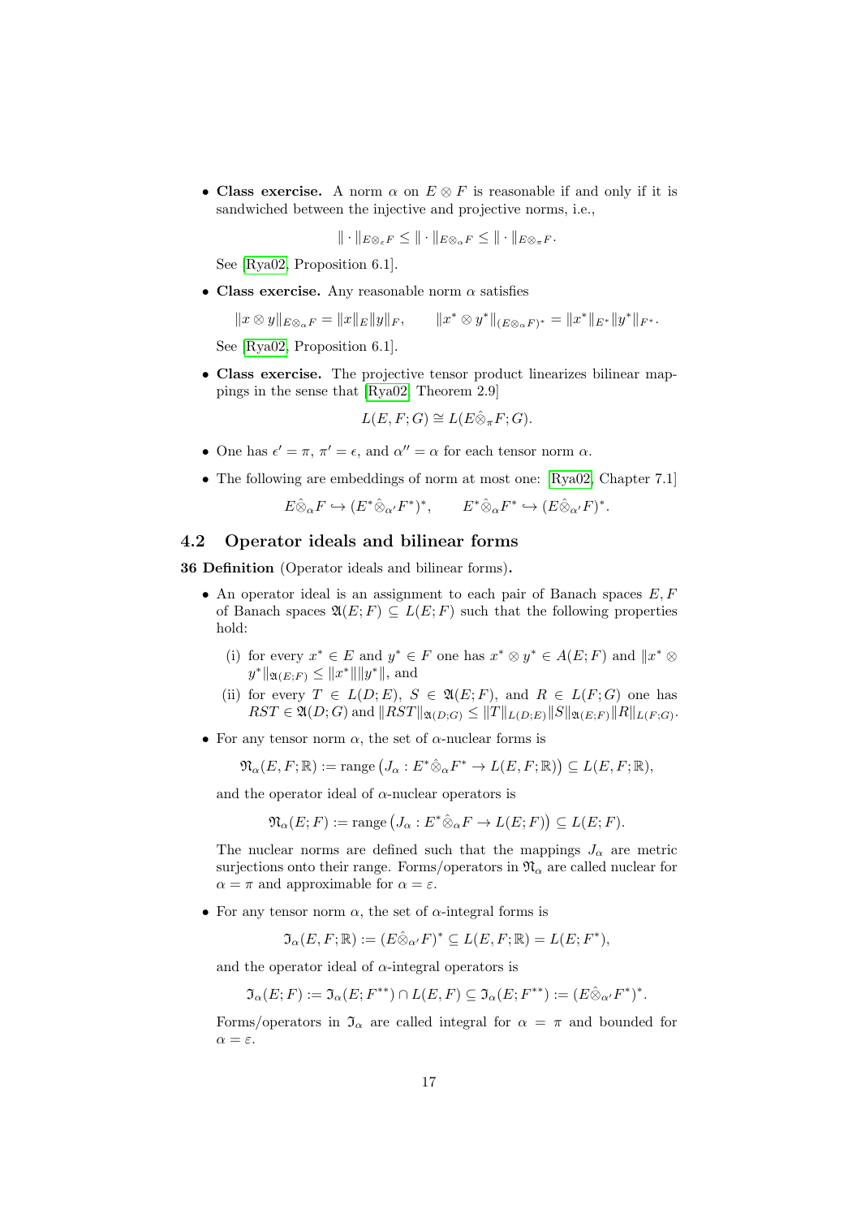- **Class exercise.** A norm $\alpha$ on $E \otimes F$ is reasonable if and only if it is sandwiched between the injective and projective norms, i.e.,

$$\| \cdot \|_{E \otimes_\varepsilon F} \leq \| \cdot \|_{E \otimes_\alpha F} \leq \| \cdot \|_{E \otimes_\pi F}.$$

  See [Rya02, Proposition 6.1].

- **Class exercise.** Any reasonable norm $\alpha$ satisfies

$$\|x \otimes y\|_{E \otimes_\alpha F} = \|x\|_E \|y\|_F, \qquad \|x^* \otimes y^*\|_{(E \otimes_\alpha F)^*} = \|x^*\|_{E^*} \|y^*\|_{F^*}.$$

  See [Rya02, Proposition 6.1].

- **Class exercise.** The projective tensor product linearizes bilinear mappings in the sense that [Rya02, Theorem 2.9]

$$L(E, F; G) \cong L(E \hat{\otimes}_\pi F; G).$$

- One has $\epsilon' = \pi$, $\pi' = \epsilon$, and $\alpha'' = \alpha$ for each tensor norm $\alpha$.

- The following are embeddings of norm at most one: [Rya02, Chapter 7.1]

$$E \hat{\otimes}_\alpha F \hookrightarrow (E^* \hat{\otimes}_{\alpha'} F^*)^*, \qquad E^* \hat{\otimes}_\alpha F^* \hookrightarrow (E \hat{\otimes}_{\alpha'} F)^*.$$

## 4.2 Operator ideals and bilinear forms

**36 Definition** (Operator ideals and bilinear forms)**.**

- An operator ideal is an assignment to each pair of Banach spaces $E, F$ of Banach spaces $\mathfrak{A}(E; F) \subseteq L(E; F)$ such that the following properties hold:

  (i) for every $x^* \in E$ and $y^* \in F$ one has $x^* \otimes y^* \in A(E; F)$ and $\|x^* \otimes y^*\|_{\mathfrak{A}(E;F)} \leq \|x^*\| \|y^*\|$, and

  (ii) for every $T \in L(D; E)$, $S \in \mathfrak{A}(E; F)$, and $R \in L(F; G)$ one has $RST \in \mathfrak{A}(D; G)$ and $\|RST\|_{\mathfrak{A}(D;G)} \leq \|T\|_{L(D;E)} \|S\|_{\mathfrak{A}(E;F)} \|R\|_{L(F;G)}$.

- For any tensor norm $\alpha$, the set of $\alpha$-nuclear forms is

$$\mathfrak{N}_\alpha(E, F; \mathbb{R}) := \operatorname{range}\big(J_\alpha : E^* \hat{\otimes}_\alpha F^* \to L(E, F; \mathbb{R})\big) \subseteq L(E, F; \mathbb{R}),$$

  and the operator ideal of $\alpha$-nuclear operators is

$$\mathfrak{N}_\alpha(E; F) := \operatorname{range}\big(J_\alpha : E^* \hat{\otimes}_\alpha F \to L(E; F)\big) \subseteq L(E; F).$$

  The nuclear norms are defined such that the mappings $J_\alpha$ are metric surjections onto their range. Forms/operators in $\mathfrak{N}_\alpha$ are called nuclear for $\alpha = \pi$ and approximable for $\alpha = \varepsilon$.

- For any tensor norm $\alpha$, the set of $\alpha$-integral forms is

$$\mathfrak{I}_\alpha(E, F; \mathbb{R}) := (E \hat{\otimes}_{\alpha'} F)^* \subseteq L(E, F; \mathbb{R}) = L(E; F^*),$$

  and the operator ideal of $\alpha$-integral operators is

$$\mathfrak{I}_\alpha(E; F) := \mathfrak{I}_\alpha(E; F^{**}) \cap L(E, F) \subseteq \mathfrak{I}_\alpha(E; F^{**}) := (E \hat{\otimes}_{\alpha'} F^*)^*.$$

  Forms/operators in $\mathfrak{I}_\alpha$ are called integral for $\alpha = \pi$ and bounded for $\alpha = \varepsilon$.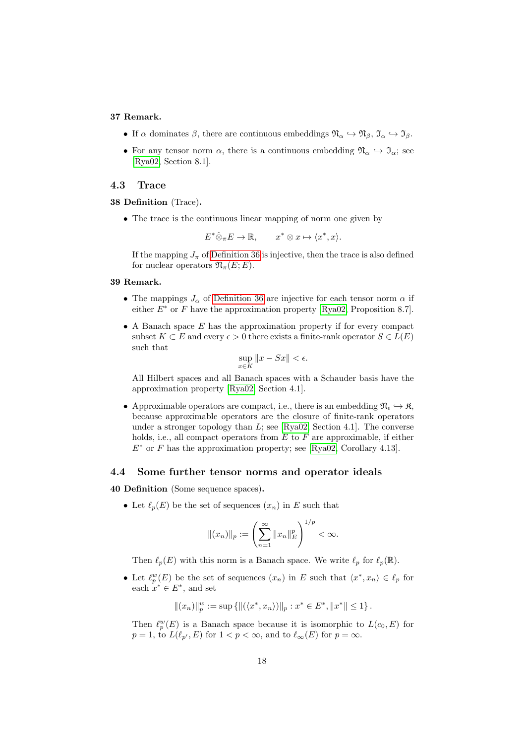**37 Remark.**

- If $\alpha$ dominates $\beta$, there are continuous embeddings $\mathfrak{N}_\alpha \hookrightarrow \mathfrak{N}_\beta$, $\mathfrak{I}_\alpha \hookrightarrow \mathfrak{I}_\beta$.
- For any tensor norm $\alpha$, there is a continuous embedding $\mathfrak{N}_\alpha \hookrightarrow \mathfrak{I}_\alpha$; see [Rya02, Section 8.1].

## 4.3 Trace

**38 Definition** (Trace)**.**

- The trace is the continuous linear mapping of norm one given by

$$E^* \hat{\otimes}_\pi E \to \mathbb{R}, \qquad x^* \otimes x \mapsto \langle x^*, x \rangle.$$

If the mapping $J_\pi$ of Definition 36 is injective, then the trace is also defined for nuclear operators $\mathfrak{N}_\pi(E; E)$.

**39 Remark.**

- The mappings $J_\alpha$ of Definition 36 are injective for each tensor norm $\alpha$ if either $E^*$ or $F$ have the approximation property [Rya02, Proposition 8.7].
- A Banach space $E$ has the approximation property if for every compact subset $K \subset E$ and every $\epsilon > 0$ there exists a finite-rank operator $S \in L(E)$ such that

$$\sup_{x \in K} \|x - Sx\| < \epsilon.$$

All Hilbert spaces and all Banach spaces with a Schauder basis have the approximation property [Rya02, Section 4.1].

- Approximable operators are compact, i.e., there is an embedding $\mathfrak{N}_\epsilon \hookrightarrow \mathfrak{K}$, because approximable operators are the closure of finite-rank operators under a stronger topology than $L$; see [Rya02, Section 4.1]. The converse holds, i.e., all compact operators from $E$ to $F$ are approximable, if either $E^*$ or $F$ has the approximation property; see [Rya02, Corollary 4.13].

## 4.4 Some further tensor norms and operator ideals

**40 Definition** (Some sequence spaces)**.**

- Let $\ell_p(E)$ be the set of sequences $(x_n)$ in $E$ such that

$$\|(x_n)\|_p := \left( \sum_{n=1}^{\infty} \|x_n\|_E^p \right)^{1/p} < \infty.$$

Then $\ell_p(E)$ with this norm is a Banach space. We write $\ell_p$ for $\ell_p(\mathbb{R})$.

- Let $\ell_p^w(E)$ be the set of sequences $(x_n)$ in $E$ such that $\langle x^*, x_n \rangle \in \ell_p$ for each $x^* \in E^*$, and set

$$\|(x_n)\|_p^w := \sup \left\{ \|(\langle x^*, x_n \rangle)\|_p : x^* \in E^*, \|x^*\| \le 1 \right\}.$$

Then $\ell_p^w(E)$ is a Banach space because it is isomorphic to $L(c_0, E)$ for $p = 1$, to $L(\ell_{p'}, E)$ for $1 < p < \infty$, and to $\ell_\infty(E)$ for $p = \infty$.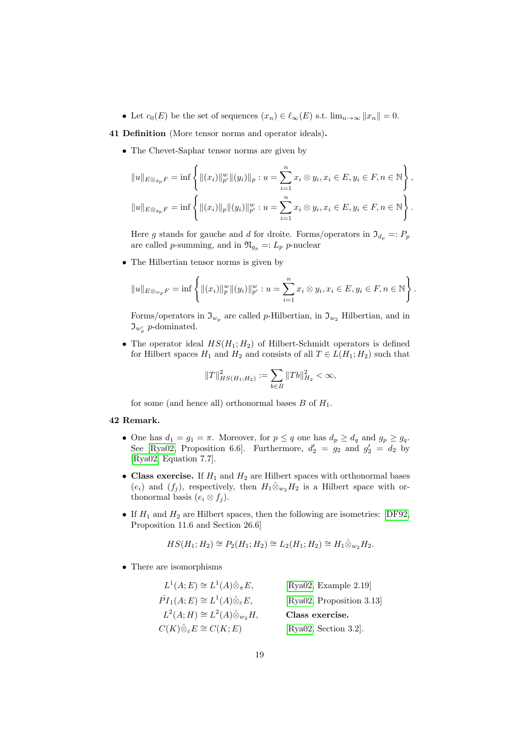- Let $c_0(E)$ be the set of sequences $(x_n) \in \ell_\infty(E)$ s.t. $\lim_{n\to\infty} \|x_n\| = 0$.

**41 Definition** (More tensor norms and operator ideals)**.**

- The Chevet-Saphar tensor norms are given by

$$\|u\|_{E\otimes_{d_p} F} = \inf\left\{ \|(x_i)\|^w_{p'} \|(y_i)\|_p : u = \sum_{i=1}^n x_i \otimes y_i, x_i \in E, y_i \in F, n \in \mathbb{N} \right\},$$

$$\|u\|_{E\otimes_{g_p} F} = \inf\left\{ \|(x_i)\|_p \|(y_i)\|^w_{p'} : u = \sum_{i=1}^n x_i \otimes y_i, x_i \in E, y_i \in F, n \in \mathbb{N} \right\}.$$

  Here $g$ stands for gauche and $d$ for droite. Forms/operators in $\mathfrak{I}_{d_p} =: P_p$ are called $p$-summing, and in $\mathfrak{N}_{g_p} =: L_p$ $p$-nuclear

- The Hilbertian tensor norms is given by

$$\|u\|_{E\otimes_{w_p} F} = \inf\left\{ \|(x_i)\|^w_p \|(y_i)\|^w_{p'} : u = \sum_{i=1}^n x_i \otimes y_i, x_i \in E, y_i \in F, n \in \mathbb{N} \right\}.$$

  Forms/operators in $\mathfrak{I}_{w_p}$ are called $p$-Hilbertian, in $\mathfrak{I}_{w_2}$ Hilbertian, and in $\mathfrak{I}_{w'_p}$ $p$-dominated.

- The operator ideal $HS(H_1; H_2)$ of Hilbert-Schmidt operators is defined for Hilbert spaces $H_1$ and $H_2$ and consists of all $T \in L(H_1; H_2)$ such that

$$\|T\|^2_{HS(H_1;H_2)} := \sum_{b\in B} \|Tb\|^2_{H_2} < \infty,$$

  for some (and hence all) orthonormal bases $B$ of $H_1$.

**42 Remark.**

- One has $d_1 = g_1 = \pi$. Moreover, for $p \leq q$ one has $d_p \geq d_q$ and $g_p \geq g_q$. See [Rya02, Proposition 6.6]. Furthermore, $d'_2 = g_2$ and $g'_2 = d_2$ by [Rya02, Equation 7.7].

- **Class exercise.** If $H_1$ and $H_2$ are Hilbert spaces with orthonormal bases $(e_i)$ and $(f_j)$, respectively, then $H_1\hat{\otimes}_{w_2} H_2$ is a Hilbert space with orthonormal basis $(e_i \otimes f_j)$.

- If $H_1$ and $H_2$ are Hilbert spaces, then the following are isometries: [DF92, Proposition 11.6 and Section 26.6]

$$HS(H_1; H_2) \cong P_2(H_1; H_2) \cong L_2(H_1; H_2) \cong H_1\hat{\otimes}_{w_2} H_2.$$

- There are isomorphisms

| | |
|---|---|
| $L^1(A; E) \cong L^1(A)\hat{\otimes}_\pi E,$ | [Rya02, Example 2.19] |
| $\hat{P}I_1(A; E) \cong L^1(A)\hat{\otimes}_\varepsilon E,$ | [Rya02, Proposition 3.13] |
| $L^2(A; H) \cong L^2(A)\hat{\otimes}_{w_2} H,$ | **Class exercise.** |
| $C(K)\hat{\otimes}_\varepsilon E \cong C(K; E)$ | [Rya02, Section 3.2]. |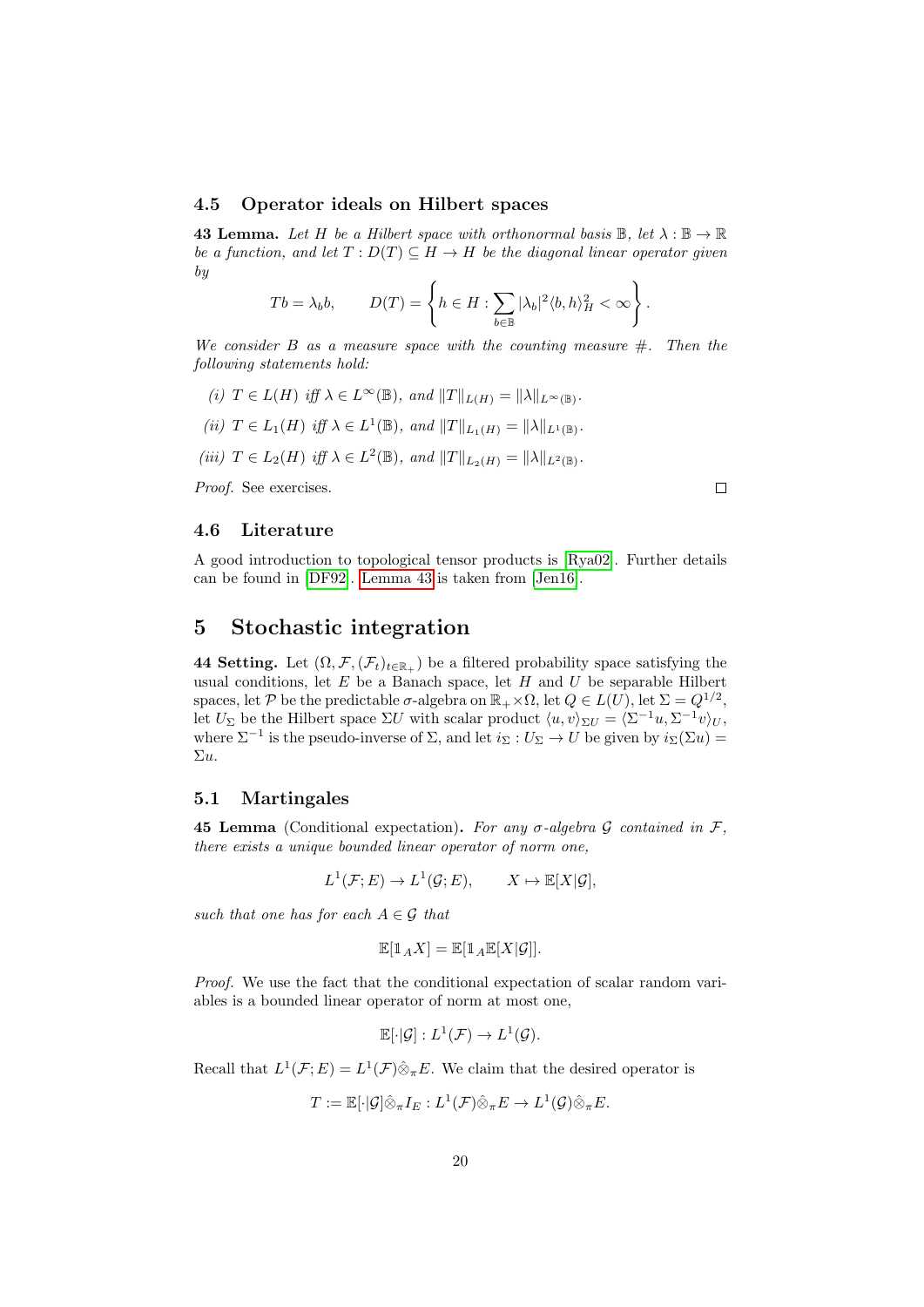### 4.5 Operator ideals on Hilbert spaces

**43 Lemma.** *Let $H$ be a Hilbert space with orthonormal basis $\mathbb{B}$, let $\lambda : \mathbb{B} \to \mathbb{R}$ be a function, and let $T : D(T) \subseteq H \to H$ be the diagonal linear operator given by*

$$Tb = \lambda_b b, \qquad D(T) = \left\{ h \in H : \sum_{b \in \mathbb{B}} |\lambda_b|^2 \langle b, h \rangle_H^2 < \infty \right\}.$$

*We consider $B$ as a measure space with the counting measure $\#$. Then the following statements hold:*

*(i) $T \in L(H)$ iff $\lambda \in L^\infty(\mathbb{B})$, and $\|T\|_{L(H)} = \|\lambda\|_{L^\infty(\mathbb{B})}$.*

*(ii) $T \in L_1(H)$ iff $\lambda \in L^1(\mathbb{B})$, and $\|T\|_{L_1(H)} = \|\lambda\|_{L^1(\mathbb{B})}$.*

*(iii) $T \in L_2(H)$ iff $\lambda \in L^2(\mathbb{B})$, and $\|T\|_{L_2(H)} = \|\lambda\|_{L^2(\mathbb{B})}$.*

*Proof.* See exercises. $\square$

### 4.6 Literature

A good introduction to topological tensor products is [Rya02]. Further details can be found in [DF92]. Lemma 43 is taken from [Jen16].

## 5 Stochastic integration

**44 Setting.** Let $(\Omega, \mathcal{F}, (\mathcal{F}_t)_{t \in \mathbb{R}_+})$ be a filtered probability space satisfying the usual conditions, let $E$ be a Banach space, let $H$ and $U$ be separable Hilbert spaces, let $\mathcal{P}$ be the predictable $\sigma$-algebra on $\mathbb{R}_+ \times \Omega$, let $Q \in L(U)$, let $\Sigma = Q^{1/2}$, let $U_\Sigma$ be the Hilbert space $\Sigma U$ with scalar product $\langle u, v \rangle_{\Sigma U} = \langle \Sigma^{-1} u, \Sigma^{-1} v \rangle_U$, where $\Sigma^{-1}$ is the pseudo-inverse of $\Sigma$, and let $i_\Sigma : U_\Sigma \to U$ be given by $i_\Sigma(\Sigma u) = \Sigma u$.

### 5.1 Martingales

**45 Lemma** (Conditional expectation)**.** *For any $\sigma$-algebra $\mathcal{G}$ contained in $\mathcal{F}$, there exists a unique bounded linear operator of norm one,*

$$L^1(\mathcal{F}; E) \to L^1(\mathcal{G}; E), \qquad X \mapsto \mathbb{E}[X|\mathcal{G}],$$

*such that one has for each $A \in \mathcal{G}$ that*

$$\mathbb{E}[\mathbb{1}_A X] = \mathbb{E}[\mathbb{1}_A \mathbb{E}[X|\mathcal{G}]].$$

*Proof.* We use the fact that the conditional expectation of scalar random variables is a bounded linear operator of norm at most one,

$$\mathbb{E}[\cdot|\mathcal{G}] : L^1(\mathcal{F}) \to L^1(\mathcal{G}).$$

Recall that $L^1(\mathcal{F}; E) = L^1(\mathcal{F}) \hat{\otimes}_\pi E$. We claim that the desired operator is

$$T := \mathbb{E}[\cdot|\mathcal{G}] \hat{\otimes}_\pi I_E : L^1(\mathcal{F}) \hat{\otimes}_\pi E \to L^1(\mathcal{G}) \hat{\otimes}_\pi E.$$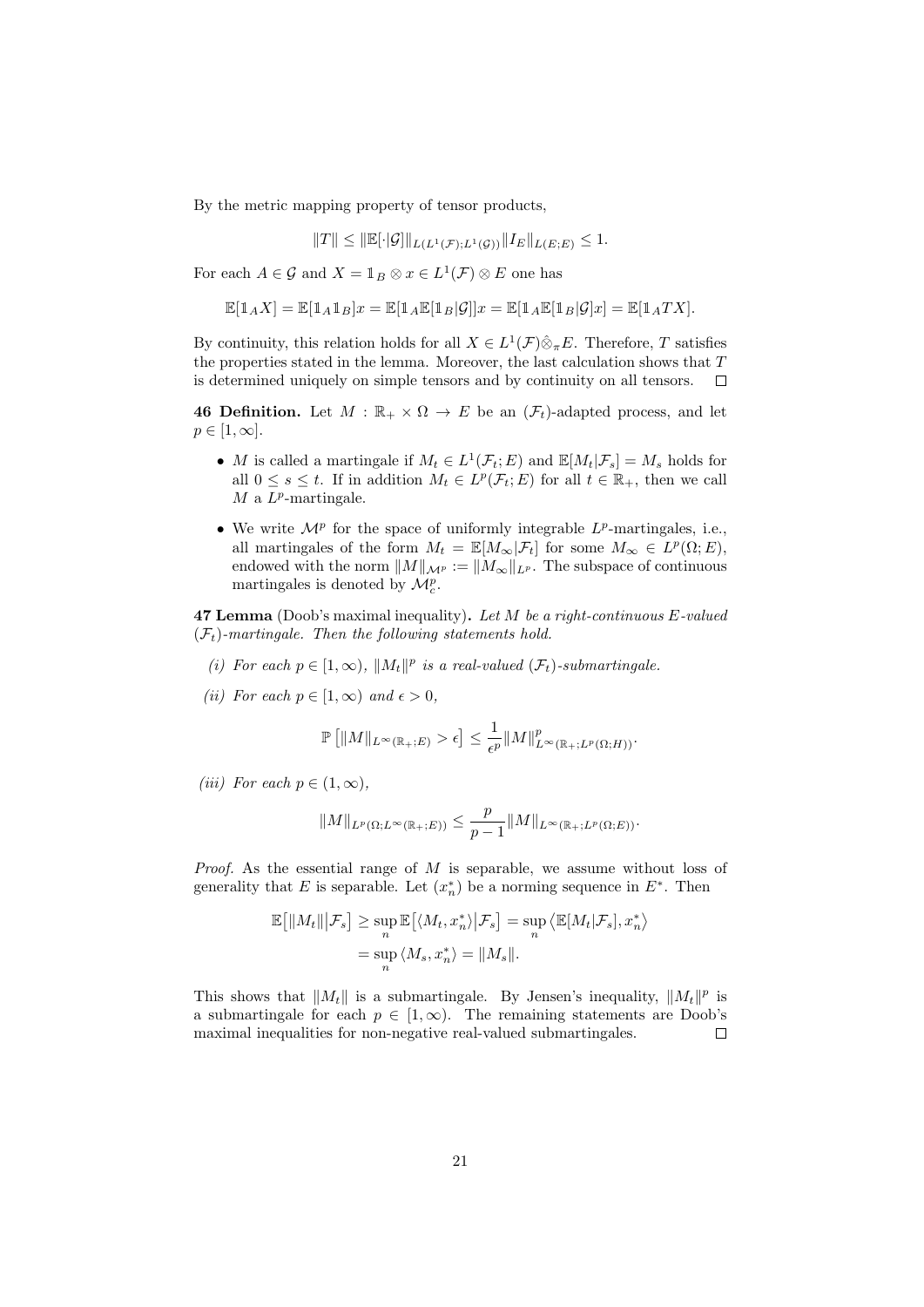By the metric mapping property of tensor products,

$$\|T\| \leq \|\mathbb{E}[\cdot|\mathcal{G}]\|_{L(L^1(\mathcal{F});L^1(\mathcal{G}))} \|I_E\|_{L(E;E)} \leq 1.$$

For each $A \in \mathcal{G}$ and $X = \mathbb{1}_B \otimes x \in L^1(\mathcal{F}) \otimes E$ one has

$$\mathbb{E}[\mathbb{1}_A X] = \mathbb{E}[\mathbb{1}_A \mathbb{1}_B]x = \mathbb{E}[\mathbb{1}_A \mathbb{E}[\mathbb{1}_B|\mathcal{G}]]x = \mathbb{E}[\mathbb{1}_A \mathbb{E}[\mathbb{1}_B|\mathcal{G}]x] = \mathbb{E}[\mathbb{1}_A TX].$$

By continuity, this relation holds for all $X \in L^1(\mathcal{F})\hat{\otimes}_\pi E$. Therefore, $T$ satisfies the properties stated in the lemma. Moreover, the last calculation shows that $T$ is determined uniquely on simple tensors and by continuity on all tensors. □

**46 Definition.** Let $M : \mathbb{R}_+ \times \Omega \to E$ be an $(\mathcal{F}_t)$-adapted process, and let $p \in [1, \infty]$.

- $M$ is called a martingale if $M_t \in L^1(\mathcal{F}_t; E)$ and $\mathbb{E}[M_t|\mathcal{F}_s] = M_s$ holds for all $0 \leq s \leq t$. If in addition $M_t \in L^p(\mathcal{F}_t; E)$ for all $t \in \mathbb{R}_+$, then we call $M$ a $L^p$-martingale.
- We write $\mathcal{M}^p$ for the space of uniformly integrable $L^p$-martingales, i.e., all martingales of the form $M_t = \mathbb{E}[M_\infty|\mathcal{F}_t]$ for some $M_\infty \in L^p(\Omega; E)$, endowed with the norm $\|M\|_{\mathcal{M}^p} := \|M_\infty\|_{L^p}$. The subspace of continuous martingales is denoted by $\mathcal{M}^p_c$.

**47 Lemma** (Doob's maximal inequality)**.** *Let $M$ be a right-continuous $E$-valued $(\mathcal{F}_t)$-martingale. Then the following statements hold.*

*(i) For each $p \in [1, \infty)$, $\|M_t\|^p$ is a real-valued $(\mathcal{F}_t)$-submartingale.*

*(ii) For each $p \in [1, \infty)$ and $\epsilon > 0$,*

$$\mathbb{P}\left[\|M\|_{L^\infty(\mathbb{R}_+;E)} > \epsilon\right] \leq \frac{1}{\epsilon^p} \|M\|^p_{L^\infty(\mathbb{R}_+;L^p(\Omega;H))}.$$

*(iii) For each $p \in (1, \infty)$,*

$$\|M\|_{L^p(\Omega;L^\infty(\mathbb{R}_+;E))} \leq \frac{p}{p-1} \|M\|_{L^\infty(\mathbb{R}_+;L^p(\Omega;E))}.$$

*Proof.* As the essential range of $M$ is separable, we assume without loss of generality that $E$ is separable. Let $(x_n^*)$ be a norming sequence in $E^*$. Then

$$\begin{aligned}
\mathbb{E}\big[\|M_t\|\big|\mathcal{F}_s\big] &\geq \sup_n \mathbb{E}\big[\langle M_t, x_n^*\rangle\big|\mathcal{F}_s\big] = \sup_n \big\langle \mathbb{E}[M_t|\mathcal{F}_s], x_n^*\big\rangle \\
&= \sup_n \langle M_s, x_n^*\rangle = \|M_s\|.
\end{aligned}$$

This shows that $\|M_t\|$ is a submartingale. By Jensen's inequality, $\|M_t\|^p$ is a submartingale for each $p \in [1, \infty)$. The remaining statements are Doob's maximal inequalities for non-negative real-valued submartingales. □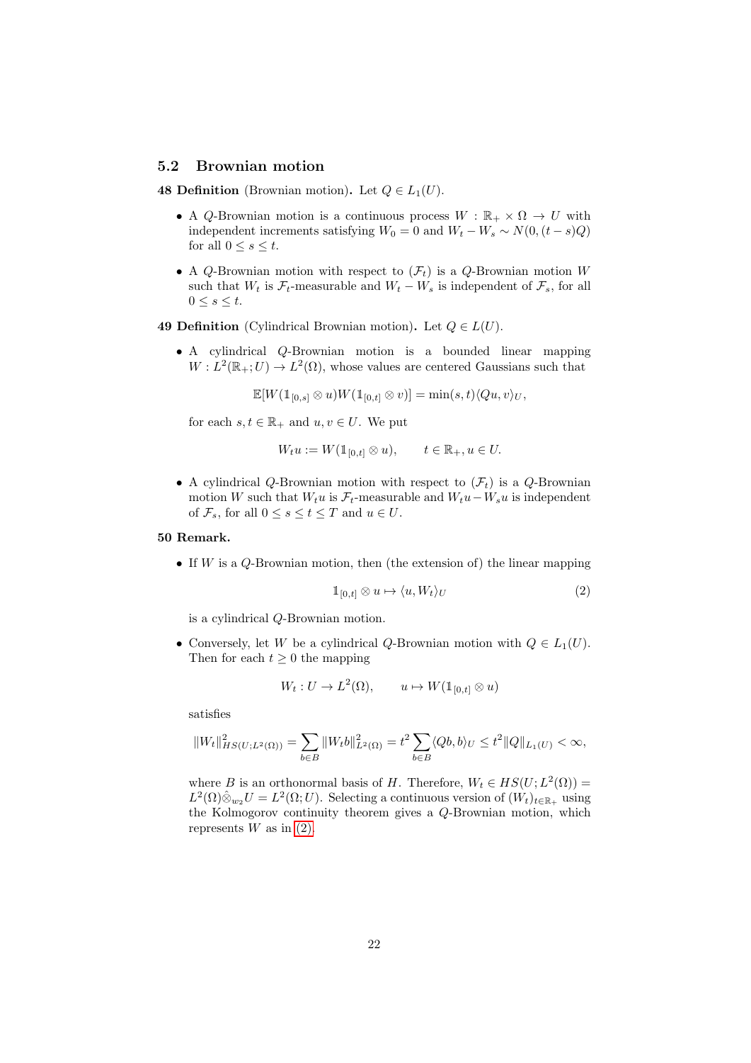## 5.2 Brownian motion

**48 Definition** (Brownian motion)**.** Let $Q \in L_1(U)$.

- A $Q$-Brownian motion is a continuous process $W : \mathbb{R}_+ \times \Omega \to U$ with independent increments satisfying $W_0 = 0$ and $W_t - W_s \sim N(0, (t-s)Q)$ for all $0 \le s \le t$.
- A $Q$-Brownian motion with respect to $(\mathcal{F}_t)$ is a $Q$-Brownian motion $W$ such that $W_t$ is $\mathcal{F}_t$-measurable and $W_t - W_s$ is independent of $\mathcal{F}_s$, for all $0 \le s \le t$.

**49 Definition** (Cylindrical Brownian motion)**.** Let $Q \in L(U)$.

- A cylindrical $Q$-Brownian motion is a bounded linear mapping $W : L^2(\mathbb{R}_+; U) \to L^2(\Omega)$, whose values are centered Gaussians such that

$$\mathbb{E}[W(\mathbb{1}_{[0,s]} \otimes u) W(\mathbb{1}_{[0,t]} \otimes v)] = \min(s,t) \langle Qu, v \rangle_U,$$

for each $s, t \in \mathbb{R}_+$ and $u, v \in U$. We put

$$W_t u := W(\mathbb{1}_{[0,t]} \otimes u), \qquad t \in \mathbb{R}_+, u \in U.$$

- A cylindrical $Q$-Brownian motion with respect to $(\mathcal{F}_t)$ is a $Q$-Brownian motion $W$ such that $W_t u$ is $\mathcal{F}_t$-measurable and $W_t u - W_s u$ is independent of $\mathcal{F}_s$, for all $0 \le s \le t \le T$ and $u \in U$.

**50 Remark.**

- If $W$ is a $Q$-Brownian motion, then (the extension of) the linear mapping

$$\mathbb{1}_{[0,t]} \otimes u \mapsto \langle u, W_t \rangle_U \tag{2}$$

is a cylindrical $Q$-Brownian motion.

- Conversely, let $W$ be a cylindrical $Q$-Brownian motion with $Q \in L_1(U)$. Then for each $t \ge 0$ the mapping

$$W_t : U \to L^2(\Omega), \qquad u \mapsto W(\mathbb{1}_{[0,t]} \otimes u)$$

satisfies

$$\|W_t\|^2_{HS(U;L^2(\Omega))} = \sum_{b \in B} \|W_t b\|^2_{L^2(\Omega)} = t^2 \sum_{b \in B} \langle Qb, b \rangle_U \le t^2 \|Q\|_{L_1(U)} < \infty,$$

where $B$ is an orthonormal basis of $H$. Therefore, $W_t \in HS(U; L^2(\Omega)) = L^2(\Omega) \hat{\otimes}_{w_2} U = L^2(\Omega; U)$. Selecting a continuous version of $(W_t)_{t \in \mathbb{R}_+}$ using the Kolmogorov continuity theorem gives a $Q$-Brownian motion, which represents $W$ as in (2).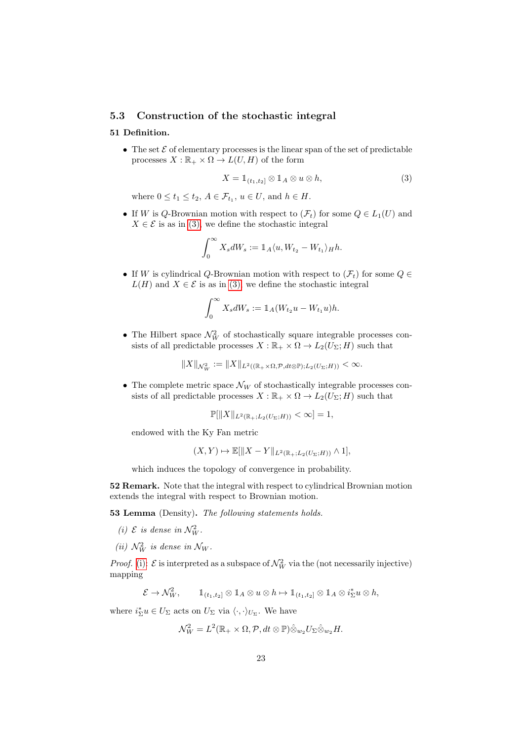### 5.3 Construction of the stochastic integral

**51 Definition.**

- The set $\mathcal{E}$ of elementary processes is the linear span of the set of predictable processes $X : \mathbb{R}_+ \times \Omega \to L(U, H)$ of the form

$$X = \mathbb{1}_{(t_1,t_2]} \otimes \mathbb{1}_A \otimes u \otimes h, \tag{3}$$

  where $0 \leq t_1 \leq t_2$, $A \in \mathcal{F}_{t_1}$, $u \in U$, and $h \in H$.

- If $W$ is $Q$-Brownian motion with respect to $(\mathcal{F}_t)$ for some $Q \in L_1(U)$ and $X \in \mathcal{E}$ is as in (3), we define the stochastic integral

$$\int_0^\infty X_s dW_s := \mathbb{1}_A \langle u, W_{t_2} - W_{t_1} \rangle_H h.$$

- If $W$ is cylindrical $Q$-Brownian motion with respect to $(\mathcal{F}_t)$ for some $Q \in L(H)$ and $X \in \mathcal{E}$ is as in (3), we define the stochastic integral

$$\int_0^\infty X_s dW_s := \mathbb{1}_A (W_{t_2} u - W_{t_1} u) h.$$

- The Hilbert space $\mathcal{N}_W^2$ of stochastically square integrable processes consists of all predictable processes $X : \mathbb{R}_+ \times \Omega \to L_2(U_\Sigma; H)$ such that

$$\|X\|_{\mathcal{N}_W^2} := \|X\|_{L^2((\mathbb{R}_+ \times \Omega, \mathcal{P}, dt \otimes \mathbb{P}); L_2(U_\Sigma; H))} < \infty.$$

- The complete metric space $\mathcal{N}_W$ of stochastically integrable processes consists of all predictable processes $X : \mathbb{R}_+ \times \Omega \to L_2(U_\Sigma; H)$ such that

$$\mathbb{P}[\|X\|_{L^2(\mathbb{R}_+; L_2(U_\Sigma; H))} < \infty] = 1,$$

  endowed with the Ky Fan metric

$$(X, Y) \mapsto \mathbb{E}[\|X - Y\|_{L^2(\mathbb{R}_+; L_2(U_\Sigma; H))} \wedge 1],$$

  which induces the topology of convergence in probability.

**52 Remark.** Note that the integral with respect to cylindrical Brownian motion extends the integral with respect to Brownian motion.

**53 Lemma** (Density)**.** *The following statements holds.*

*(i)* $\mathcal{E}$ *is dense in* $\mathcal{N}_W^2$.

*(ii)* $\mathcal{N}_W^2$ *is dense in* $\mathcal{N}_W$.

*Proof.* (i): $\mathcal{E}$ is interpreted as a subspace of $\mathcal{N}_W^2$ via the (not necessarily injective) mapping

$$\mathcal{E} \to \mathcal{N}_W^2, \qquad \mathbb{1}_{(t_1,t_2]} \otimes \mathbb{1}_A \otimes u \otimes h \mapsto \mathbb{1}_{(t_1,t_2]} \otimes \mathbb{1}_A \otimes i_\Sigma^* u \otimes h,$$

where $i_\Sigma^* u \in U_\Sigma$ acts on $U_\Sigma$ via $\langle \cdot, \cdot \rangle_{U_\Sigma}$. We have

$$\mathcal{N}_W^2 = L^2(\mathbb{R}_+ \times \Omega, \mathcal{P}, dt \otimes \mathbb{P}) \hat{\otimes}_{w_2} U_\Sigma \hat{\otimes}_{w_2} H.$$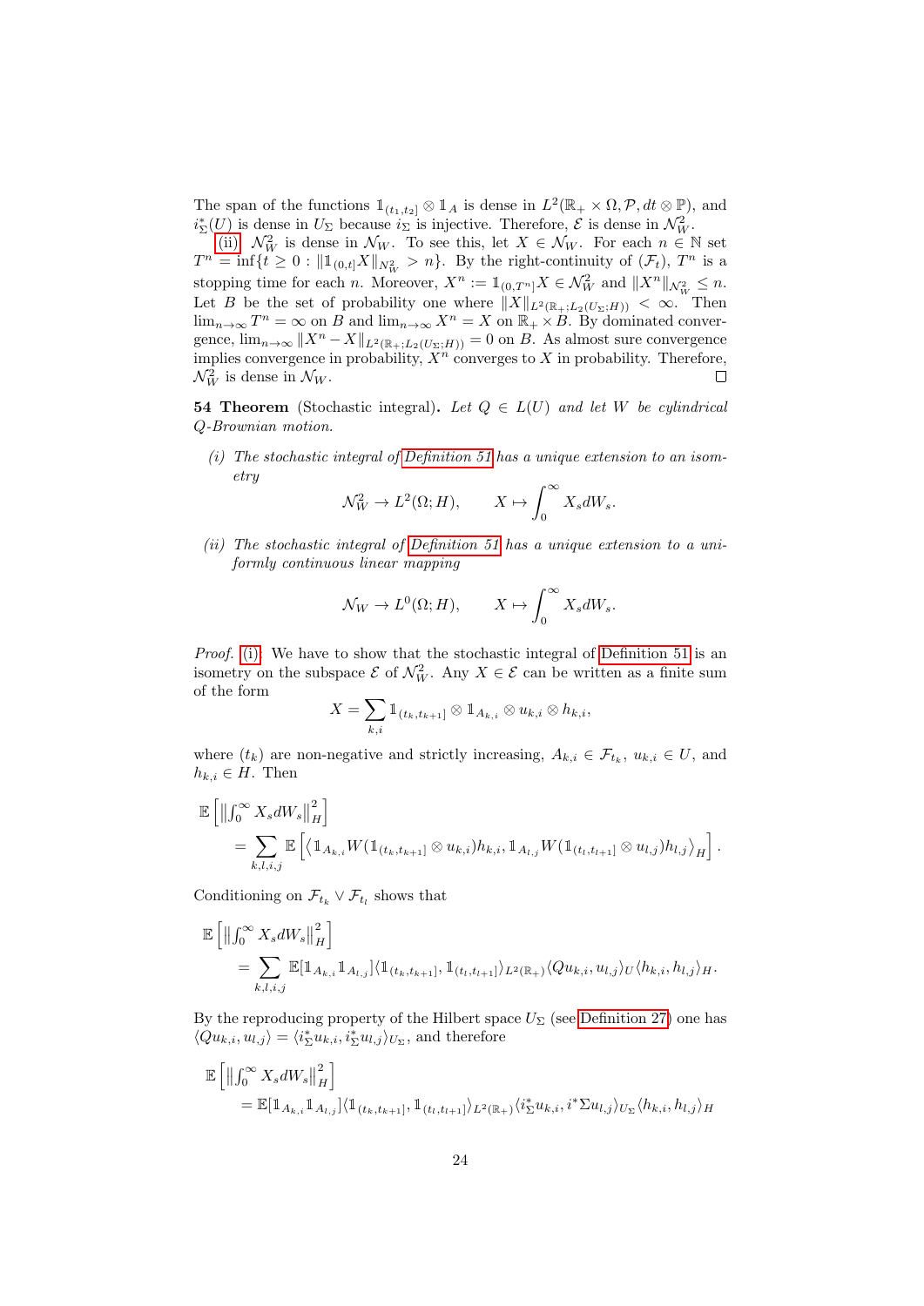The span of the functions $\mathbb{1}_{(t_1,t_2]} \otimes \mathbb{1}_A$ is dense in $L^2(\mathbb{R}_+ \times \Omega, \mathcal{P}, dt \otimes \mathbb{P})$, and $i_\Sigma^*(U)$ is dense in $U_\Sigma$ because $i_\Sigma$ is injective. Therefore, $\mathcal{E}$ is dense in $\mathcal{N}_W^2$.

(ii) $\mathcal{N}_W^2$ is dense in $\mathcal{N}_W$. To see this, let $X \in \mathcal{N}_W$. For each $n \in \mathbb{N}$ set $T^n = \inf\{t \geq 0 : \|\mathbb{1}_{(0,t]}X\|_{N_W^2} > n\}$. By the right-continuity of $(\mathcal{F}_t)$, $T^n$ is a stopping time for each $n$. Moreover, $X^n := \mathbb{1}_{(0,T^n]}X \in \mathcal{N}_W^2$ and $\|X^n\|_{\mathcal{N}_W^2} \leq n$. Let $B$ be the set of probability one where $\|X\|_{L^2(\mathbb{R}_+;L_2(U_\Sigma;H))} < \infty$. Then $\lim_{n\to\infty} T^n = \infty$ on $B$ and $\lim_{n\to\infty} X^n = X$ on $\mathbb{R}_+ \times B$. By dominated convergence, $\lim_{n\to\infty} \|X^n - X\|_{L^2(\mathbb{R}_+;L_2(U_\Sigma;H))} = 0$ on $B$. As almost sure convergence implies convergence in probability, $X^n$ converges to $X$ in probability. Therefore, $\mathcal{N}_W^2$ is dense in $\mathcal{N}_W$. ∎

**54 Theorem** (Stochastic integral)**.** *Let $Q \in L(U)$ and let $W$ be cylindrical $Q$-Brownian motion.*

*(i) The stochastic integral of Definition 51 has a unique extension to an isometry*

$$\mathcal{N}_W^2 \to L^2(\Omega; H), \qquad X \mapsto \int_0^\infty X_s dW_s.$$

*(ii) The stochastic integral of Definition 51 has a unique extension to a uniformly continuous linear mapping*

$$\mathcal{N}_W \to L^0(\Omega; H), \qquad X \mapsto \int_0^\infty X_s dW_s.$$

*Proof.* (i): We have to show that the stochastic integral of Definition 51 is an isometry on the subspace $\mathcal{E}$ of $\mathcal{N}_W^2$. Any $X \in \mathcal{E}$ can be written as a finite sum of the form

$$X = \sum_{k,i} \mathbb{1}_{(t_k,t_{k+1}]} \otimes \mathbb{1}_{A_{k,i}} \otimes u_{k,i} \otimes h_{k,i},$$

where $(t_k)$ are non-negative and strictly increasing, $A_{k,i} \in \mathcal{F}_{t_k}$, $u_{k,i} \in U$, and $h_{k,i} \in H$. Then

$$\mathbb{E}\left[\left\|\int_0^\infty X_s dW_s\right\|_H^2\right] = \sum_{k,l,i,j} \mathbb{E}\left[\left\langle \mathbb{1}_{A_{k,i}} W(\mathbb{1}_{(t_k,t_{k+1}]} \otimes u_{k,i}) h_{k,i}, \mathbb{1}_{A_{l,j}} W(\mathbb{1}_{(t_l,t_{l+1}]} \otimes u_{l,j}) h_{l,j} \right\rangle_H\right].$$

Conditioning on $\mathcal{F}_{t_k} \vee \mathcal{F}_{t_l}$ shows that

$$\mathbb{E}\left[\left\|\int_0^\infty X_s dW_s\right\|_H^2\right] = \sum_{k,l,i,j} \mathbb{E}[\mathbb{1}_{A_{k,i}} \mathbb{1}_{A_{l,j}}] \langle \mathbb{1}_{(t_k,t_{k+1}]}, \mathbb{1}_{(t_l,t_{l+1}]} \rangle_{L^2(\mathbb{R}_+)} \langle Q u_{k,i}, u_{l,j} \rangle_U \langle h_{k,i}, h_{l,j} \rangle_H.$$

By the reproducing property of the Hilbert space $U_\Sigma$ (see Definition 27) one has $\langle Q u_{k,i}, u_{l,j} \rangle = \langle i_\Sigma^* u_{k,i}, i_\Sigma^* u_{l,j} \rangle_{U_\Sigma}$, and therefore

$$\mathbb{E}\left[\left\|\int_0^\infty X_s dW_s\right\|_H^2\right] = \mathbb{E}[\mathbb{1}_{A_{k,i}} \mathbb{1}_{A_{l,j}}] \langle \mathbb{1}_{(t_k,t_{k+1}]}, \mathbb{1}_{(t_l,t_{l+1}]} \rangle_{L^2(\mathbb{R}_+)} \langle i_\Sigma^* u_{k,i}, i^* \Sigma u_{l,j} \rangle_{U_\Sigma} \langle h_{k,i}, h_{l,j} \rangle_H$$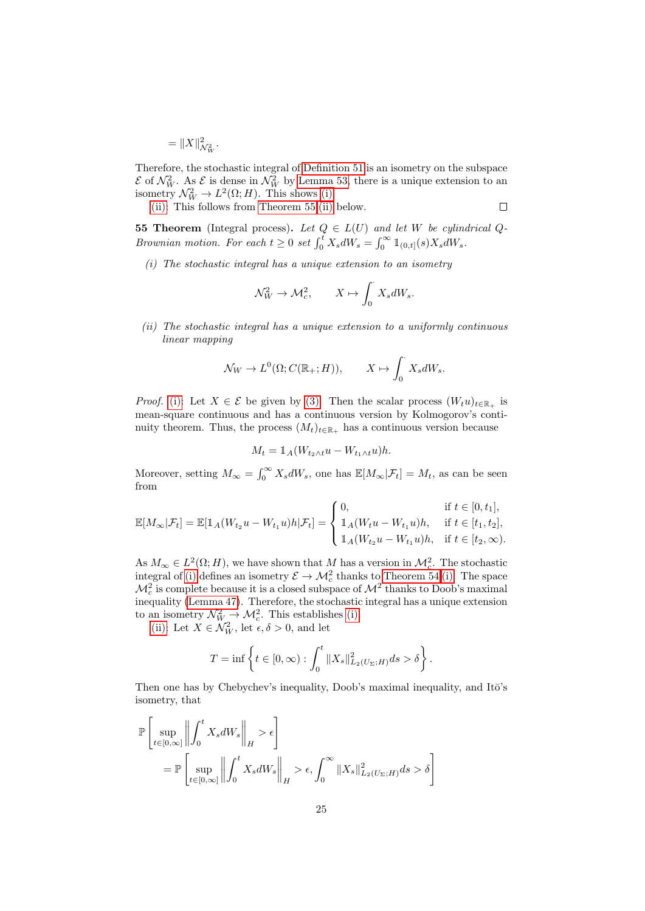$$= \|X\|^2_{\mathcal{N}^2_W}.$$

Therefore, the stochastic integral of Definition 51 is an isometry on the subspace $\mathcal{E}$ of $\mathcal{N}^2_W$. As $\mathcal{E}$ is dense in $\mathcal{N}^2_W$ by Lemma 53, there is a unique extension to an isometry $\mathcal{N}^2_W \to L^2(\Omega; H)$. This shows (i).

(ii): This follows from Theorem 55 (ii) below. $\square$

**55 Theorem** (Integral process)**.** *Let $Q \in L(U)$ and let $W$ be cylindrical $Q$-Brownian motion. For each $t \geq 0$ set $\int_0^t X_s dW_s = \int_0^\infty \mathbb{1}_{(0,t]}(s) X_s dW_s$.*

*(i) The stochastic integral has a unique extension to an isometry*

$$\mathcal{N}^2_W \to \mathcal{M}^2_c, \qquad X \mapsto \int_0^\cdot X_s dW_s.$$

*(ii) The stochastic integral has a unique extension to a uniformly continuous linear mapping*

$$\mathcal{N}_W \to L^0(\Omega; C(\mathbb{R}_+; H)), \qquad X \mapsto \int_0^\cdot X_s dW_s.$$

*Proof.* (i): Let $X \in \mathcal{E}$ be given by (3). Then the scalar process $(W_t u)_{t \in \mathbb{R}_+}$ is mean-square continuous and has a continuous version by Kolmogorov's continuity theorem. Thus, the process $(M_t)_{t \in \mathbb{R}_+}$ has a continuous version because

$$M_t = \mathbb{1}_A (W_{t_2 \wedge t} u - W_{t_1 \wedge t} u) h.$$

Moreover, setting $M_\infty = \int_0^\infty X_s dW_s$, one has $\mathbb{E}[M_\infty | \mathcal{F}_t] = M_t$, as can be seen from

$$\mathbb{E}[M_\infty | \mathcal{F}_t] = \mathbb{E}[\mathbb{1}_A (W_{t_2} u - W_{t_1} u) h | \mathcal{F}_t] = \begin{cases} 0, & \text{if } t \in [0, t_1], \\ \mathbb{1}_A (W_t u - W_{t_1} u) h, & \text{if } t \in [t_1, t_2], \\ \mathbb{1}_A (W_{t_2} u - W_{t_1} u) h, & \text{if } t \in [t_2, \infty). \end{cases}$$

As $M_\infty \in L^2(\Omega; H)$, we have shown that $M$ has a version in $\mathcal{M}^2_c$. The stochastic integral of (i) defines an isometry $\mathcal{E} \to \mathcal{M}^2_c$ thanks to Theorem 54 (i). The space $\mathcal{M}^2_c$ is complete because it is a closed subspace of $\mathcal{M}^2$ thanks to Doob's maximal inequality (Lemma 47). Therefore, the stochastic integral has a unique extension to an isometry $\mathcal{N}^2_W \to \mathcal{M}^2_c$. This establishes (i).

(ii): Let $X \in \mathcal{N}^2_W$, let $\epsilon, \delta > 0$, and let

$$T = \inf \left\{ t \in [0, \infty) : \int_0^t \|X_s\|^2_{L_2(U_\Sigma; H)} ds > \delta \right\}.$$

Then one has by Chebychev's inequality, Doob's maximal inequality, and Itō's isometry, that

$$\mathbb{P}\left[ \sup_{t \in [0, \infty]} \left\| \int_0^t X_s dW_s \right\|_H > \epsilon \right]$$
$$= \mathbb{P}\left[ \sup_{t \in [0, \infty]} \left\| \int_0^t X_s dW_s \right\|_H > \epsilon, \int_0^\infty \|X_s\|^2_{L_2(U_\Sigma; H)} ds > \delta \right]$$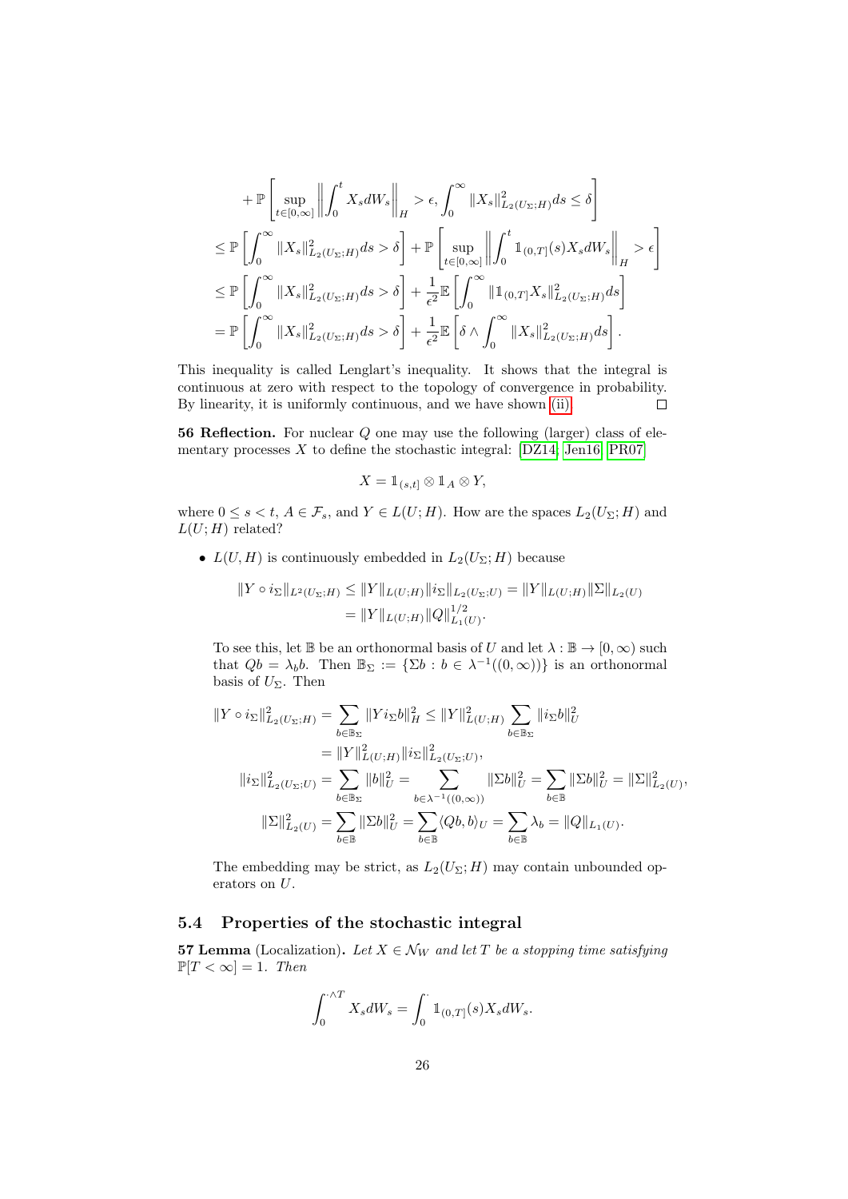$$
\begin{aligned}
&+ \mathbb{P}\left[\sup_{t\in[0,\infty]}\left\|\int_0^t X_s dW_s\right\|_H > \epsilon, \int_0^\infty \|X_s\|^2_{L_2(U_\Sigma;H)} ds \le \delta\right] \\
&\le \mathbb{P}\left[\int_0^\infty \|X_s\|^2_{L_2(U_\Sigma;H)} ds > \delta\right] + \mathbb{P}\left[\sup_{t\in[0,\infty]}\left\|\int_0^t \mathbb{1}_{(0,T]}(s) X_s dW_s\right\|_H > \epsilon\right] \\
&\le \mathbb{P}\left[\int_0^\infty \|X_s\|^2_{L_2(U_\Sigma;H)} ds > \delta\right] + \frac{1}{\epsilon^2}\mathbb{E}\left[\int_0^\infty \|\mathbb{1}_{(0,T]} X_s\|^2_{L_2(U_\Sigma;H)} ds\right] \\
&= \mathbb{P}\left[\int_0^\infty \|X_s\|^2_{L_2(U_\Sigma;H)} ds > \delta\right] + \frac{1}{\epsilon^2}\mathbb{E}\left[\delta \wedge \int_0^\infty \|X_s\|^2_{L_2(U_\Sigma;H)} ds\right].
\end{aligned}
$$

This inequality is called Lenglart's inequality. It shows that the integral is continuous at zero with respect to the topology of convergence in probability. By linearity, it is uniformly continuous, and we have shown (ii). □

**56 Reflection.** For nuclear $Q$ one may use the following (larger) class of elementary processes $X$ to define the stochastic integral: [DZ14, Jen16, PR07]

$$
X = \mathbb{1}_{(s,t]} \otimes \mathbb{1}_A \otimes Y,
$$

where $0 \le s < t$, $A \in \mathcal{F}_s$, and $Y \in L(U;H)$. How are the spaces $L_2(U_\Sigma;H)$ and $L(U;H)$ related?

- $L(U,H)$ is continuously embedded in $L_2(U_\Sigma;H)$ because

$$
\begin{aligned}
\|Y \circ i_\Sigma\|_{L^2(U_\Sigma;H)} &\le \|Y\|_{L(U;H)} \|i_\Sigma\|_{L_2(U_\Sigma;U)} = \|Y\|_{L(U;H)} \|\Sigma\|_{L_2(U)} \\
&= \|Y\|_{L(U;H)} \|Q\|^{1/2}_{L_1(U)}.
\end{aligned}
$$

  To see this, let $\mathbb{B}$ be an orthonormal basis of $U$ and let $\lambda : \mathbb{B} \to [0,\infty)$ such that $Qb = \lambda_b b$. Then $\mathbb{B}_\Sigma := \{\Sigma b : b \in \lambda^{-1}((0,\infty))\}$ is an orthonormal basis of $U_\Sigma$. Then

$$
\begin{aligned}
\|Y \circ i_\Sigma\|^2_{L_2(U_\Sigma;H)} &= \sum_{b\in\mathbb{B}_\Sigma} \|Y i_\Sigma b\|^2_H \le \|Y\|^2_{L(U;H)} \sum_{b\in\mathbb{B}_\Sigma} \|i_\Sigma b\|^2_U \\
&= \|Y\|^2_{L(U;H)} \|i_\Sigma\|^2_{L_2(U_\Sigma;U)}, \\
\|i_\Sigma\|^2_{L_2(U_\Sigma;U)} &= \sum_{b\in\mathbb{B}_\Sigma} \|b\|^2_U = \sum_{b\in\lambda^{-1}((0,\infty))} \|\Sigma b\|^2_U = \sum_{b\in\mathbb{B}} \|\Sigma b\|^2_U = \|\Sigma\|^2_{L_2(U)}, \\
\|\Sigma\|^2_{L_2(U)} &= \sum_{b\in\mathbb{B}} \|\Sigma b\|^2_U = \sum_{b\in\mathbb{B}} \langle Qb, b\rangle_U = \sum_{b\in\mathbb{B}} \lambda_b = \|Q\|_{L_1(U)}.
\end{aligned}
$$

  The embedding may be strict, as $L_2(U_\Sigma;H)$ may contain unbounded operators on $U$.

## 5.4 Properties of the stochastic integral

**57 Lemma** (Localization). *Let $X \in \mathcal{N}_W$ and let $T$ be a stopping time satisfying $\mathbb{P}[T < \infty] = 1$. Then*

$$
\int_0^{\cdot\wedge T} X_s dW_s = \int_0^{\cdot} \mathbb{1}_{(0,T]}(s) X_s dW_s.
$$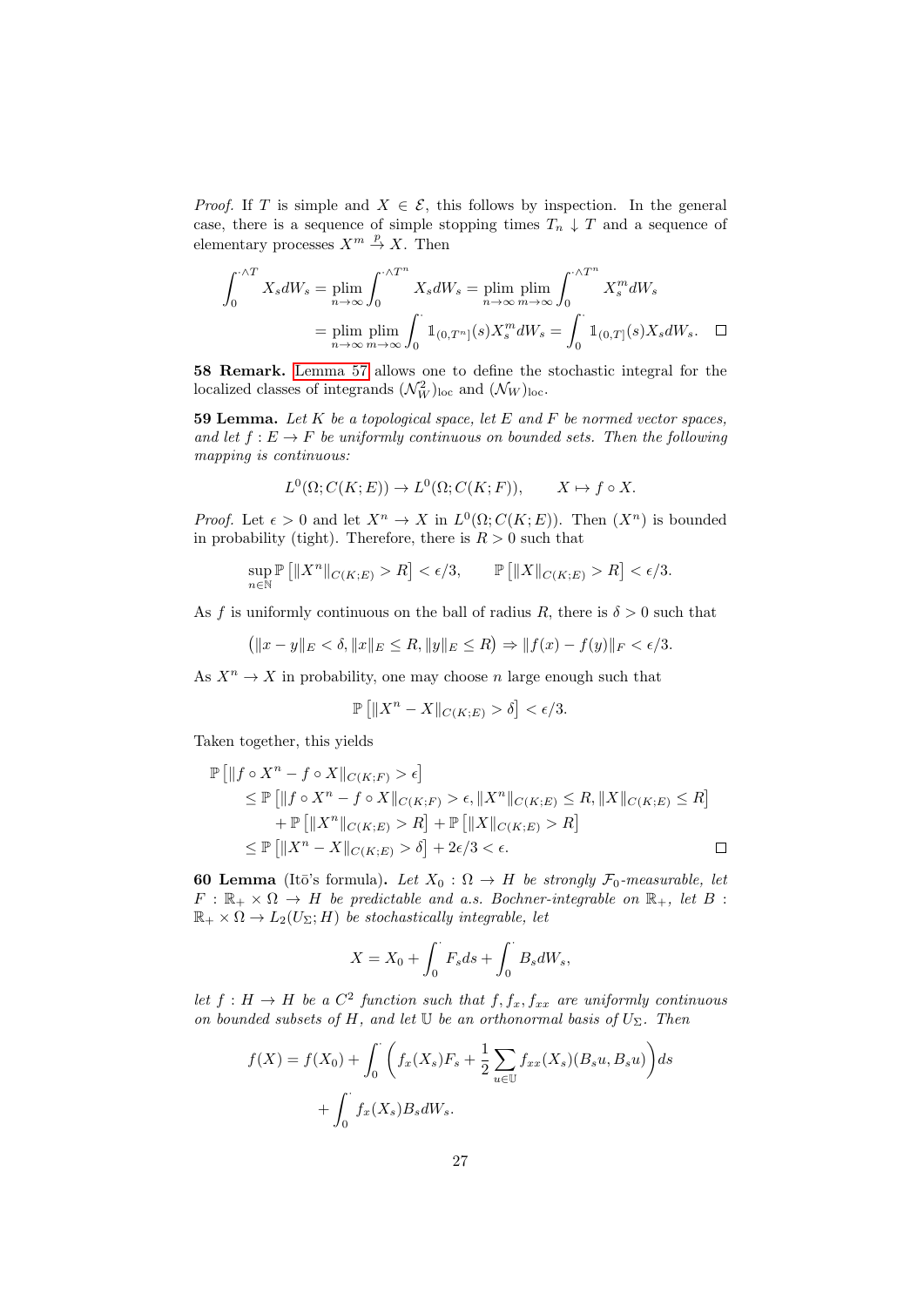*Proof.* If $T$ is simple and $X \in \mathcal{E}$, this follows by inspection. In the general case, there is a sequence of simple stopping times $T_n \downarrow T$ and a sequence of elementary processes $X^m \xrightarrow{p} X$. Then

$$\begin{aligned}
\int_0^{\cdot\wedge T} X_s dW_s &= \operatorname*{plim}_{n\to\infty} \int_0^{\cdot\wedge T^n} X_s dW_s = \operatorname*{plim}_{n\to\infty} \operatorname*{plim}_{m\to\infty} \int_0^{\cdot\wedge T^n} X_s^m dW_s \\
&= \operatorname*{plim}_{n\to\infty} \operatorname*{plim}_{m\to\infty} \int_0^{\cdot} \mathbb{1}_{(0,T^n]}(s) X_s^m dW_s = \int_0^{\cdot} \mathbb{1}_{(0,T]}(s) X_s dW_s. \qquad \square
\end{aligned}$$

**58 Remark.** Lemma 57 allows one to define the stochastic integral for the localized classes of integrands $(\mathcal{N}_W^2)_{\text{loc}}$ and $(\mathcal{N}_W)_{\text{loc}}$.

**59 Lemma.** *Let $K$ be a topological space, let $E$ and $F$ be normed vector spaces, and let $f : E \to F$ be uniformly continuous on bounded sets. Then the following mapping is continuous:*

$$L^0(\Omega; C(K; E)) \to L^0(\Omega; C(K; F)), \qquad X \mapsto f \circ X.$$

*Proof.* Let $\epsilon > 0$ and let $X^n \to X$ in $L^0(\Omega; C(K; E))$. Then $(X^n)$ is bounded in probability (tight). Therefore, there is $R > 0$ such that

$$\sup_{n\in\mathbb{N}} \mathbb{P}\left[\|X^n\|_{C(K;E)} > R\right] < \epsilon/3, \qquad \mathbb{P}\left[\|X\|_{C(K;E)} > R\right] < \epsilon/3.$$

As $f$ is uniformly continuous on the ball of radius $R$, there is $\delta > 0$ such that

$$\left(\|x - y\|_E < \delta, \|x\|_E \le R, \|y\|_E \le R\right) \Rightarrow \|f(x) - f(y)\|_F < \epsilon/3.$$

As $X^n \to X$ in probability, one may choose $n$ large enough such that

$$\mathbb{P}\left[\|X^n - X\|_{C(K;E)} > \delta\right] < \epsilon/3.$$

Taken together, this yields

$$\begin{aligned}
&\mathbb{P}\left[\|f \circ X^n - f \circ X\|_{C(K;F)} > \epsilon\right] \\
&\quad \le \mathbb{P}\left[\|f \circ X^n - f \circ X\|_{C(K;F)} > \epsilon, \|X^n\|_{C(K;E)} \le R, \|X\|_{C(K;E)} \le R\right] \\
&\qquad + \mathbb{P}\left[\|X^n\|_{C(K;E)} > R\right] + \mathbb{P}\left[\|X\|_{C(K;E)} > R\right] \\
&\quad \le \mathbb{P}\left[\|X^n - X\|_{C(K;E)} > \delta\right] + 2\epsilon/3 < \epsilon. \qquad \square
\end{aligned}$$

**60 Lemma** (Itō's formula)**.** *Let $X_0 : \Omega \to H$ be strongly $\mathcal{F}_0$-measurable, let $F : \mathbb{R}_+ \times \Omega \to H$ be predictable and a.s. Bochner-integrable on $\mathbb{R}_+$, let $B : \mathbb{R}_+ \times \Omega \to L_2(U_\Sigma; H)$ be stochastically integrable, let*

$$X = X_0 + \int_0^{\cdot} F_s ds + \int_0^{\cdot} B_s dW_s,$$

*let $f : H \to H$ be a $C^2$ function such that $f, f_x, f_{xx}$ are uniformly continuous on bounded subsets of $H$, and let $\mathbb{U}$ be an orthonormal basis of $U_\Sigma$. Then*

$$\begin{aligned}
f(X) = f(X_0) &+ \int_0^{\cdot} \left( f_x(X_s) F_s + \frac{1}{2} \sum_{u\in\mathbb{U}} f_{xx}(X_s)(B_s u, B_s u) \right) ds \\
&+ \int_0^{\cdot} f_x(X_s) B_s dW_s.
\end{aligned}$$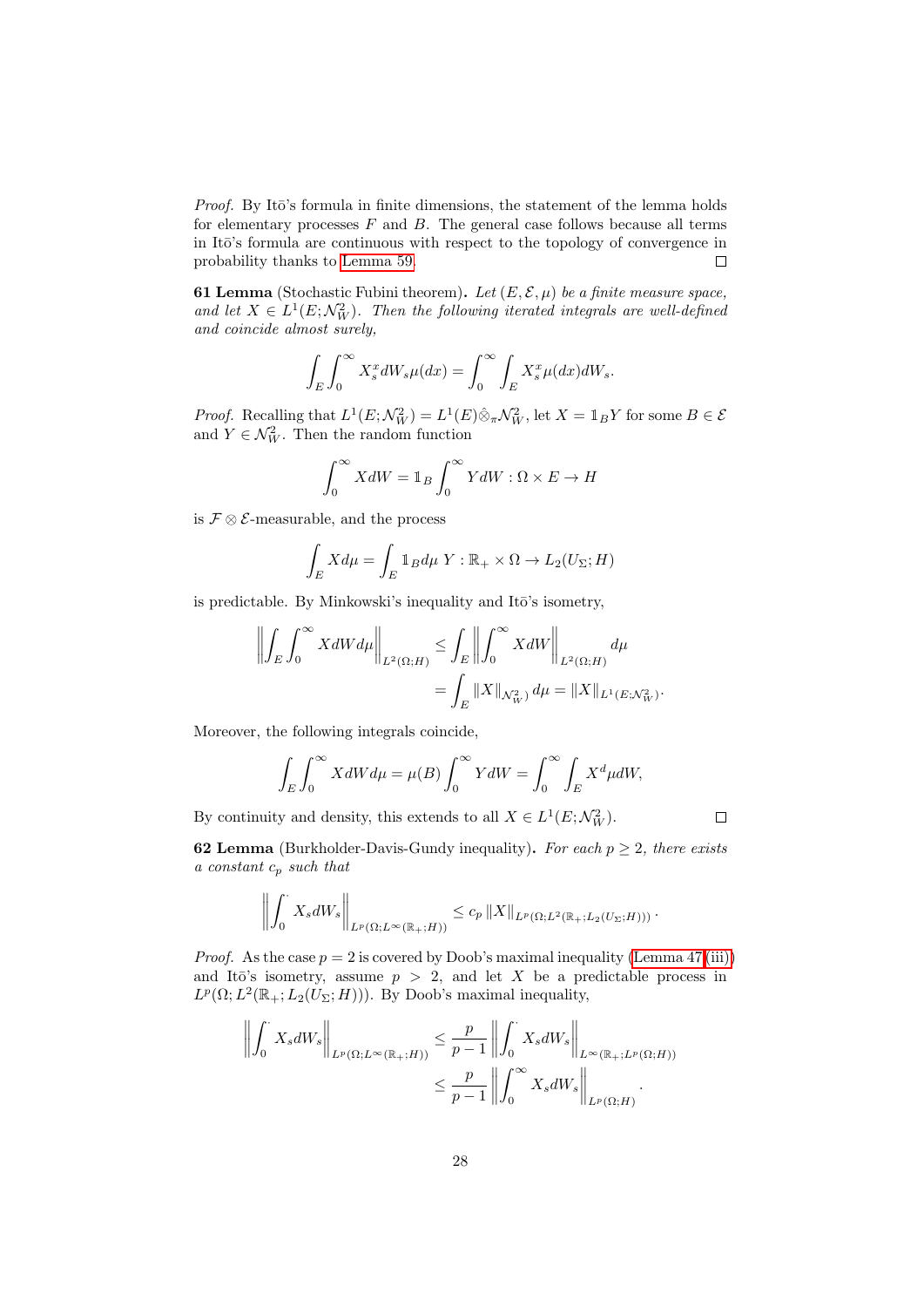*Proof.* By Itō's formula in finite dimensions, the statement of the lemma holds for elementary processes $F$ and $B$. The general case follows because all terms in Itō's formula are continuous with respect to the topology of convergence in probability thanks to Lemma 59. $\square$

**61 Lemma** (Stochastic Fubini theorem)**.** *Let $(E, \mathcal{E}, \mu)$ be a finite measure space, and let $X \in L^1(E; \mathcal{N}^2_W)$. Then the following iterated integrals are well-defined and coincide almost surely,*

$$\int_E \int_0^\infty X^x_s dW_s \mu(dx) = \int_0^\infty \int_E X^x_s \mu(dx) dW_s.$$

*Proof.* Recalling that $L^1(E; \mathcal{N}^2_W) = L^1(E) \hat{\otimes}_\pi \mathcal{N}^2_W$, let $X = \mathbb{1}_B Y$ for some $B \in \mathcal{E}$ and $Y \in \mathcal{N}^2_W$. Then the random function

$$\int_0^\infty X dW = \mathbb{1}_B \int_0^\infty Y dW : \Omega \times E \to H$$

is $\mathcal{F} \otimes \mathcal{E}$-measurable, and the process

$$\int_E X d\mu = \int_E \mathbb{1}_B d\mu \; Y : \mathbb{R}_+ \times \Omega \to L_2(U_\Sigma; H)$$

is predictable. By Minkowski's inequality and Itō's isometry,

$$\begin{aligned}
\left\| \int_E \int_0^\infty X dW d\mu \right\|_{L^2(\Omega;H)} &\leq \int_E \left\| \int_0^\infty X dW \right\|_{L^2(\Omega;H)} d\mu \\
&= \int_E \|X\|_{\mathcal{N}^2_W} d\mu = \|X\|_{L^1(E;\mathcal{N}^2_W)}.
\end{aligned}$$

Moreover, the following integrals coincide,

$$\int_E \int_0^\infty X dW d\mu = \mu(B) \int_0^\infty Y dW = \int_0^\infty \int_E X^d \mu dW,$$

By continuity and density, this extends to all $X \in L^1(E; \mathcal{N}^2_W)$. $\square$

**62 Lemma** (Burkholder-Davis-Gundy inequality)**.** *For each $p \geq 2$, there exists a constant $c_p$ such that*

$$\left\| \int_0^\cdot X_s dW_s \right\|_{L^p(\Omega; L^\infty(\mathbb{R}_+;H))} \leq c_p \|X\|_{L^p(\Omega; L^2(\mathbb{R}_+; L_2(U_\Sigma;H)))}.$$

*Proof.* As the case $p = 2$ is covered by Doob's maximal inequality (Lemma 47 (iii)) and Itō's isometry, assume $p > 2$, and let $X$ be a predictable process in $L^p(\Omega; L^2(\mathbb{R}_+; L_2(U_\Sigma; H)))$. By Doob's maximal inequality,

$$\begin{aligned}
\left\| \int_0^\cdot X_s dW_s \right\|_{L^p(\Omega; L^\infty(\mathbb{R}_+;H))} &\leq \frac{p}{p-1} \left\| \int_0^\cdot X_s dW_s \right\|_{L^\infty(\mathbb{R}_+; L^p(\Omega;H))} \\
&\leq \frac{p}{p-1} \left\| \int_0^\infty X_s dW_s \right\|_{L^p(\Omega;H)}.
\end{aligned}$$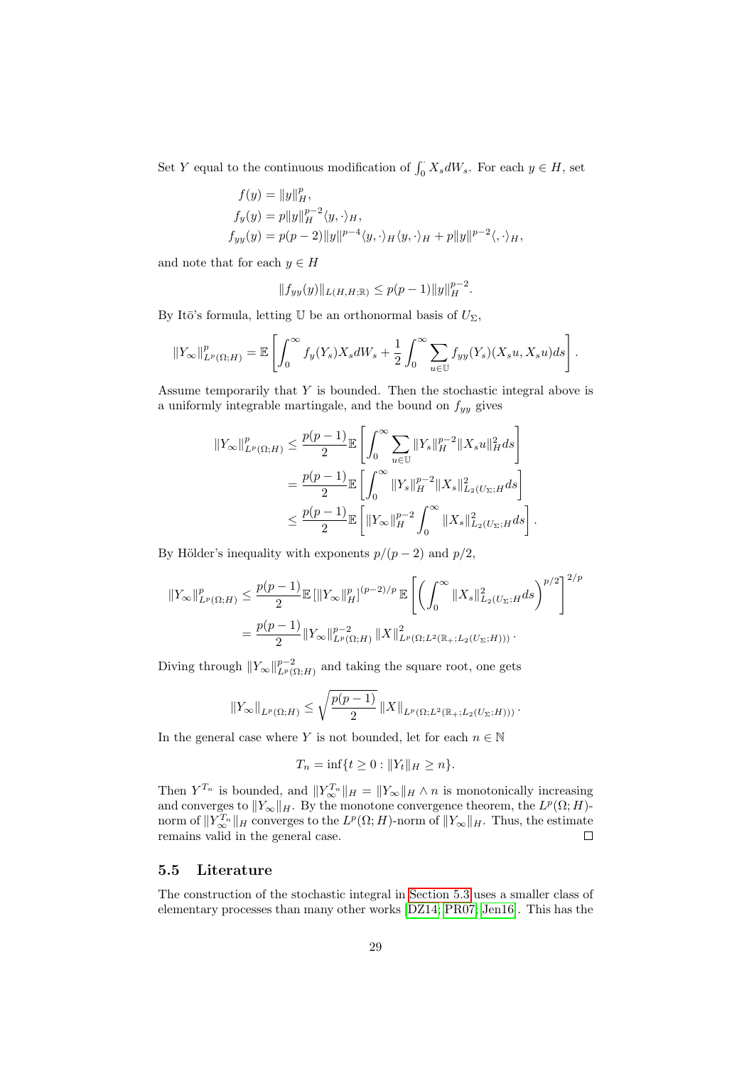Set $Y$ equal to the continuous modification of $\int_0^\cdot X_s dW_s$. For each $y \in H$, set

$$
\begin{aligned}
f(y) &= \|y\|_H^p, \\
f_y(y) &= p\|y\|_H^{p-2}\langle y, \cdot\rangle_H, \\
f_{yy}(y) &= p(p-2)\|y\|^{p-4}\langle y, \cdot\rangle_H\langle y, \cdot\rangle_H + p\|y\|^{p-2}\langle , \cdot\rangle_H,
\end{aligned}
$$

and note that for each $y \in H$

$$
\|f_{yy}(y)\|_{L(H,H;\mathbb{R})} \leq p(p-1)\|y\|_H^{p-2}.
$$

By Itō's formula, letting $\mathbb{U}$ be an orthonormal basis of $U_\Sigma$,

$$
\|Y_\infty\|_{L^p(\Omega;H)}^p = \mathbb{E}\left[\int_0^\infty f_y(Y_s)X_s dW_s + \frac{1}{2}\int_0^\infty \sum_{u\in\mathbb{U}} f_{yy}(Y_s)(X_s u, X_s u)ds\right].
$$

Assume temporarily that $Y$ is bounded. Then the stochastic integral above is a uniformly integrable martingale, and the bound on $f_{yy}$ gives

$$
\begin{aligned}
\|Y_\infty\|_{L^p(\Omega;H)}^p &\leq \frac{p(p-1)}{2}\mathbb{E}\left[\int_0^\infty \sum_{u\in\mathbb{U}} \|Y_s\|_H^{p-2}\|X_s u\|_H^2 ds\right] \\
&= \frac{p(p-1)}{2}\mathbb{E}\left[\int_0^\infty \|Y_s\|_H^{p-2}\|X_s\|_{L_2(U_\Sigma;H}^2 ds\right] \\
&\leq \frac{p(p-1)}{2}\mathbb{E}\left[\|Y_\infty\|_H^{p-2}\int_0^\infty \|X_s\|_{L_2(U_\Sigma;H}^2 ds\right].
\end{aligned}
$$

By Hölder's inequality with exponents $p/(p-2)$ and $p/2$,

$$
\begin{aligned}
\|Y_\infty\|_{L^p(\Omega;H)}^p &\leq \frac{p(p-1)}{2}\mathbb{E}\left[\|Y_\infty\|_H^p\right]^{(p-2)/p}\mathbb{E}\left[\left(\int_0^\infty \|X_s\|_{L_2(U_\Sigma;H}^2 ds\right)^{p/2}\right]^{2/p} \\
&= \frac{p(p-1)}{2}\|Y_\infty\|_{L^p(\Omega;H)}^{p-2}\|X\|_{L^p(\Omega;L^2(\mathbb{R}_+;L_2(U_\Sigma;H)))}^2.
\end{aligned}
$$

Diving through $\|Y_\infty\|_{L^p(\Omega;H)}^{p-2}$ and taking the square root, one gets

$$
\|Y_\infty\|_{L^p(\Omega;H)} \leq \sqrt{\frac{p(p-1)}{2}}\,\|X\|_{L^p(\Omega;L^2(\mathbb{R}_+;L_2(U_\Sigma;H)))}.
$$

In the general case where $Y$ is not bounded, let for each $n \in \mathbb{N}$

$$
T_n = \inf\{t \geq 0 : \|Y_t\|_H \geq n\}.
$$

Then $Y^{T_n}$ is bounded, and $\|Y_\infty^{T_n}\|_H = \|Y_\infty\|_H \wedge n$ is monotonically increasing and converges to $\|Y_\infty\|_H$. By the monotone convergence theorem, the $L^p(\Omega;H)$-norm of $\|Y_\infty^{T_n}\|_H$ converges to the $L^p(\Omega;H)$-norm of $\|Y_\infty\|_H$. Thus, the estimate remains valid in the general case. □

### 5.5 Literature

The construction of the stochastic integral in Section 5.3 uses a smaller class of elementary processes than many other works [DZ14; PR07; Jen16]. This has the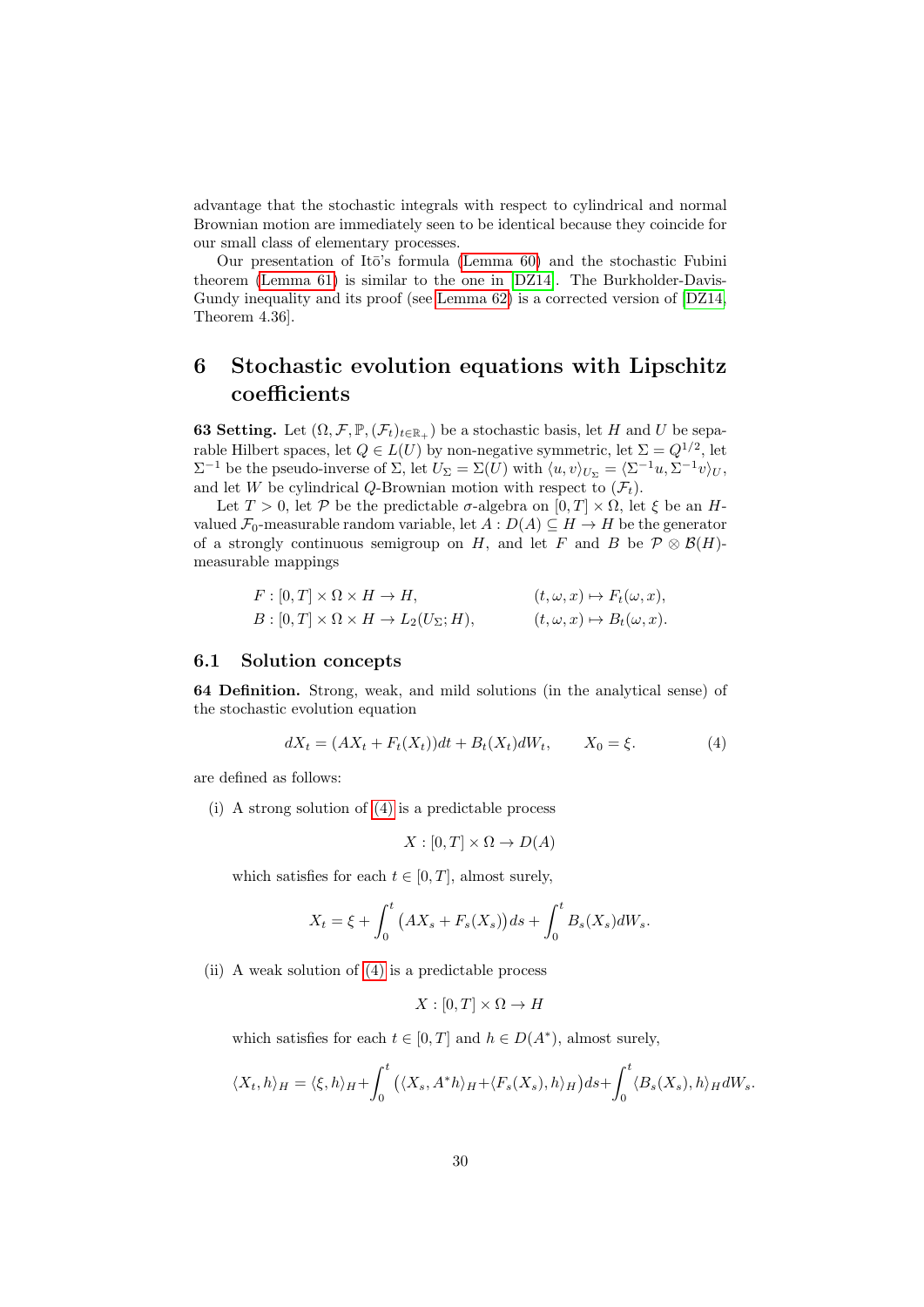advantage that the stochastic integrals with respect to cylindrical and normal Brownian motion are immediately seen to be identical because they coincide for our small class of elementary processes.

Our presentation of Itō's formula (Lemma 60) and the stochastic Fubini theorem (Lemma 61) is similar to the one in [DZ14]. The Burkholder-Davis-Gundy inequality and its proof (see Lemma 62) is a corrected version of [DZ14, Theorem 4.36].

# 6 Stochastic evolution equations with Lipschitz coefficients

**63 Setting.** Let $(\Omega, \mathcal{F}, \mathbb{P}, (\mathcal{F}_t)_{t\in\mathbb{R}_+})$ be a stochastic basis, let $H$ and $U$ be separable Hilbert spaces, let $Q \in L(U)$ by non-negative symmetric, let $\Sigma = Q^{1/2}$, let $\Sigma^{-1}$ be the pseudo-inverse of $\Sigma$, let $U_\Sigma = \Sigma(U)$ with $\langle u, v\rangle_{U_\Sigma} = \langle \Sigma^{-1}u, \Sigma^{-1}v\rangle_U$, and let $W$ be cylindrical $Q$-Brownian motion with respect to $(\mathcal{F}_t)$.

Let $T > 0$, let $\mathcal{P}$ be the predictable $\sigma$-algebra on $[0,T]\times\Omega$, let $\xi$ be an $H$-valued $\mathcal{F}_0$-measurable random variable, let $A : D(A) \subseteq H \to H$ be the generator of a strongly continuous semigroup on $H$, and let $F$ and $B$ be $\mathcal{P}\otimes\mathcal{B}(H)$-measurable mappings

$$
\begin{aligned}
&F : [0,T]\times\Omega\times H \to H, && (t,\omega,x)\mapsto F_t(\omega,x),\\
&B : [0,T]\times\Omega\times H \to L_2(U_\Sigma; H), && (t,\omega,x)\mapsto B_t(\omega,x).
\end{aligned}
$$

## 6.1 Solution concepts

**64 Definition.** Strong, weak, and mild solutions (in the analytical sense) of the stochastic evolution equation

$$
dX_t = (AX_t + F_t(X_t))dt + B_t(X_t)dW_t, \qquad X_0 = \xi. \tag{4}
$$

are defined as follows:

(i) A strong solution of (4) is a predictable process

$$
X : [0,T]\times\Omega \to D(A)
$$

which satisfies for each $t\in[0,T]$, almost surely,

$$
X_t = \xi + \int_0^t \big(AX_s + F_s(X_s)\big)ds + \int_0^t B_s(X_s)dW_s.
$$

(ii) A weak solution of (4) is a predictable process

$$
X : [0,T]\times\Omega \to H
$$

which satisfies for each $t\in[0,T]$ and $h\in D(A^*)$, almost surely,

$$
\langle X_t, h\rangle_H = \langle \xi, h\rangle_H + \int_0^t \big(\langle X_s, A^*h\rangle_H + \langle F_s(X_s), h\rangle_H\big)ds + \int_0^t \langle B_s(X_s), h\rangle_H dW_s.
$$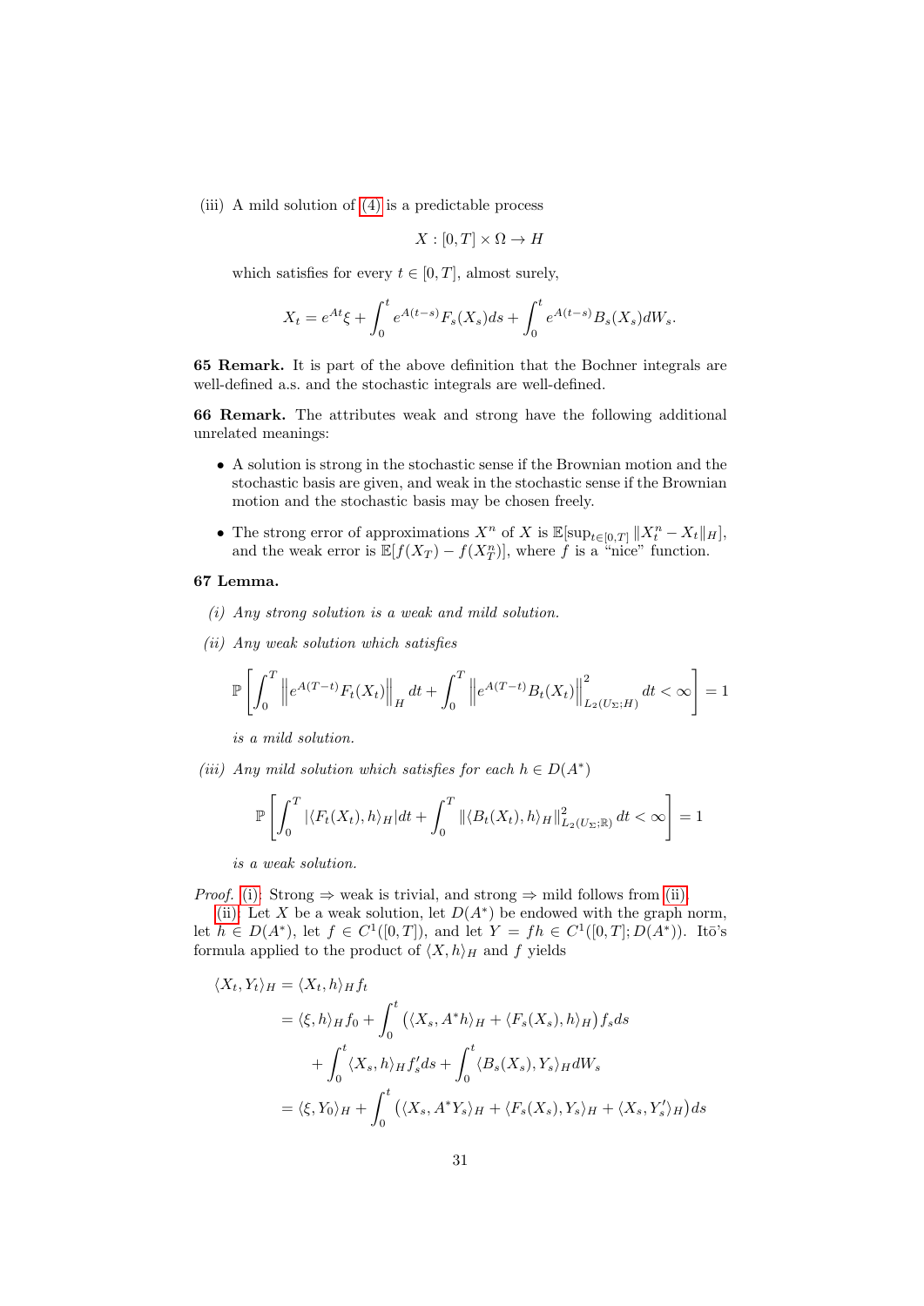(iii) A mild solution of (4) is a predictable process

$$X : [0,T] \times \Omega \to H$$

which satisfies for every $t \in [0,T]$, almost surely,

$$X_t = e^{At}\xi + \int_0^t e^{A(t-s)} F_s(X_s) ds + \int_0^t e^{A(t-s)} B_s(X_s) dW_s.$$

**65 Remark.** It is part of the above definition that the Bochner integrals are well-defined a.s. and the stochastic integrals are well-defined.

**66 Remark.** The attributes weak and strong have the following additional unrelated meanings:

- A solution is strong in the stochastic sense if the Brownian motion and the stochastic basis are given, and weak in the stochastic sense if the Brownian motion and the stochastic basis may be chosen freely.
- The strong error of approximations $X^n$ of $X$ is $\mathbb{E}[\sup_{t\in[0,T]} \|X_t^n - X_t\|_H]$, and the weak error is $\mathbb{E}[f(X_T) - f(X_T^n)]$, where $f$ is a "nice" function.

**67 Lemma.**

*(i) Any strong solution is a weak and mild solution.*

*(ii) Any weak solution which satisfies*

$$\mathbb{P}\left[\int_0^T \left\|e^{A(T-t)} F_t(X_t)\right\|_H dt + \int_0^T \left\|e^{A(T-t)} B_t(X_t)\right\|^2_{L_2(U_\Sigma;H)} dt < \infty\right] = 1$$

*is a mild solution.*

*(iii) Any mild solution which satisfies for each $h \in D(A^*)$*

$$\mathbb{P}\left[\int_0^T |\langle F_t(X_t), h\rangle_H| dt + \int_0^T \|\langle B_t(X_t), h\rangle_H\|^2_{L_2(U_\Sigma;\mathbb{R})} dt < \infty\right] = 1$$

*is a weak solution.*

*Proof.* (i): Strong $\Rightarrow$ weak is trivial, and strong $\Rightarrow$ mild follows from (ii).

(ii): Let $X$ be a weak solution, let $D(A^*)$ be endowed with the graph norm, let $h \in D(A^*)$, let $f \in C^1([0,T])$, and let $Y = fh \in C^1([0,T]; D(A^*))$. Itō's formula applied to the product of $\langle X, h\rangle_H$ and $f$ yields

$$\begin{aligned}
\langle X_t, Y_t\rangle_H &= \langle X_t, h\rangle_H f_t \\
&= \langle \xi, h\rangle_H f_0 + \int_0^t \big(\langle X_s, A^* h\rangle_H + \langle F_s(X_s), h\rangle_H\big) f_s ds \\
&\quad + \int_0^t \langle X_s, h\rangle_H f_s' ds + \int_0^t \langle B_s(X_s), Y_s\rangle_H dW_s \\
&= \langle \xi, Y_0\rangle_H + \int_0^t \big(\langle X_s, A^* Y_s\rangle_H + \langle F_s(X_s), Y_s\rangle_H + \langle X_s, Y_s'\rangle_H\big) ds
\end{aligned}$$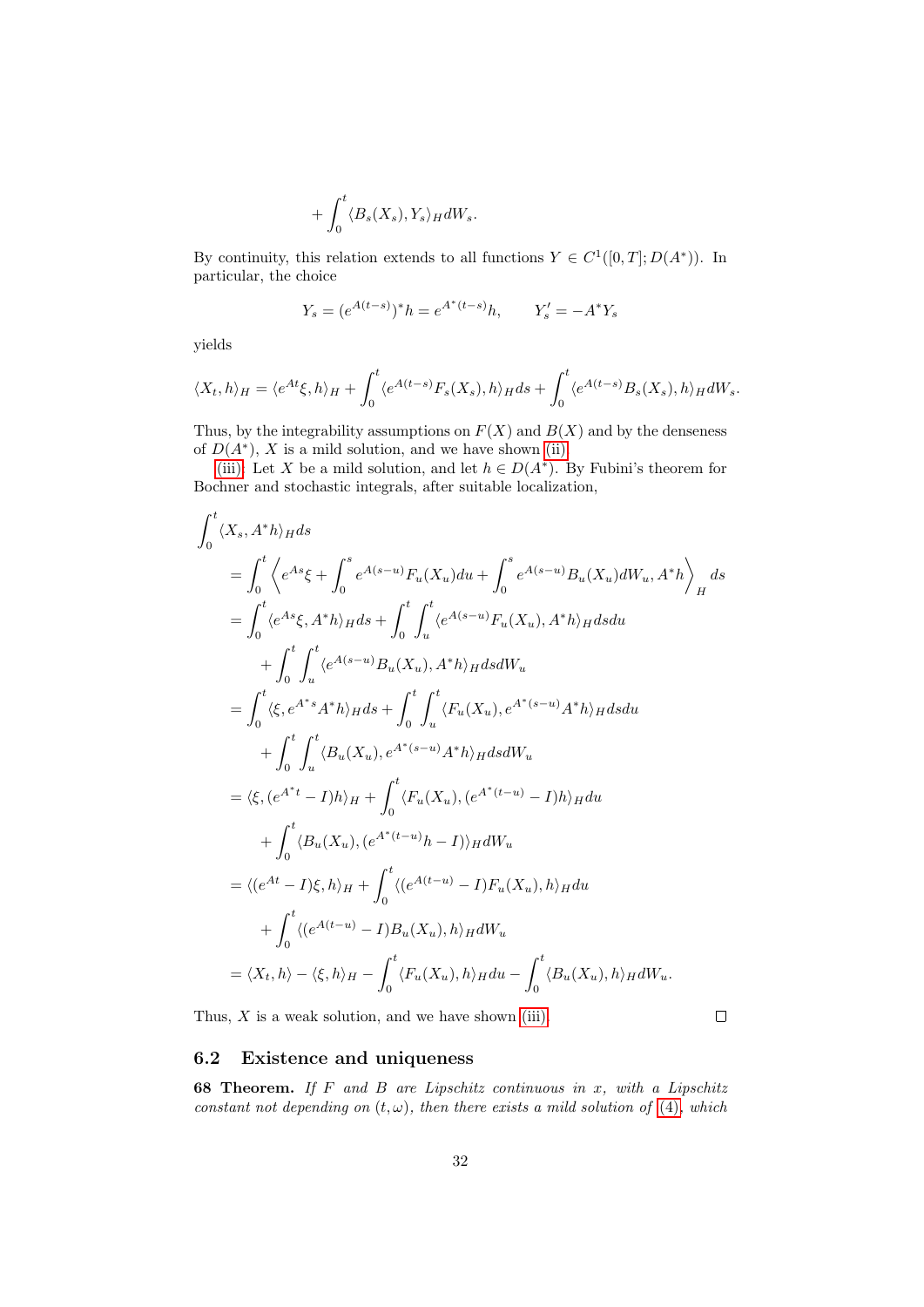$$+ \int_0^t \langle B_s(X_s), Y_s \rangle_H dW_s.$$

By continuity, this relation extends to all functions $Y \in C^1([0,T]; D(A^*))$. In particular, the choice

$$Y_s = (e^{A(t-s)})^* h = e^{A^*(t-s)} h, \qquad Y_s' = -A^* Y_s$$

yields

$$\langle X_t, h \rangle_H = \langle e^{At}\xi, h \rangle_H + \int_0^t \langle e^{A(t-s)} F_s(X_s), h \rangle_H ds + \int_0^t \langle e^{A(t-s)} B_s(X_s), h \rangle_H dW_s.$$

Thus, by the integrability assumptions on $F(X)$ and $B(X)$ and by the denseness of $D(A^*)$, $X$ is a mild solution, and we have shown (ii).

(iii): Let $X$ be a mild solution, and let $h \in D(A^*)$. By Fubini's theorem for Bochner and stochastic integrals, after suitable localization,

$$\begin{aligned}
\int_0^t & \langle X_s, A^* h \rangle_H ds \\
&= \int_0^t \left\langle e^{As}\xi + \int_0^s e^{A(s-u)} F_u(X_u) du + \int_0^s e^{A(s-u)} B_u(X_u) dW_u, A^* h \right\rangle_H ds \\
&= \int_0^t \langle e^{As}\xi, A^* h \rangle_H ds + \int_0^t \int_u^t \langle e^{A(s-u)} F_u(X_u), A^* h \rangle_H ds du \\
&\quad + \int_0^t \int_u^t \langle e^{A(s-u)} B_u(X_u), A^* h \rangle_H ds dW_u \\
&= \int_0^t \langle \xi, e^{A^* s} A^* h \rangle_H ds + \int_0^t \int_u^t \langle F_u(X_u), e^{A^*(s-u)} A^* h \rangle_H ds du \\
&\quad + \int_0^t \int_u^t \langle B_u(X_u), e^{A^*(s-u)} A^* h \rangle_H ds dW_u \\
&= \langle \xi, (e^{A^* t} - I) h \rangle_H + \int_0^t \langle F_u(X_u), (e^{A^*(t-u)} - I) h \rangle_H du \\
&\quad + \int_0^t \langle B_u(X_u), (e^{A^*(t-u)} h - I) \rangle_H dW_u \\
&= \langle (e^{At} - I)\xi, h \rangle_H + \int_0^t \langle (e^{A(t-u)} - I) F_u(X_u), h \rangle_H du \\
&\quad + \int_0^t \langle (e^{A(t-u)} - I) B_u(X_u), h \rangle_H dW_u \\
&= \langle X_t, h \rangle - \langle \xi, h \rangle_H - \int_0^t \langle F_u(X_u), h \rangle_H du - \int_0^t \langle B_u(X_u), h \rangle_H dW_u.
\end{aligned}$$

Thus, $X$ is a weak solution, and we have shown (iii). □

## 6.2 Existence and uniqueness

**68 Theorem.** *If $F$ and $B$ are Lipschitz continuous in $x$, with a Lipschitz constant not depending on $(t, \omega)$, then there exists a mild solution of (4), which*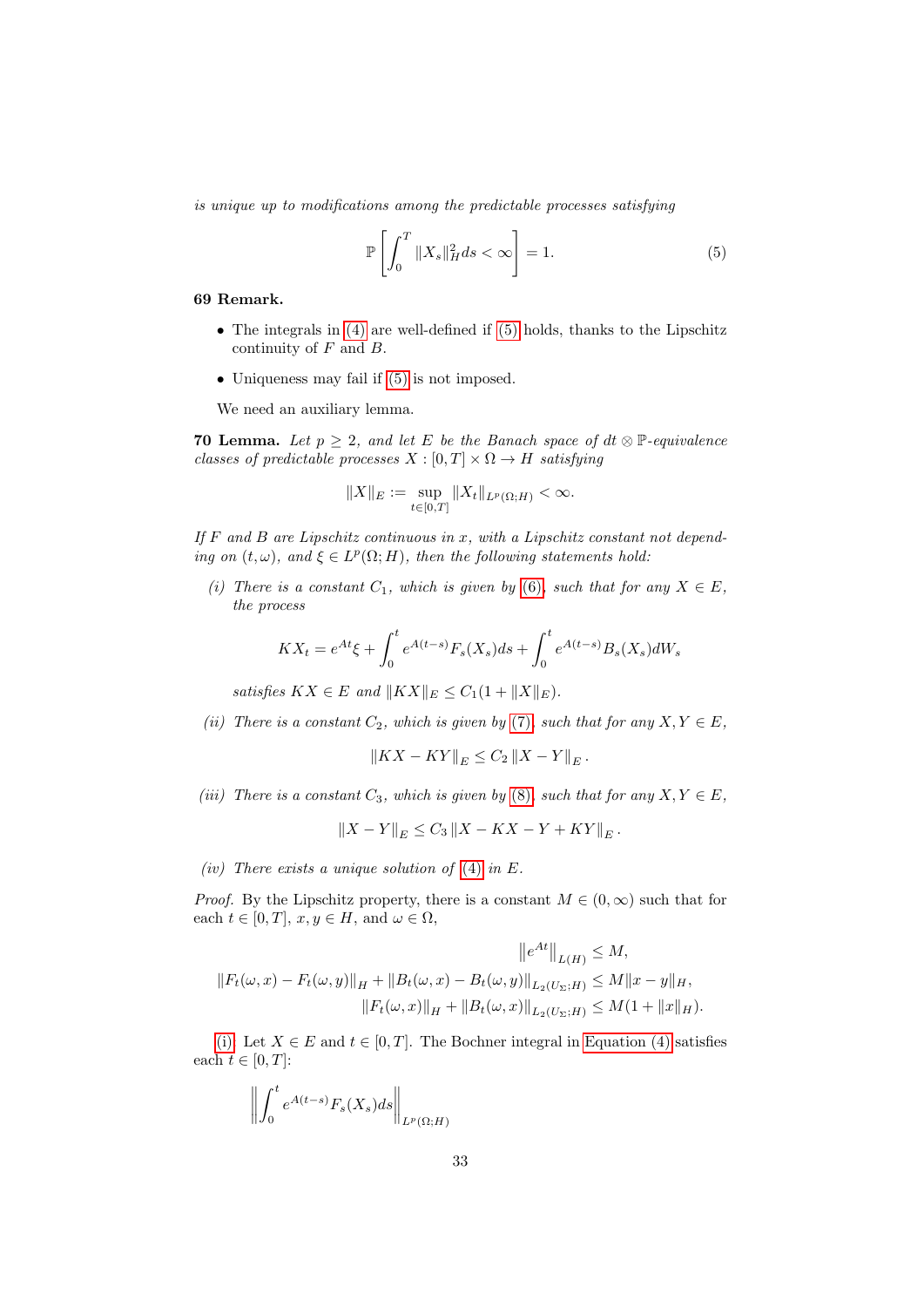*is unique up to modifications among the predictable processes satisfying*

$$\mathbb{P}\left[\int_0^T \|X_s\|_H^2 ds < \infty\right] = 1. \tag{5}$$

**69 Remark.**

- The integrals in (4) are well-defined if (5) holds, thanks to the Lipschitz continuity of $F$ and $B$.
- Uniqueness may fail if (5) is not imposed.

We need an auxiliary lemma.

**70 Lemma.** *Let $p \geq 2$, and let $E$ be the Banach space of $dt \otimes \mathbb{P}$-equivalence classes of predictable processes $X : [0,T] \times \Omega \to H$ satisfying*

$$\|X\|_E := \sup_{t\in[0,T]} \|X_t\|_{L^p(\Omega;H)} < \infty.$$

*If $F$ and $B$ are Lipschitz continuous in $x$, with a Lipschitz constant not depending on $(t, \omega)$, and $\xi \in L^p(\Omega; H)$, then the following statements hold:*

*(i) There is a constant $C_1$, which is given by (6), such that for any $X \in E$, the process*

$$KX_t = e^{At}\xi + \int_0^t e^{A(t-s)} F_s(X_s) ds + \int_0^t e^{A(t-s)} B_s(X_s) dW_s$$

*satisfies $KX \in E$ and $\|KX\|_E \leq C_1(1 + \|X\|_E)$.*

*(ii) There is a constant $C_2$, which is given by (7), such that for any $X, Y \in E$,*

$$\|KX - KY\|_E \leq C_2 \|X - Y\|_E.$$

*(iii) There is a constant $C_3$, which is given by (8), such that for any $X, Y \in E$,*

$$\|X - Y\|_E \leq C_3 \|X - KX - Y + KY\|_E.$$

*(iv) There exists a unique solution of (4) in $E$.*

*Proof.* By the Lipschitz property, there is a constant $M \in (0, \infty)$ such that for each $t \in [0,T]$, $x, y \in H$, and $\omega \in \Omega$,

$$\begin{aligned}
\left\|e^{At}\right\|_{L(H)} &\leq M, \\
\|F_t(\omega, x) - F_t(\omega, y)\|_H + \|B_t(\omega, x) - B_t(\omega, y)\|_{L_2(U_\Sigma;H)} &\leq M\|x - y\|_H, \\
\|F_t(\omega, x)\|_H + \|B_t(\omega, x)\|_{L_2(U_\Sigma;H)} &\leq M(1 + \|x\|_H).
\end{aligned}$$

(i) Let $X \in E$ and $t \in [0,T]$. The Bochner integral in Equation (4) satisfies each $t \in [0,T]$:

$$\left\|\int_0^t e^{A(t-s)} F_s(X_s) ds\right\|_{L^p(\Omega;H)}$$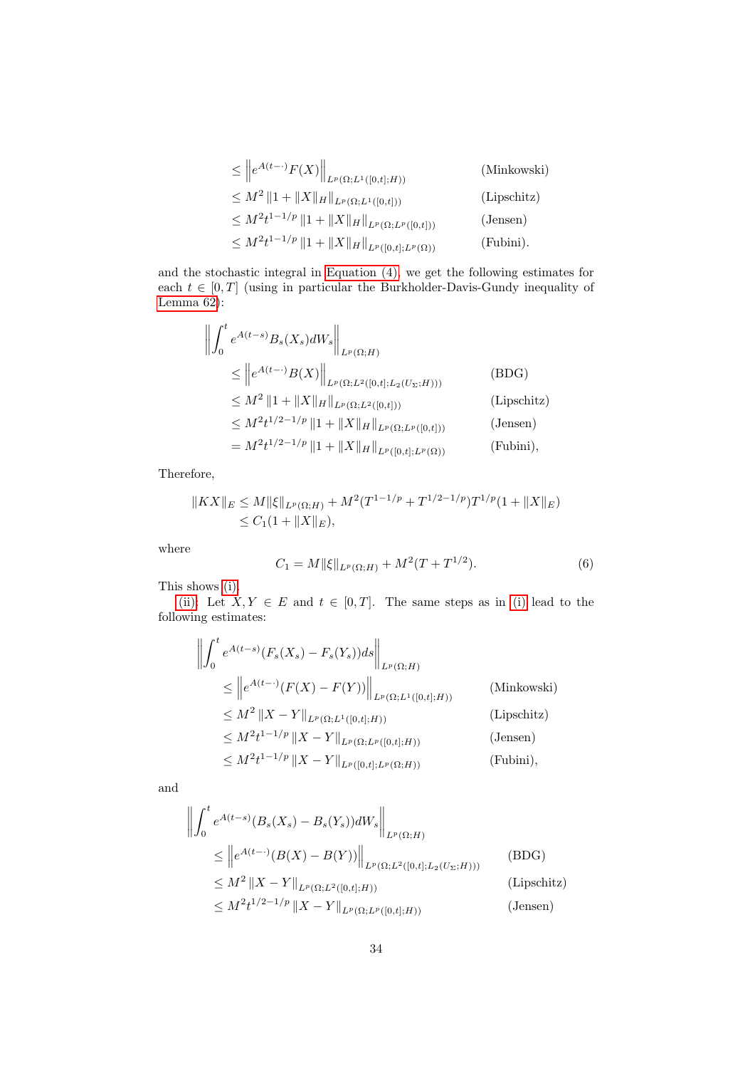$$
\begin{aligned}
&\leq \left\| e^{A(t-\cdot)} F(X) \right\|_{L^p(\Omega; L^1([0,t]; H))} && \text{(Minkowski)} \\
&\leq M^2 \left\| 1 + \|X\|_H \right\|_{L^p(\Omega; L^1([0,t]))} && \text{(Lipschitz)} \\
&\leq M^2 t^{1-1/p} \left\| 1 + \|X\|_H \right\|_{L^p(\Omega; L^p([0,t]))} && \text{(Jensen)} \\
&\leq M^2 t^{1-1/p} \left\| 1 + \|X\|_H \right\|_{L^p([0,t]; L^p(\Omega))} && \text{(Fubini).}
\end{aligned}
$$

and the stochastic integral in Equation (4), we get the following estimates for each $t \in [0,T]$ (using in particular the Burkholder-Davis-Gundy inequality of Lemma 62):

$$
\begin{aligned}
&\left\| \int_0^t e^{A(t-s)} B_s(X_s) dW_s \right\|_{L^p(\Omega; H)} \\
&\quad \leq \left\| e^{A(t-\cdot)} B(X) \right\|_{L^p(\Omega; L^2([0,t]; L_2(U_\Sigma; H)))} && \text{(BDG)} \\
&\quad \leq M^2 \left\| 1 + \|X\|_H \right\|_{L^p(\Omega; L^2([0,t]))} && \text{(Lipschitz)} \\
&\quad \leq M^2 t^{1/2-1/p} \left\| 1 + \|X\|_H \right\|_{L^p(\Omega; L^p([0,t]))} && \text{(Jensen)} \\
&\quad = M^2 t^{1/2-1/p} \left\| 1 + \|X\|_H \right\|_{L^p([0,t]; L^p(\Omega))} && \text{(Fubini),}
\end{aligned}
$$

Therefore,

$$
\begin{aligned}
\|KX\|_E &\leq M \|\xi\|_{L^p(\Omega;H)} + M^2 (T^{1-1/p} + T^{1/2-1/p}) T^{1/p} (1 + \|X\|_E) \\
&\leq C_1 (1 + \|X\|_E),
\end{aligned}
$$

where

$$
C_1 = M \|\xi\|_{L^p(\Omega;H)} + M^2 (T + T^{1/2}). \tag{6}
$$

This shows (i).

(ii): Let $X, Y \in E$ and $t \in [0,T]$. The same steps as in (i) lead to the following estimates:

$$
\begin{aligned}
&\left\| \int_0^t e^{A(t-s)} (F_s(X_s) - F_s(Y_s)) ds \right\|_{L^p(\Omega; H)} \\
&\quad \leq \left\| e^{A(t-\cdot)} (F(X) - F(Y)) \right\|_{L^p(\Omega; L^1([0,t]; H))} && \text{(Minkowski)} \\
&\quad \leq M^2 \|X - Y\|_{L^p(\Omega; L^1([0,t]; H))} && \text{(Lipschitz)} \\
&\quad \leq M^2 t^{1-1/p} \|X - Y\|_{L^p(\Omega; L^p([0,t]; H))} && \text{(Jensen)} \\
&\quad \leq M^2 t^{1-1/p} \|X - Y\|_{L^p([0,t]; L^p(\Omega; H))} && \text{(Fubini),}
\end{aligned}
$$

and

$$
\begin{aligned}
&\left\| \int_0^t e^{A(t-s)} (B_s(X_s) - B_s(Y_s)) dW_s \right\|_{L^p(\Omega; H)} \\
&\quad \leq \left\| e^{A(t-\cdot)} (B(X) - B(Y)) \right\|_{L^p(\Omega; L^2([0,t]; L_2(U_\Sigma; H)))} && \text{(BDG)} \\
&\quad \leq M^2 \|X - Y\|_{L^p(\Omega; L^2([0,t]; H))} && \text{(Lipschitz)} \\
&\quad \leq M^2 t^{1/2-1/p} \|X - Y\|_{L^p(\Omega; L^p([0,t]; H))} && \text{(Jensen)}
\end{aligned}
$$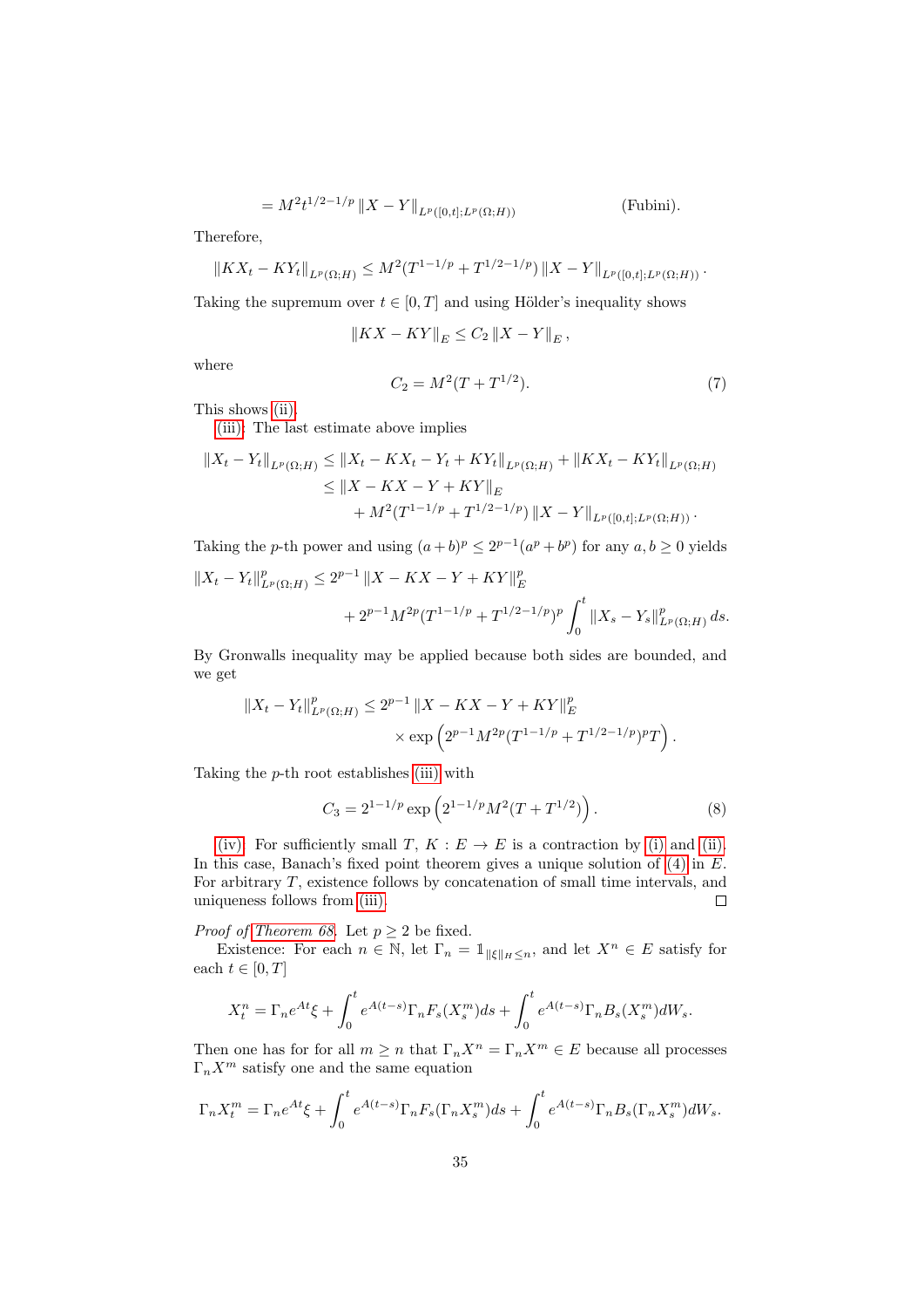$$= M^2 t^{1/2-1/p} \|X - Y\|_{L^p([0,t];L^p(\Omega;H))} \qquad \text{(Fubini)}.$$

Therefore,

$$\|KX_t - KY_t\|_{L^p(\Omega;H)} \le M^2(T^{1-1/p} + T^{1/2-1/p}) \|X - Y\|_{L^p([0,t];L^p(\Omega;H))}.$$

Taking the supremum over $t \in [0,T]$ and using Hölder's inequality shows

$$\|KX - KY\|_E \le C_2 \|X - Y\|_E,$$

where

$$C_2 = M^2(T + T^{1/2}). \tag{7}$$

This shows (ii).

(iii): The last estimate above implies

$$\begin{aligned}
\|X_t - Y_t\|_{L^p(\Omega;H)} &\le \|X_t - KX_t - Y_t + KY_t\|_{L^p(\Omega;H)} + \|KX_t - KY_t\|_{L^p(\Omega;H)} \\
&\le \|X - KX - Y + KY\|_E \\
&\quad + M^2(T^{1-1/p} + T^{1/2-1/p}) \|X - Y\|_{L^p([0,t];L^p(\Omega;H))}.
\end{aligned}$$

Taking the $p$-th power and using $(a+b)^p \le 2^{p-1}(a^p + b^p)$ for any $a, b \ge 0$ yields

$$\begin{aligned}
\|X_t - Y_t\|^p_{L^p(\Omega;H)} &\le 2^{p-1} \|X - KX - Y + KY\|^p_E \\
&\quad + 2^{p-1} M^{2p}(T^{1-1/p} + T^{1/2-1/p})^p \int_0^t \|X_s - Y_s\|^p_{L^p(\Omega;H)} ds.
\end{aligned}$$

By Gronwalls inequality may be applied because both sides are bounded, and we get

$$\begin{aligned}
\|X_t - Y_t\|^p_{L^p(\Omega;H)} &\le 2^{p-1} \|X - KX - Y + KY\|^p_E \\
&\quad \times \exp\left(2^{p-1} M^{2p}(T^{1-1/p} + T^{1/2-1/p})^p T\right).
\end{aligned}$$

Taking the $p$-th root establishes (iii) with

$$C_3 = 2^{1-1/p} \exp\left(2^{1-1/p} M^2 (T + T^{1/2})\right). \tag{8}$$

(iv): For sufficiently small $T$, $K : E \to E$ is a contraction by (i) and (ii). In this case, Banach's fixed point theorem gives a unique solution of (4) in $E$. For arbitrary $T$, existence follows by concatenation of small time intervals, and uniqueness follows from (iii). □

*Proof of Theorem 68.* Let $p \ge 2$ be fixed.

Existence: For each $n \in \mathbb{N}$, let $\Gamma_n = \mathbb{1}_{\|\xi\|_H \le n}$, and let $X^n \in E$ satisfy for each $t \in [0,T]$

$$X^n_t = \Gamma_n e^{At}\xi + \int_0^t e^{A(t-s)} \Gamma_n F_s(X^m_s) ds + \int_0^t e^{A(t-s)} \Gamma_n B_s(X^m_s) dW_s.$$

Then one has for for all $m \ge n$ that $\Gamma_n X^n = \Gamma_n X^m \in E$ because all processes $\Gamma_n X^m$ satisfy one and the same equation

$$\Gamma_n X^m_t = \Gamma_n e^{At}\xi + \int_0^t e^{A(t-s)} \Gamma_n F_s(\Gamma_n X^m_s) ds + \int_0^t e^{A(t-s)} \Gamma_n B_s(\Gamma_n X^m_s) dW_s.$$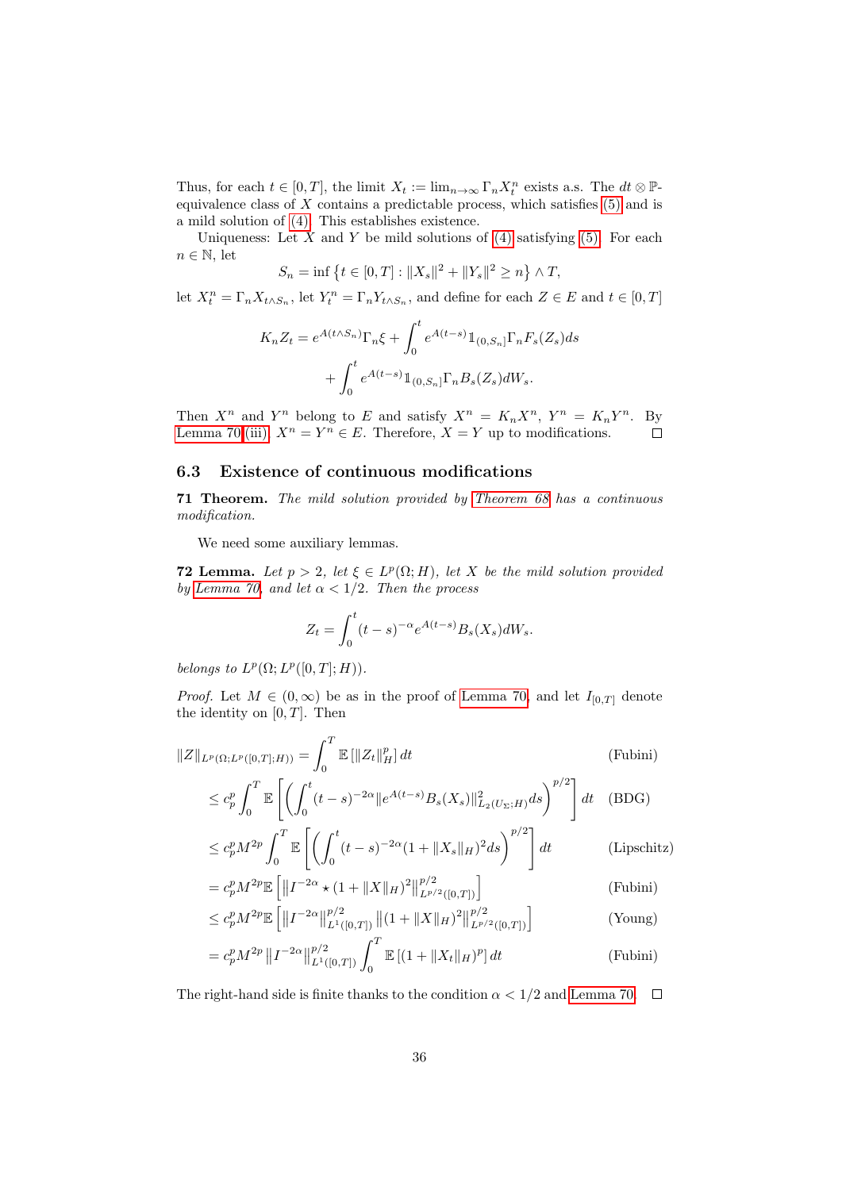Thus, for each $t \in [0,T]$, the limit $X_t := \lim_{n\to\infty} \Gamma_n X^n_t$ exists a.s. The $dt \otimes \mathbb{P}$-equivalence class of $X$ contains a predictable process, which satisfies (5) and is a mild solution of (4). This establishes existence.

Uniqueness: Let $X$ and $Y$ be mild solutions of (4) satisfying (5). For each $n \in \mathbb{N}$, let

$$S_n = \inf\left\{t \in [0,T] : \|X_s\|^2 + \|Y_s\|^2 \geq n\right\} \wedge T,$$

let $X^n_t = \Gamma_n X_{t\wedge S_n}$, let $Y^n_t = \Gamma_n Y_{t\wedge S_n}$, and define for each $Z \in E$ and $t \in [0,T]$

$$K_n Z_t = e^{A(t\wedge S_n)}\Gamma_n \xi + \int_0^t e^{A(t-s)}\mathbb{1}_{(0,S_n]}\Gamma_n F_s(Z_s)ds$$
$$+ \int_0^t e^{A(t-s)}\mathbb{1}_{(0,S_n]}\Gamma_n B_s(Z_s)dW_s.$$

Then $X^n$ and $Y^n$ belong to $E$ and satisfy $X^n = K_n X^n$, $Y^n = K_n Y^n$. By Lemma 70 (iii), $X^n = Y^n \in E$. Therefore, $X = Y$ up to modifications. □

## 6.3 Existence of continuous modifications

**71 Theorem.** *The mild solution provided by Theorem 68 has a continuous modification.*

We need some auxiliary lemmas.

**72 Lemma.** *Let $p > 2$, let $\xi \in L^p(\Omega; H)$, let $X$ be the mild solution provided by Lemma 70, and let $\alpha < 1/2$. Then the process*

$$Z_t = \int_0^t (t-s)^{-\alpha} e^{A(t-s)} B_s(X_s) dW_s.$$

*belongs to $L^p(\Omega; L^p([0,T]; H))$.*

*Proof.* Let $M \in (0,\infty)$ be as in the proof of Lemma 70, and let $I_{[0,T]}$ denote the identity on $[0,T]$. Then

$$
\begin{aligned}
\|Z\|_{L^p(\Omega;L^p([0,T];H))} &= \int_0^T \mathbb{E}\left[\|Z_t\|_H^p\right] dt && \text{(Fubini)}\\
&\leq c_p^p \int_0^T \mathbb{E}\left[\left(\int_0^t (t-s)^{-2\alpha}\|e^{A(t-s)}B_s(X_s)\|^2_{L_2(U_\Sigma;H)}ds\right)^{p/2}\right] dt && \text{(BDG)}\\
&\leq c_p^p M^{2p} \int_0^T \mathbb{E}\left[\left(\int_0^t (t-s)^{-2\alpha}(1+\|X_s\|_H)^2 ds\right)^{p/2}\right] dt && \text{(Lipschitz)}\\
&= c_p^p M^{2p} \mathbb{E}\left[\left\|I^{-2\alpha} \star (1+\|X\|_H)^2\right\|^{p/2}_{L^{p/2}([0,T])}\right] && \text{(Fubini)}\\
&\leq c_p^p M^{2p} \mathbb{E}\left[\left\|I^{-2\alpha}\right\|^{p/2}_{L^1([0,T])}\left\|(1+\|X\|_H)^2\right\|^{p/2}_{L^{p/2}([0,T])}\right] && \text{(Young)}\\
&= c_p^p M^{2p}\left\|I^{-2\alpha}\right\|^{p/2}_{L^1([0,T])}\int_0^T \mathbb{E}\left[(1+\|X_t\|_H)^p\right] dt && \text{(Fubini)}
\end{aligned}
$$

The right-hand side is finite thanks to the condition $\alpha < 1/2$ and Lemma 70. □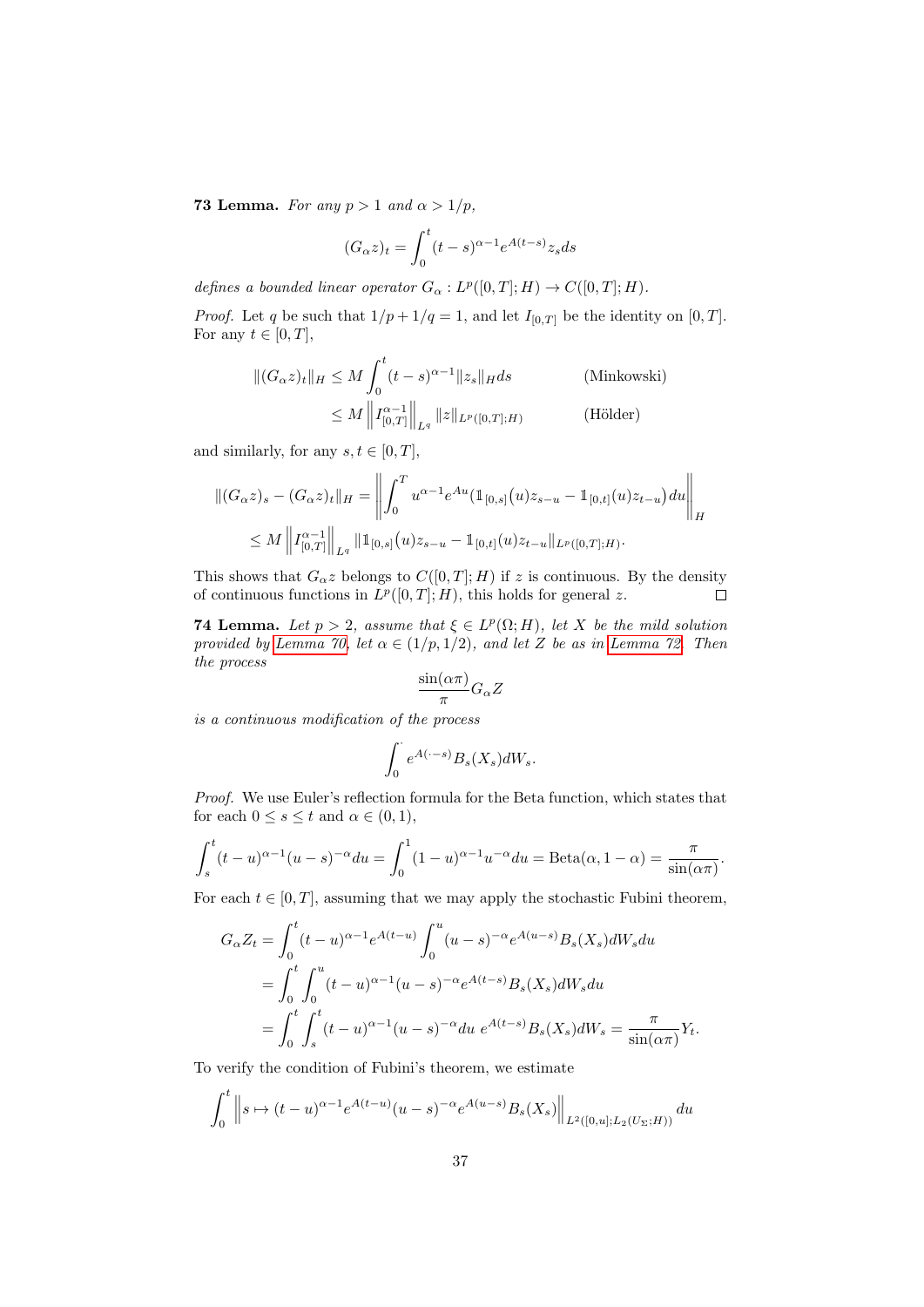**73 Lemma.** *For any $p > 1$ and $\alpha > 1/p$,*

$$(G_\alpha z)_t = \int_0^t (t-s)^{\alpha-1} e^{A(t-s)} z_s ds$$

*defines a bounded linear operator $G_\alpha : L^p([0,T];H) \to C([0,T];H)$.*

*Proof.* Let $q$ be such that $1/p + 1/q = 1$, and let $I_{[0,T]}$ be the identity on $[0,T]$. For any $t \in [0,T]$,

$$\begin{aligned}
\|(G_\alpha z)_t\|_H &\leq M \int_0^t (t-s)^{\alpha-1} \|z_s\|_H ds && \text{(Minkowski)} \\
&\leq M \left\| I_{[0,T]}^{\alpha-1} \right\|_{L^q} \|z\|_{L^p([0,T];H)} && \text{(Hölder)}
\end{aligned}$$

and similarly, for any $s, t \in [0,T]$,

$$\begin{aligned}
\|(G_\alpha z)_s - (G_\alpha z)_t\|_H &= \left\| \int_0^T u^{\alpha-1} e^{Au} (\mathbb{1}_{[0,s]}(u) z_{s-u} - \mathbb{1}_{[0,t]}(u) z_{t-u}) du \right\|_H \\
&\leq M \left\| I_{[0,T]}^{\alpha-1} \right\|_{L^q} \|\mathbb{1}_{[0,s]}(u) z_{s-u} - \mathbb{1}_{[0,t]}(u) z_{t-u}\|_{L^p([0,T];H)}.
\end{aligned}$$

This shows that $G_\alpha z$ belongs to $C([0,T];H)$ if $z$ is continuous. By the density of continuous functions in $L^p([0,T];H)$, this holds for general $z$. $\square$

**74 Lemma.** *Let $p > 2$, assume that $\xi \in L^p(\Omega;H)$, let $X$ be the mild solution provided by Lemma 70, let $\alpha \in (1/p, 1/2)$, and let $Z$ be as in Lemma 72. Then the process*

$$\frac{\sin(\alpha\pi)}{\pi} G_\alpha Z$$

*is a continuous modification of the process*

$$\int_0^\cdot e^{A(\cdot - s)} B_s(X_s) dW_s.$$

*Proof.* We use Euler's reflection formula for the Beta function, which states that for each $0 \leq s \leq t$ and $\alpha \in (0,1)$,

$$\int_s^t (t-u)^{\alpha-1}(u-s)^{-\alpha} du = \int_0^1 (1-u)^{\alpha-1} u^{-\alpha} du = \mathrm{Beta}(\alpha, 1-\alpha) = \frac{\pi}{\sin(\alpha\pi)}.$$

For each $t \in [0,T]$, assuming that we may apply the stochastic Fubini theorem,

$$\begin{aligned}
G_\alpha Z_t &= \int_0^t (t-u)^{\alpha-1} e^{A(t-u)} \int_0^u (u-s)^{-\alpha} e^{A(u-s)} B_s(X_s) dW_s du \\
&= \int_0^t \int_0^u (t-u)^{\alpha-1} (u-s)^{-\alpha} e^{A(t-s)} B_s(X_s) dW_s du \\
&= \int_0^t \int_s^t (t-u)^{\alpha-1}(u-s)^{-\alpha} du \; e^{A(t-s)} B_s(X_s) dW_s = \frac{\pi}{\sin(\alpha\pi)} Y_t.
\end{aligned}$$

To verify the condition of Fubini's theorem, we estimate

$$\int_0^t \left\| s \mapsto (t-u)^{\alpha-1} e^{A(t-u)} (u-s)^{-\alpha} e^{A(u-s)} B_s(X_s) \right\|_{L^2([0,u];L_2(U_\Sigma;H))} du$$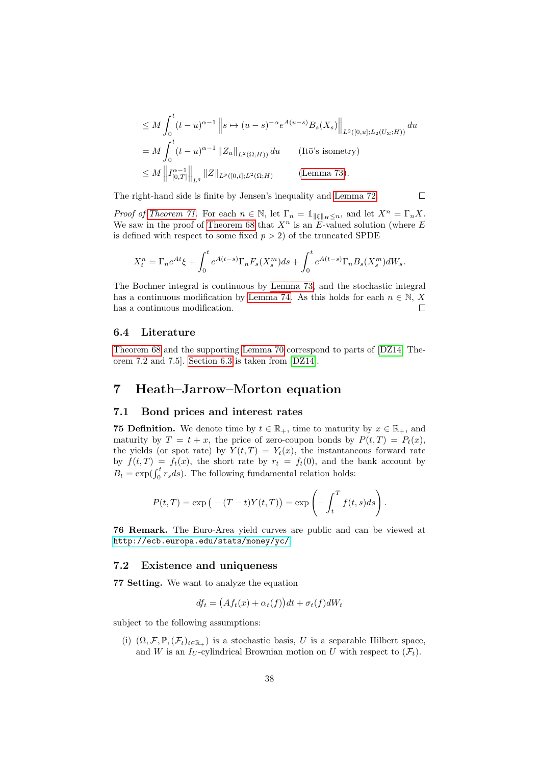$$
\begin{aligned}
&\leq M \int_0^t (t-u)^{\alpha-1} \left\| s \mapsto (u-s)^{-\alpha} e^{A(u-s)} B_s(X_s) \right\|_{L^2([0,u];L_2(U_\Sigma;H))} du \\
&= M \int_0^t (t-u)^{\alpha-1} \|Z_u\|_{L^2(\Omega;H))} du \qquad \text{(Itō's isometry)} \\
&\leq M \left\| I^{\alpha-1}_{[0,T]} \right\|_{L^q} \|Z\|_{L^p([0,t];L^2(\Omega;H)} \qquad \text{(Lemma 73)}.
\end{aligned}
$$

The right-hand side is finite by Jensen's inequality and Lemma 72. □

*Proof of Theorem 71.* For each $n \in \mathbb{N}$, let $\Gamma_n = \mathbb{1}_{\|\xi\|_H \leq n}$, and let $X^n = \Gamma_n X$. We saw in the proof of Theorem 68 that $X^n$ is an $E$-valued solution (where $E$ is defined with respect to some fixed $p > 2$) of the truncated SPDE

$$
X^n_t = \Gamma_n e^{At}\xi + \int_0^t e^{A(t-s)} \Gamma_n F_s(X^m_s) ds + \int_0^t e^{A(t-s)} \Gamma_n B_s(X^m_s) dW_s.
$$

The Bochner integral is continuous by Lemma 73, and the stochastic integral has a continuous modification by Lemma 74. As this holds for each $n \in \mathbb{N}$, $X$ has a continuous modification. □

### 6.4 Literature

Theorem 68 and the supporting Lemma 70 correspond to parts of [DZ14, Theorem 7.2 and 7.5]. Section 6.3 is taken from [DZ14].

## 7 Heath–Jarrow–Morton equation

### 7.1 Bond prices and interest rates

**75 Definition.** We denote time by $t \in \mathbb{R}_+$, time to maturity by $x \in \mathbb{R}_+$, and maturity by $T = t + x$, the price of zero-coupon bonds by $P(t,T) = P_t(x)$, the yields (or spot rate) by $Y(t,T) = Y_t(x)$, the instantaneous forward rate by $f(t,T) = f_t(x)$, the short rate by $r_t = f_t(0)$, and the bank account by $B_t = \exp(\int_0^t r_s ds)$. The following fundamental relation holds:

$$
P(t,T) = \exp\big(-(T-t)Y(t,T)\big) = \exp\left(-\int_t^T f(t,s) ds\right).
$$

**76 Remark.** The Euro-Area yield curves are public and can be viewed at http://ecb.europa.edu/stats/money/yc/

### 7.2 Existence and uniqueness

**77 Setting.** We want to analyze the equation

$$
df_t = \big(Af_t(x) + \alpha_t(f)\big)dt + \sigma_t(f)dW_t
$$

subject to the following assumptions:

(i) $(\Omega, \mathcal{F}, \mathbb{P}, (\mathcal{F}_t)_{t\in\mathbb{R}_+})$ is a stochastic basis, $U$ is a separable Hilbert space, and $W$ is an $I_U$-cylindrical Brownian motion on $U$ with respect to $(\mathcal{F}_t)$.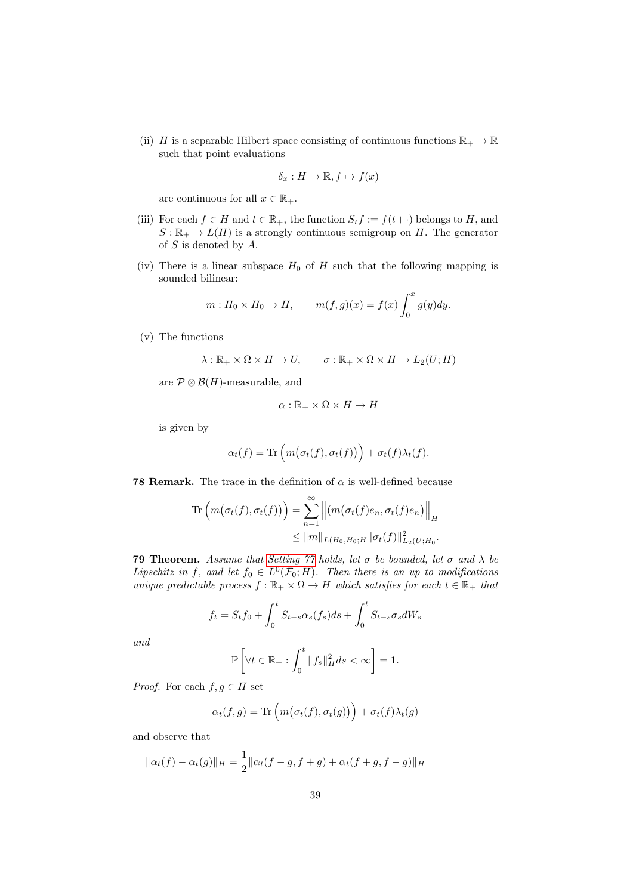(ii) $H$ is a separable Hilbert space consisting of continuous functions $\mathbb{R}_+ \to \mathbb{R}$ such that point evaluations

$$\delta_x : H \to \mathbb{R}, f \mapsto f(x)$$

are continuous for all $x \in \mathbb{R}_+$.

(iii) For each $f \in H$ and $t \in \mathbb{R}_+$, the function $S_t f := f(t + \cdot)$ belongs to $H$, and $S : \mathbb{R}_+ \to L(H)$ is a strongly continuous semigroup on $H$. The generator of $S$ is denoted by $A$.

(iv) There is a linear subspace $H_0$ of $H$ such that the following mapping is sounded bilinear:

$$m : H_0 \times H_0 \to H, \qquad m(f, g)(x) = f(x) \int_0^x g(y) dy.$$

(v) The functions

$$\lambda : \mathbb{R}_+ \times \Omega \times H \to U, \qquad \sigma : \mathbb{R}_+ \times \Omega \times H \to L_2(U; H)$$

are $\mathcal{P} \otimes \mathcal{B}(H)$-measurable, and

$$\alpha : \mathbb{R}_+ \times \Omega \times H \to H$$

is given by

$$\alpha_t(f) = \operatorname{Tr}\Big(m\big(\sigma_t(f), \sigma_t(f)\big)\Big) + \sigma_t(f)\lambda_t(f).$$

**78 Remark.** The trace in the definition of $\alpha$ is well-defined because

$$\begin{aligned}
\operatorname{Tr}\Big(m\big(\sigma_t(f), \sigma_t(f)\big)\Big) &= \sum_{n=1}^{\infty} \Big\| \big(m\big(\sigma_t(f)e_n, \sigma_t(f)e_n\big) \Big\|_H \\
&\leq \|m\|_{L(H_0, H_0; H} \|\sigma_t(f)\|^2_{L_2(U; H_0}.
\end{aligned}$$

**79 Theorem.** *Assume that Setting ?? holds, let $\sigma$ be bounded, let $\sigma$ and $\lambda$ be Lipschitz in $f$, and let $f_0 \in L^0(\mathcal{F}_0; H)$. Then there is an up to modifications unique predictable process $f : \mathbb{R}_+ \times \Omega \to H$ which satisfies for each $t \in \mathbb{R}_+$ that*

$$f_t = S_t f_0 + \int_0^t S_{t-s} \alpha_s(f_s) ds + \int_0^t S_{t-s} \sigma_s dW_s$$

*and*

$$\mathbb{P}\left[\forall t \in \mathbb{R}_+ : \int_0^t \|f_s\|_H^2 ds < \infty\right] = 1.$$

*Proof.* For each $f, g \in H$ set

$$\alpha_t(f, g) = \operatorname{Tr}\Big(m\big(\sigma_t(f), \sigma_t(g)\big)\Big) + \sigma_t(f)\lambda_t(g)$$

and observe that

$$\|\alpha_t(f) - \alpha_t(g)\|_H = \frac{1}{2} \|\alpha_t(f - g, f + g) + \alpha_t(f + g, f - g)\|_H$$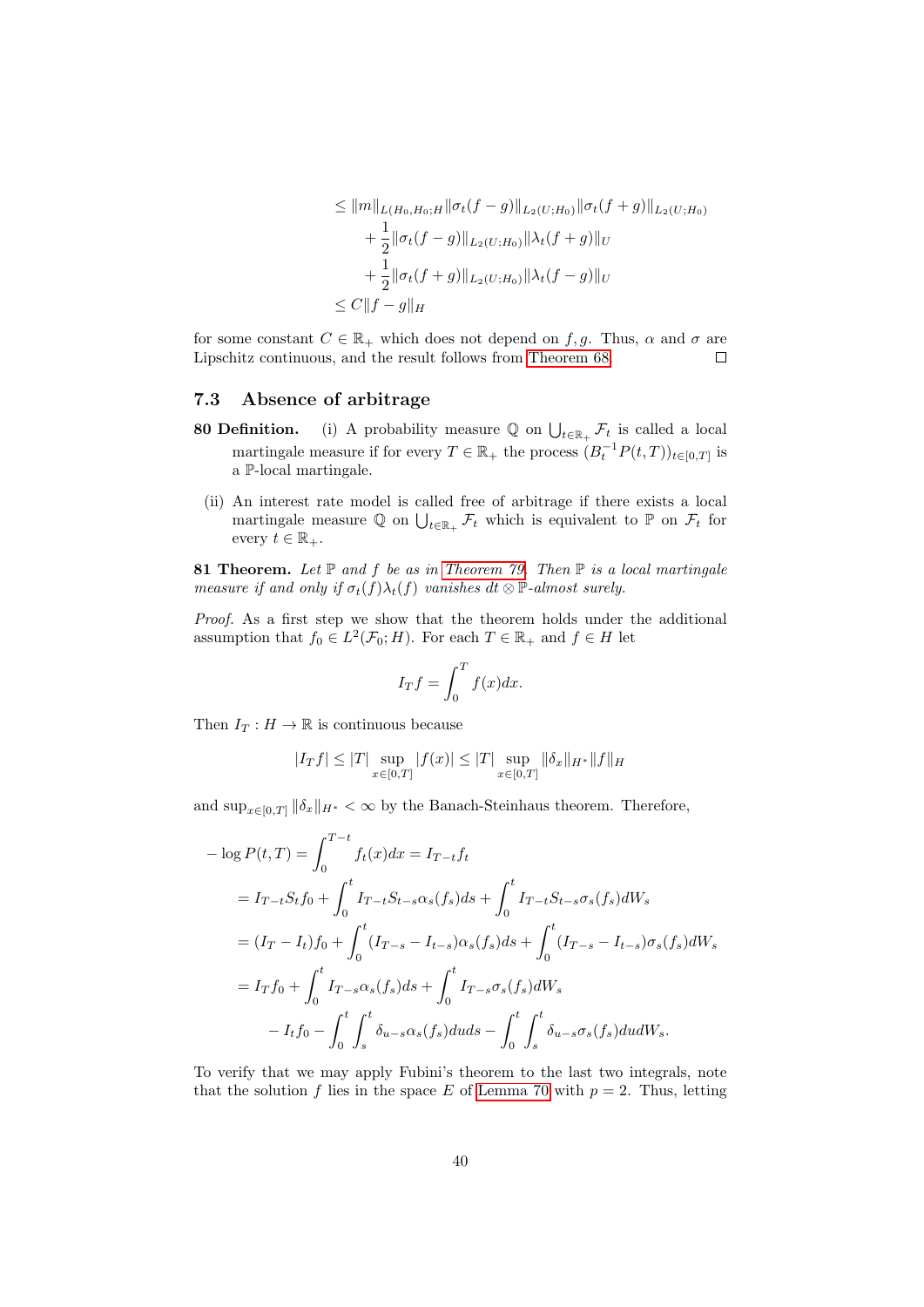$$
\begin{aligned}
&\leq \|m\|_{L(H_0,H_0;H)}\|\sigma_t(f-g)\|_{L_2(U;H_0)}\|\sigma_t(f+g)\|_{L_2(U;H_0)} \\
&\quad + \frac{1}{2}\|\sigma_t(f-g)\|_{L_2(U;H_0)}\|\lambda_t(f+g)\|_U \\
&\quad + \frac{1}{2}\|\sigma_t(f+g)\|_{L_2(U;H_0)}\|\lambda_t(f-g)\|_U \\
&\leq C\|f-g\|_H
\end{aligned}
$$

for some constant $C \in \mathbb{R}_+$ which does not depend on $f, g$. Thus, $\alpha$ and $\sigma$ are Lipschitz continuous, and the result follows from Theorem 68. □

### 7.3 Absence of arbitrage

**80 Definition.** (i) A probability measure $\mathbb{Q}$ on $\bigcup_{t\in\mathbb{R}_+}\mathcal{F}_t$ is called a local martingale measure if for every $T \in \mathbb{R}_+$ the process $(B_t^{-1}P(t,T))_{t\in[0,T]}$ is a $\mathbb{P}$-local martingale.

(ii) An interest rate model is called free of arbitrage if there exists a local martingale measure $\mathbb{Q}$ on $\bigcup_{t\in\mathbb{R}_+}\mathcal{F}_t$ which is equivalent to $\mathbb{P}$ on $\mathcal{F}_t$ for every $t \in \mathbb{R}_+$.

**81 Theorem.** *Let $\mathbb{P}$ and $f$ be as in Theorem 79. Then $\mathbb{P}$ is a local martingale measure if and only if $\sigma_t(f)\lambda_t(f)$ vanishes $dt \otimes \mathbb{P}$-almost surely.*

*Proof.* As a first step we show that the theorem holds under the additional assumption that $f_0 \in L^2(\mathcal{F}_0; H)$. For each $T \in \mathbb{R}_+$ and $f \in H$ let

$$
I_T f = \int_0^T f(x)dx.
$$

Then $I_T : H \to \mathbb{R}$ is continuous because

$$
|I_T f| \leq |T| \sup_{x\in[0,T]} |f(x)| \leq |T| \sup_{x\in[0,T]} \|\delta_x\|_{H^*}\|f\|_H
$$

and $\sup_{x\in[0,T]}\|\delta_x\|_{H^*} < \infty$ by the Banach-Steinhaus theorem. Therefore,

$$
\begin{aligned}
-\log P(t,T) &= \int_0^{T-t} f_t(x)dx = I_{T-t}f_t \\
&= I_{T-t}S_t f_0 + \int_0^t I_{T-t}S_{t-s}\alpha_s(f_s)ds + \int_0^t I_{T-t}S_{t-s}\sigma_s(f_s)dW_s \\
&= (I_T - I_t)f_0 + \int_0^t (I_{T-s} - I_{t-s})\alpha_s(f_s)ds + \int_0^t (I_{T-s} - I_{t-s})\sigma_s(f_s)dW_s \\
&= I_T f_0 + \int_0^t I_{T-s}\alpha_s(f_s)ds + \int_0^t I_{T-s}\sigma_s(f_s)dW_s \\
&\quad - I_t f_0 - \int_0^t \int_s^t \delta_{u-s}\alpha_s(f_s)duds - \int_0^t \int_s^t \delta_{u-s}\sigma_s(f_s)dudW_s.
\end{aligned}
$$

To verify that we may apply Fubini's theorem to the last two integrals, note that the solution $f$ lies in the space $E$ of Lemma 70 with $p = 2$. Thus, letting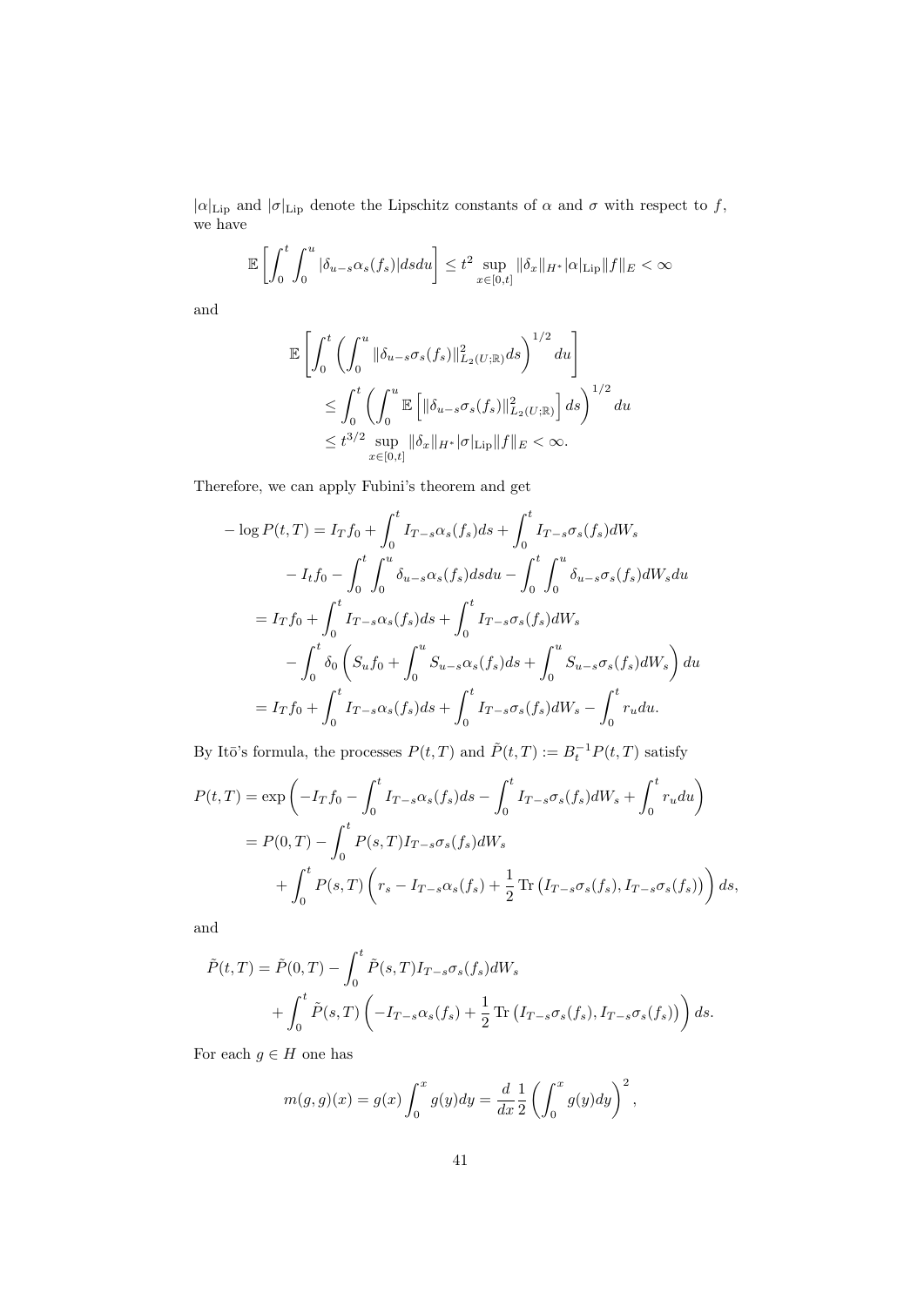$|\alpha|_{\text{Lip}}$ and $|\sigma|_{\text{Lip}}$ denote the Lipschitz constants of $\alpha$ and $\sigma$ with respect to $f$, we have

$$\mathbb{E}\left[\int_0^t \int_0^u |\delta_{u-s}\alpha_s(f_s)| ds du\right] \le t^2 \sup_{x\in[0,t]} \|\delta_x\|_{H^*} |\alpha|_{\text{Lip}} \|f\|_E < \infty$$

and

$$\begin{aligned}
\mathbb{E}&\left[\int_0^t \left(\int_0^u \|\delta_{u-s}\sigma_s(f_s)\|^2_{L_2(U;\mathbb{R})} ds\right)^{1/2} du\right] \\
&\le \int_0^t \left(\int_0^u \mathbb{E}\left[\|\delta_{u-s}\sigma_s(f_s)\|^2_{L_2(U;\mathbb{R})}\right] ds\right)^{1/2} du \\
&\le t^{3/2} \sup_{x\in[0,t]} \|\delta_x\|_{H^*} |\sigma|_{\text{Lip}} \|f\|_E < \infty.
\end{aligned}$$

Therefore, we can apply Fubini's theorem and get

$$\begin{aligned}
-\log P(t,T) &= I_T f_0 + \int_0^t I_{T-s}\alpha_s(f_s) ds + \int_0^t I_{T-s}\sigma_s(f_s) dW_s \\
&\quad - I_t f_0 - \int_0^t \int_0^u \delta_{u-s}\alpha_s(f_s) ds du - \int_0^t \int_0^u \delta_{u-s}\sigma_s(f_s) dW_s du \\
&= I_T f_0 + \int_0^t I_{T-s}\alpha_s(f_s) ds + \int_0^t I_{T-s}\sigma_s(f_s) dW_s \\
&\quad - \int_0^t \delta_0 \left(S_u f_0 + \int_0^u S_{u-s}\alpha_s(f_s) ds + \int_0^u S_{u-s}\sigma_s(f_s) dW_s\right) du \\
&= I_T f_0 + \int_0^t I_{T-s}\alpha_s(f_s) ds + \int_0^t I_{T-s}\sigma_s(f_s) dW_s - \int_0^t r_u du.
\end{aligned}$$

By Itō's formula, the processes $P(t,T)$ and $\tilde{P}(t,T) := B_t^{-1} P(t,T)$ satisfy

$$\begin{aligned}
P(t,T) &= \exp\left(-I_T f_0 - \int_0^t I_{T-s}\alpha_s(f_s) ds - \int_0^t I_{T-s}\sigma_s(f_s) dW_s + \int_0^t r_u du\right) \\
&= P(0,T) - \int_0^t P(s,T) I_{T-s}\sigma_s(f_s) dW_s \\
&\quad + \int_0^t P(s,T)\left(r_s - I_{T-s}\alpha_s(f_s) + \frac{1}{2}\operatorname{Tr}\left(I_{T-s}\sigma_s(f_s), I_{T-s}\sigma_s(f_s)\right)\right) ds,
\end{aligned}$$

and

$$\begin{aligned}
\tilde{P}(t,T) &= \tilde{P}(0,T) - \int_0^t \tilde{P}(s,T) I_{T-s}\sigma_s(f_s) dW_s \\
&\quad + \int_0^t \tilde{P}(s,T)\left(-I_{T-s}\alpha_s(f_s) + \frac{1}{2}\operatorname{Tr}\left(I_{T-s}\sigma_s(f_s), I_{T-s}\sigma_s(f_s)\right)\right) ds.
\end{aligned}$$

For each $g \in H$ one has

$$m(g,g)(x) = g(x)\int_0^x g(y) dy = \frac{d}{dx}\frac{1}{2}\left(\int_0^x g(y) dy\right)^2,$$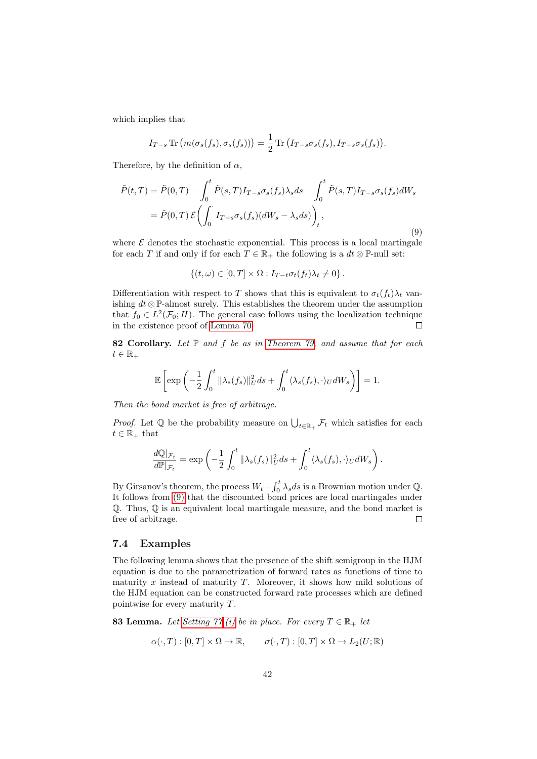which implies that

$$I_{T-s} \operatorname{Tr}\big(m(\sigma_s(f_s), \sigma_s(f_s))\big) = \frac{1}{2} \operatorname{Tr}\big(I_{T-s}\sigma_s(f_s), I_{T-s}\sigma_s(f_s)\big).$$

Therefore, by the definition of $\alpha$,

$$\begin{aligned}
\tilde{P}(t,T) &= \tilde{P}(0,T) - \int_0^t \tilde{P}(s,T) I_{T-s}\sigma_s(f_s)\lambda_s ds - \int_0^t \tilde{P}(s,T) I_{T-s}\sigma_s(f_s) dW_s \\
&= \tilde{P}(0,T)\, \mathcal{E}\bigg(\int_0^{\cdot} I_{T-s}\sigma_s(f_s)(dW_s - \lambda_s ds)\bigg)_t,
\end{aligned} \tag{9}$$

where $\mathcal{E}$ denotes the stochastic exponential. This process is a local martingale for each $T$ if and only if for each $T \in \mathbb{R}_+$ the following is a $dt \otimes \mathbb{P}$-null set:

$$\{(t,\omega) \in [0,T] \times \Omega : I_{T-t}\sigma_t(f_t)\lambda_t \neq 0\}.$$

Differentiation with respect to $T$ shows that this is equivalent to $\sigma_t(f_t)\lambda_t$ vanishing $dt \otimes \mathbb{P}$-almost surely. This establishes the theorem under the assumption that $f_0 \in L^2(\mathcal{F}_0; H)$. The general case follows using the localization technique in the existence proof of Lemma 70. □

**82 Corollary.** *Let $\mathbb{P}$ and $f$ be as in Theorem 79, and assume that for each $t \in \mathbb{R}_+$*

$$\mathbb{E}\left[\exp\left(-\frac{1}{2}\int_0^t \|\lambda_s(f_s)\|_U^2 ds + \int_0^t \langle \lambda_s(f_s), \cdot \rangle_U dW_s\right)\right] = 1.$$

*Then the bond market is free of arbitrage.*

*Proof.* Let $\mathbb{Q}$ be the probability measure on $\bigcup_{t \in \mathbb{R}_+} \mathcal{F}_t$ which satisfies for each $t \in \mathbb{R}_+$ that

$$\frac{d\mathbb{Q}|_{\mathcal{F}_t}}{d\mathbb{P}|_{\mathcal{F}_t}} = \exp\left(-\frac{1}{2}\int_0^t \|\lambda_s(f_s)\|_U^2 ds + \int_0^t \langle \lambda_s(f_s), \cdot \rangle_U dW_s\right).$$

By Girsanov's theorem, the process $W_t - \int_0^t \lambda_s ds$ is a Brownian motion under $\mathbb{Q}$. It follows from (9) that the discounted bond prices are local martingales under $\mathbb{Q}$. Thus, $\mathbb{Q}$ is an equivalent local martingale measure, and the bond market is free of arbitrage. □

## 7.4 Examples

The following lemma shows that the presence of the shift semigroup in the HJM equation is due to the parametrization of forward rates as functions of time to maturity $x$ instead of maturity $T$. Moreover, it shows how mild solutions of the HJM equation can be constructed forward rate processes which are defined pointwise for every maturity $T$.

**83 Lemma.** *Let Setting 77 (i) be in place. For every $T \in \mathbb{R}_+$ let*

$$\alpha(\cdot, T) : [0,T] \times \Omega \to \mathbb{R}, \qquad \sigma(\cdot, T) : [0,T] \times \Omega \to L_2(U;\mathbb{R})$$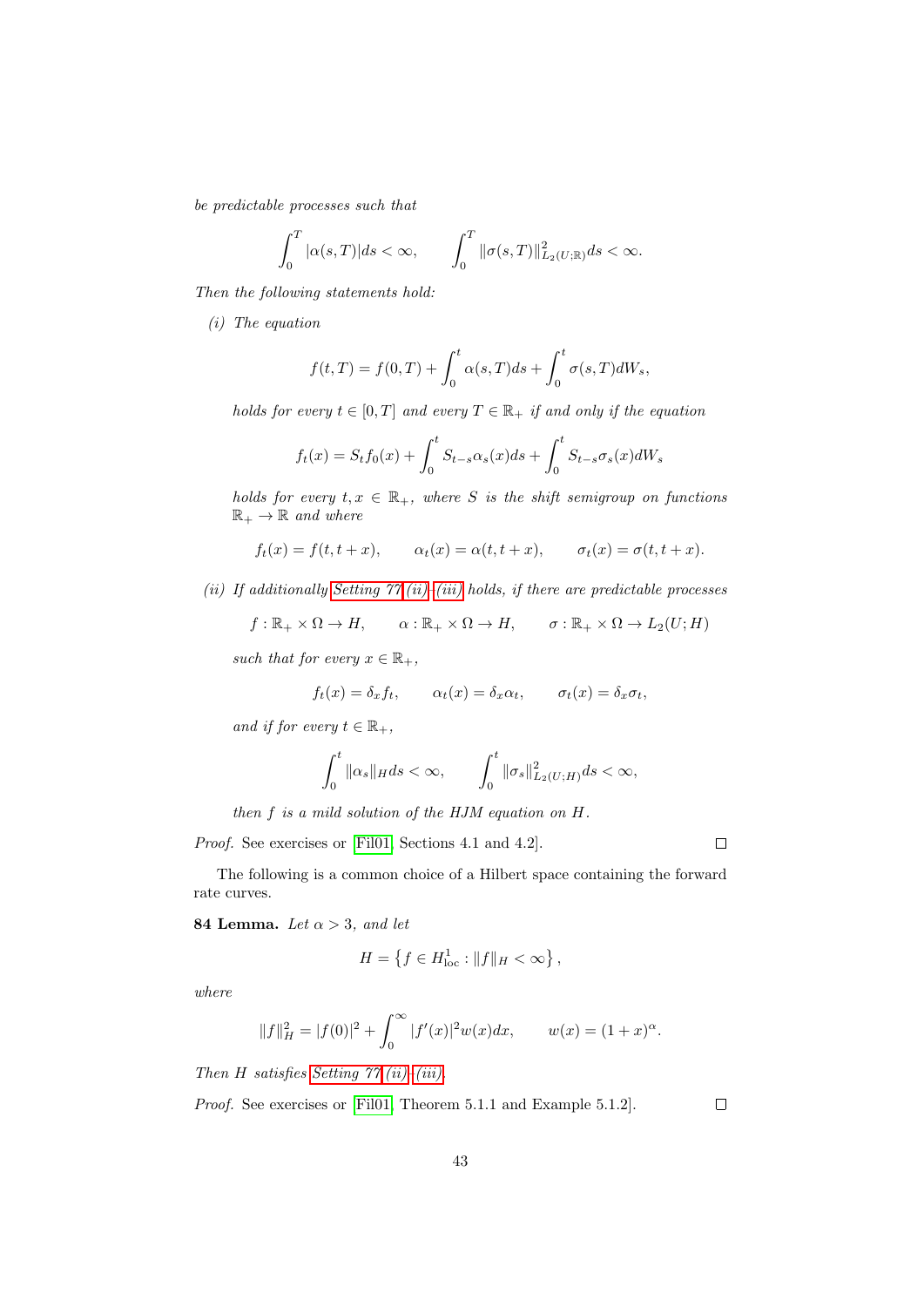*be predictable processes such that*

$$\int_0^T |\alpha(s,T)| ds < \infty, \qquad \int_0^T \|\sigma(s,T)\|^2_{L_2(U;\mathbb{R})} ds < \infty.$$

*Then the following statements hold:*

*(i) The equation*

$$f(t,T) = f(0,T) + \int_0^t \alpha(s,T) ds + \int_0^t \sigma(s,T) dW_s,$$

*holds for every $t \in [0,T]$ and every $T \in \mathbb{R}_+$ if and only if the equation*

$$f_t(x) = S_t f_0(x) + \int_0^t S_{t-s}\alpha_s(x) ds + \int_0^t S_{t-s}\sigma_s(x) dW_s$$

*holds for every $t, x \in \mathbb{R}_+$, where $S$ is the shift semigroup on functions $\mathbb{R}_+ \to \mathbb{R}$ and where*

$$f_t(x) = f(t, t+x), \qquad \alpha_t(x) = \alpha(t, t+x), \qquad \sigma_t(x) = \sigma(t, t+x).$$

*(ii) If additionally Setting ?? (ii)–(iii) holds, if there are predictable processes*

$$f : \mathbb{R}_+ \times \Omega \to H, \qquad \alpha : \mathbb{R}_+ \times \Omega \to H, \qquad \sigma : \mathbb{R}_+ \times \Omega \to L_2(U;H)$$

*such that for every $x \in \mathbb{R}_+$,*

$$f_t(x) = \delta_x f_t, \qquad \alpha_t(x) = \delta_x \alpha_t, \qquad \sigma_t(x) = \delta_x \sigma_t,$$

*and if for every $t \in \mathbb{R}_+$,*

$$\int_0^t \|\alpha_s\|_H ds < \infty, \qquad \int_0^t \|\sigma_s\|^2_{L_2(U;H)} ds < \infty,$$

*then $f$ is a mild solution of the HJM equation on $H$.*

*Proof.* See exercises or [Fil01, Sections 4.1 and 4.2]. □

The following is a common choice of a Hilbert space containing the forward rate curves.

**84 Lemma.** *Let $\alpha > 3$, and let*

$$H = \left\{ f \in H^1_{\text{loc}} : \|f\|_H < \infty \right\},$$

*where*

$$\|f\|^2_H = |f(0)|^2 + \int_0^\infty |f'(x)|^2 w(x) dx, \qquad w(x) = (1+x)^\alpha.$$

*Then $H$ satisfies Setting ?? (ii)–(iii).*

*Proof.* See exercises or [Fil01, Theorem 5.1.1 and Example 5.1.2]. □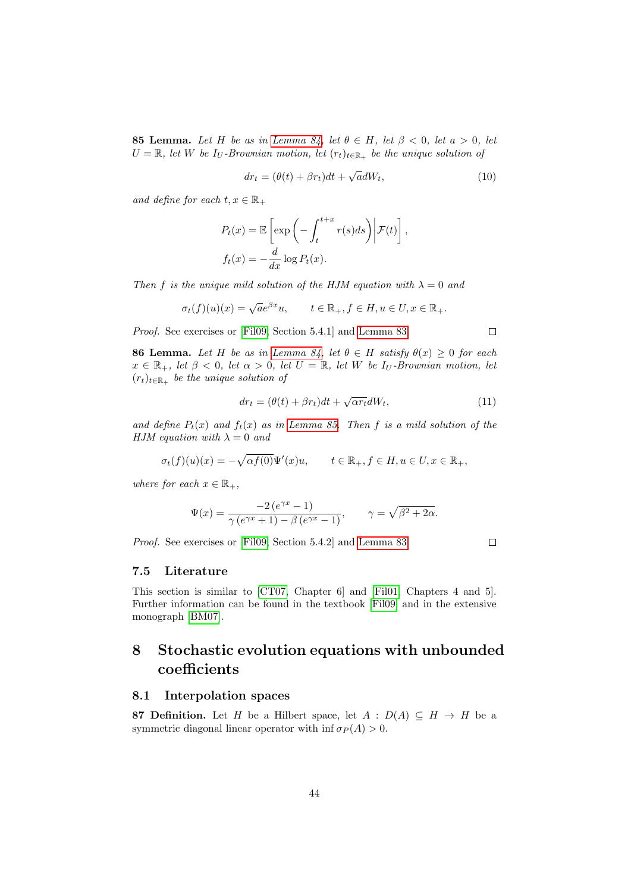**85 Lemma.** *Let $H$ be as in Lemma 84, let $\theta \in H$, let $\beta < 0$, let $a > 0$, let $U = \mathbb{R}$, let $W$ be $I_U$-Brownian motion, let $(r_t)_{t \in \mathbb{R}_+}$ be the unique solution of*

$$dr_t = (\theta(t) + \beta r_t)dt + \sqrt{a}dW_t, \tag{10}$$

*and define for each $t, x \in \mathbb{R}_+$*

$$P_t(x) = \mathbb{E}\left[\exp\left(-\int_t^{t+x} r(s)ds\right)\middle|\mathcal{F}(t)\right],$$
$$f_t(x) = -\frac{d}{dx}\log P_t(x).$$

*Then $f$ is the unique mild solution of the HJM equation with $\lambda = 0$ and*

$$\sigma_t(f)(u)(x) = \sqrt{a}e^{\beta x}u, \qquad t \in \mathbb{R}_+, f \in H, u \in U, x \in \mathbb{R}_+.$$

*Proof.* See exercises or [Fil09, Section 5.4.1] and Lemma 83. $\square$

**86 Lemma.** *Let $H$ be as in Lemma 84, let $\theta \in H$ satisfy $\theta(x) \geq 0$ for each $x \in \mathbb{R}_+$, let $\beta < 0$, let $\alpha > 0$, let $U = \mathbb{R}$, let $W$ be $I_U$-Brownian motion, let $(r_t)_{t \in \mathbb{R}_+}$ be the unique solution of*

$$dr_t = (\theta(t) + \beta r_t)dt + \sqrt{\alpha r_t}dW_t, \tag{11}$$

*and define $P_t(x)$ and $f_t(x)$ as in Lemma 85. Then $f$ is a mild solution of the HJM equation with $\lambda = 0$ and*

$$\sigma_t(f)(u)(x) = -\sqrt{\alpha f(0)}\Psi'(x)u, \qquad t \in \mathbb{R}_+, f \in H, u \in U, x \in \mathbb{R}_+,$$

*where for each $x \in \mathbb{R}_+$,*

$$\Psi(x) = \frac{-2\left(e^{\gamma x} - 1\right)}{\gamma\left(e^{\gamma x} + 1\right) - \beta\left(e^{\gamma x} - 1\right)}, \qquad \gamma = \sqrt{\beta^2 + 2\alpha}.$$

*Proof.* See exercises or [Fil09, Section 5.4.2] and Lemma 83. $\square$

### 7.5 Literature

This section is similar to [CT07, Chapter 6] and [Fil01, Chapters 4 and 5]. Further information can be found in the textbook [Fil09] and in the extensive monograph [BM07].

## 8 Stochastic evolution equations with unbounded coefficients

### 8.1 Interpolation spaces

**87 Definition.** Let $H$ be a Hilbert space, let $A : D(A) \subseteq H \to H$ be a symmetric diagonal linear operator with $\inf \sigma_P(A) > 0$.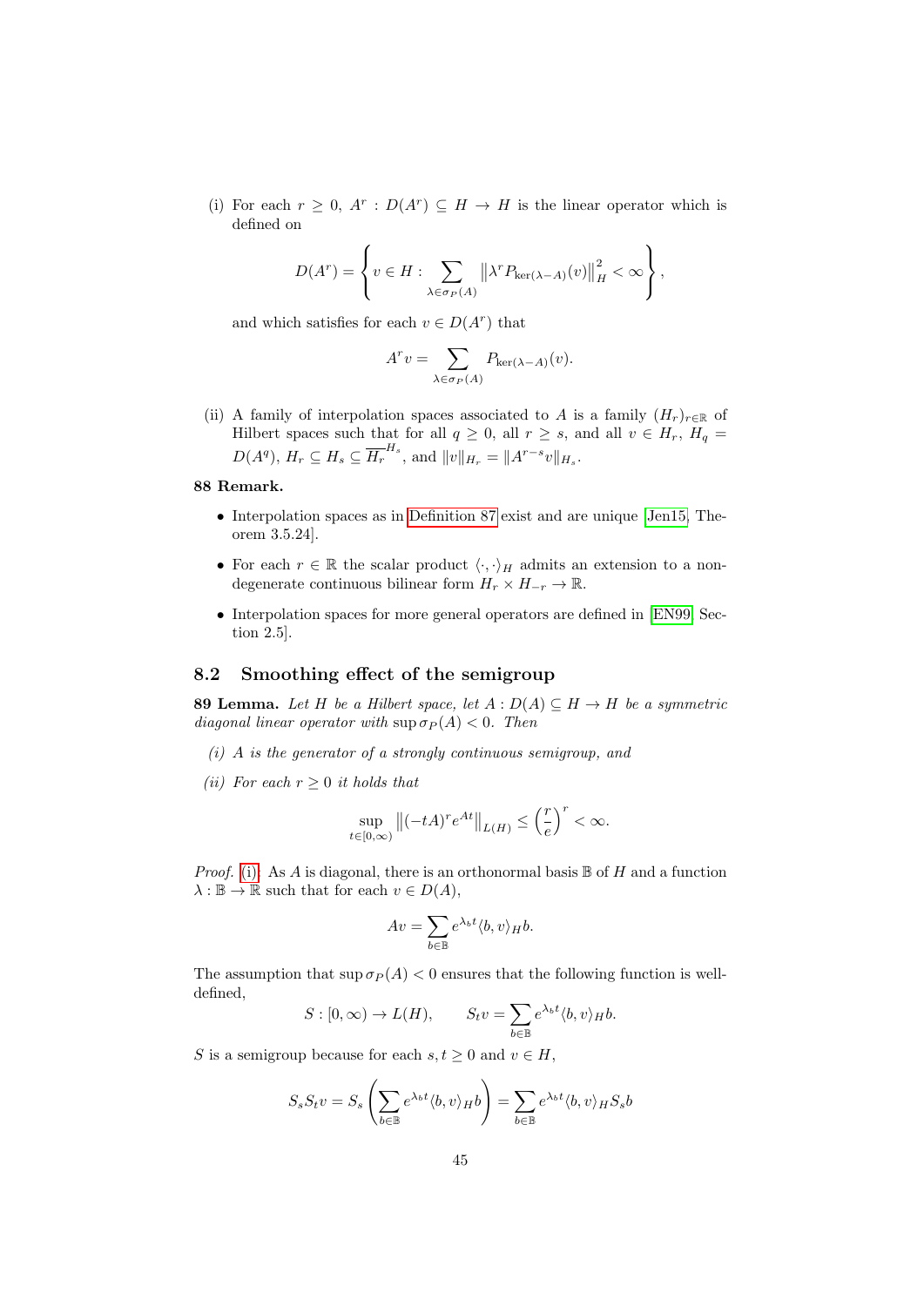(i) For each $r \geq 0$, $A^r : D(A^r) \subseteq H \to H$ is the linear operator which is defined on

$$D(A^r) = \left\{ v \in H : \sum_{\lambda \in \sigma_P(A)} \left\| \lambda^r P_{\ker(\lambda - A)}(v) \right\|_H^2 < \infty \right\},$$

and which satisfies for each $v \in D(A^r)$ that

$$A^r v = \sum_{\lambda \in \sigma_P(A)} P_{\ker(\lambda - A)}(v).$$

(ii) A family of interpolation spaces associated to $A$ is a family $(H_r)_{r \in \mathbb{R}}$ of Hilbert spaces such that for all $q \geq 0$, all $r \geq s$, and all $v \in H_r$, $H_q = D(A^q)$, $H_r \subseteq H_s \subseteq \overline{H_r}^{H_s}$, and $\|v\|_{H_r} = \|A^{r-s} v\|_{H_s}$.

**88 Remark.**

- Interpolation spaces as in Definition 87 exist and are unique [Jen15, Theorem 3.5.24].
- For each $r \in \mathbb{R}$ the scalar product $\langle \cdot, \cdot \rangle_H$ admits an extension to a non-degenerate continuous bilinear form $H_r \times H_{-r} \to \mathbb{R}$.
- Interpolation spaces for more general operators are defined in [EN99, Section 2.5].

## 8.2 Smoothing effect of the semigroup

**89 Lemma.** *Let $H$ be a Hilbert space, let $A : D(A) \subseteq H \to H$ be a symmetric diagonal linear operator with $\sup \sigma_P(A) < 0$. Then*

*(i) $A$ is the generator of a strongly continuous semigroup, and*

*(ii) For each $r \geq 0$ it holds that*

$$\sup_{t \in [0,\infty)} \left\| (-tA)^r e^{At} \right\|_{L(H)} \leq \left( \frac{r}{e} \right)^r < \infty.$$

*Proof.* (i): As $A$ is diagonal, there is an orthonormal basis $\mathbb{B}$ of $H$ and a function $\lambda : \mathbb{B} \to \mathbb{R}$ such that for each $v \in D(A)$,

$$Av = \sum_{b \in \mathbb{B}} e^{\lambda_b t} \langle b, v \rangle_H b.$$

The assumption that $\sup \sigma_P(A) < 0$ ensures that the following function is well-defined,

$$S : [0, \infty) \to L(H), \qquad S_t v = \sum_{b \in \mathbb{B}} e^{\lambda_b t} \langle b, v \rangle_H b.$$

$S$ is a semigroup because for each $s, t \geq 0$ and $v \in H$,

$$S_s S_t v = S_s \left( \sum_{b \in \mathbb{B}} e^{\lambda_b t} \langle b, v \rangle_H b \right) = \sum_{b \in \mathbb{B}} e^{\lambda_b t} \langle b, v \rangle_H S_s b$$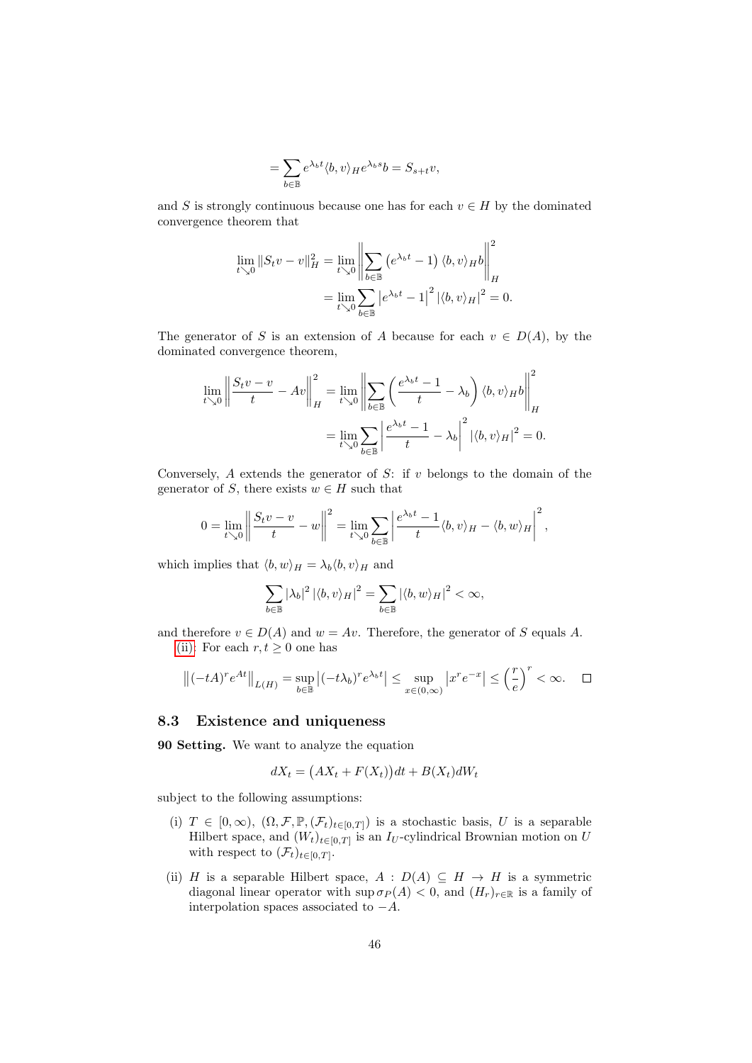$$= \sum_{b \in \mathbb{B}} e^{\lambda_b t} \langle b, v \rangle_H e^{\lambda_b s} b = S_{s+t} v,$$

and $S$ is strongly continuous because one has for each $v \in H$ by the dominated convergence theorem that

$$\begin{aligned}
\lim_{t \searrow 0} \|S_t v - v\|_H^2 &= \lim_{t \searrow 0} \left\| \sum_{b \in \mathbb{B}} \left( e^{\lambda_b t} - 1 \right) \langle b, v \rangle_H b \right\|_H^2 \\
&= \lim_{t \searrow 0} \sum_{b \in \mathbb{B}} \left| e^{\lambda_b t} - 1 \right|^2 |\langle b, v \rangle_H|^2 = 0.
\end{aligned}$$

The generator of $S$ is an extension of $A$ because for each $v \in D(A)$, by the dominated convergence theorem,

$$\begin{aligned}
\lim_{t \searrow 0} \left\| \frac{S_t v - v}{t} - Av \right\|_H^2 &= \lim_{t \searrow 0} \left\| \sum_{b \in \mathbb{B}} \left( \frac{e^{\lambda_b t} - 1}{t} - \lambda_b \right) \langle b, v \rangle_H b \right\|_H^2 \\
&= \lim_{t \searrow 0} \sum_{b \in \mathbb{B}} \left| \frac{e^{\lambda_b t} - 1}{t} - \lambda_b \right|^2 |\langle b, v \rangle_H|^2 = 0.
\end{aligned}$$

Conversely, $A$ extends the generator of $S$: if $v$ belongs to the domain of the generator of $S$, there exists $w \in H$ such that

$$0 = \lim_{t \searrow 0} \left\| \frac{S_t v - v}{t} - w \right\|^2 = \lim_{t \searrow 0} \sum_{b \in \mathbb{B}} \left| \frac{e^{\lambda_b t} - 1}{t} \langle b, v \rangle_H - \langle b, w \rangle_H \right|^2,$$

which implies that $\langle b, w \rangle_H = \lambda_b \langle b, v \rangle_H$ and

$$\sum_{b \in \mathbb{B}} |\lambda_b|^2 |\langle b, v \rangle_H|^2 = \sum_{b \in \mathbb{B}} |\langle b, w \rangle_H|^2 < \infty,$$

and therefore $v \in D(A)$ and $w = Av$. Therefore, the generator of $S$ equals $A$.

(ii): For each $r, t \geq 0$ one has

$$\left\| (-tA)^r e^{At} \right\|_{L(H)} = \sup_{b \in \mathbb{B}} \left| (-t\lambda_b)^r e^{\lambda_b t} \right| \leq \sup_{x \in (0,\infty)} \left| x^r e^{-x} \right| \leq \left( \frac{r}{e} \right)^r < \infty. \qquad \square$$

## 8.3 Existence and uniqueness

**90 Setting.** We want to analyze the equation

$$dX_t = \big( AX_t + F(X_t) \big) dt + B(X_t) dW_t$$

subject to the following assumptions:

(i) $T \in [0, \infty)$, $(\Omega, \mathcal{F}, \mathbb{P}, (\mathcal{F}_t)_{t \in [0,T]})$ is a stochastic basis, $U$ is a separable Hilbert space, and $(W_t)_{t \in [0,T]}$ is an $I_U$-cylindrical Brownian motion on $U$ with respect to $(\mathcal{F}_t)_{t \in [0,T]}$.

(ii) $H$ is a separable Hilbert space, $A : D(A) \subseteq H \to H$ is a symmetric diagonal linear operator with $\sup \sigma_P(A) < 0$, and $(H_r)_{r \in \mathbb{R}}$ is a family of interpolation spaces associated to $-A$.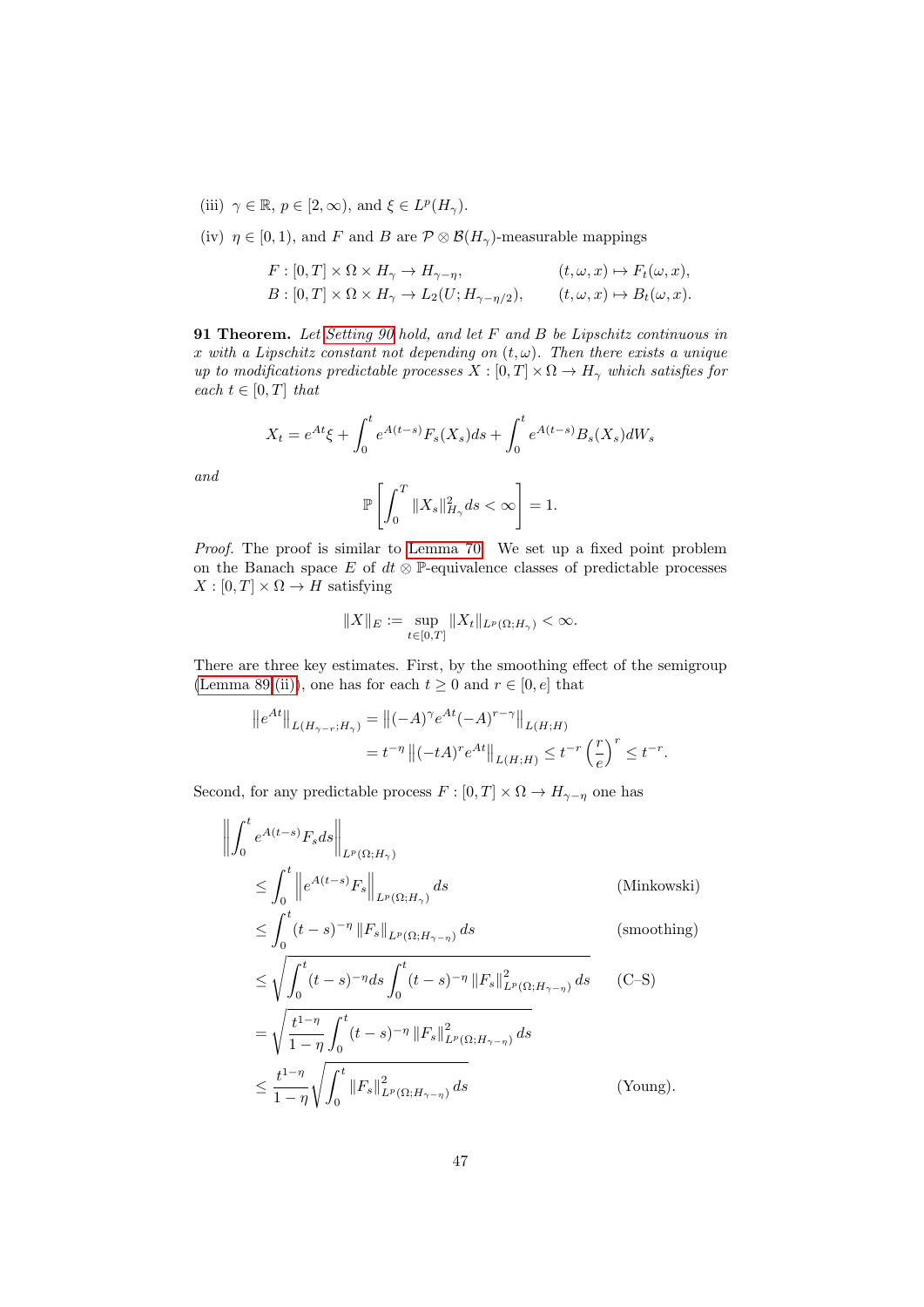(iii) $\gamma \in \mathbb{R}$, $p \in [2, \infty)$, and $\xi \in L^p(H_\gamma)$.

(iv) $\eta \in [0, 1)$, and $F$ and $B$ are $\mathcal{P} \otimes \mathcal{B}(H_\gamma)$-measurable mappings

$$
\begin{aligned}
F &: [0,T] \times \Omega \times H_\gamma \to H_{\gamma-\eta}, & (t, \omega, x) &\mapsto F_t(\omega, x), \\
B &: [0,T] \times \Omega \times H_\gamma \to L_2(U; H_{\gamma-\eta/2}), & (t, \omega, x) &\mapsto B_t(\omega, x).
\end{aligned}
$$

**91 Theorem.** *Let Setting 90 hold, and let $F$ and $B$ be Lipschitz continuous in $x$ with a Lipschitz constant not depending on $(t, \omega)$. Then there exists a unique up to modifications predictable processes $X : [0,T] \times \Omega \to H_\gamma$ which satisfies for each $t \in [0,T]$ that*

$$
X_t = e^{At}\xi + \int_0^t e^{A(t-s)} F_s(X_s) ds + \int_0^t e^{A(t-s)} B_s(X_s) dW_s
$$

*and*

$$
\mathbb{P}\left[ \int_0^T \|X_s\|_{H_\gamma}^2 ds < \infty \right] = 1.
$$

*Proof.* The proof is similar to Lemma 70. We set up a fixed point problem on the Banach space $E$ of $dt \otimes \mathbb{P}$-equivalence classes of predictable processes $X : [0,T] \times \Omega \to H$ satisfying

$$
\|X\|_E := \sup_{t \in [0,T]} \|X_t\|_{L^p(\Omega; H_\gamma)} < \infty.
$$

There are three key estimates. First, by the smoothing effect of the semigroup (Lemma 89 (ii)), one has for each $t \geq 0$ and $r \in [0, e]$ that

$$
\begin{aligned}
\left\| e^{At} \right\|_{L(H_{\gamma-r}; H_\gamma)} &= \left\| (-A)^\gamma e^{At} (-A)^{r-\gamma} \right\|_{L(H;H)} \\
&= t^{-\eta} \left\| (-tA)^r e^{At} \right\|_{L(H;H)} \leq t^{-r} \left( \frac{r}{e} \right)^r \leq t^{-r}.
\end{aligned}
$$

Second, for any predictable process $F : [0,T] \times \Omega \to H_{\gamma-\eta}$ one has

$$
\begin{aligned}
&\left\| \int_0^t e^{A(t-s)} F_s ds \right\|_{L^p(\Omega; H_\gamma)} \\
&\quad \leq \int_0^t \left\| e^{A(t-s)} F_s \right\|_{L^p(\Omega; H_\gamma)} ds && \text{(Minkowski)} \\
&\quad \leq \int_0^t (t-s)^{-\eta} \|F_s\|_{L^p(\Omega; H_{\gamma-\eta})} ds && \text{(smoothing)} \\
&\quad \leq \sqrt{\int_0^t (t-s)^{-\eta} ds \int_0^t (t-s)^{-\eta} \|F_s\|_{L^p(\Omega; H_{\gamma-\eta})}^2 ds} && \text{(C–S)} \\
&\quad = \sqrt{\frac{t^{1-\eta}}{1-\eta} \int_0^t (t-s)^{-\eta} \|F_s\|_{L^p(\Omega; H_{\gamma-\eta})}^2 ds} \\
&\quad \leq \frac{t^{1-\eta}}{1-\eta} \sqrt{\int_0^t \|F_s\|_{L^p(\Omega; H_{\gamma-\eta})}^2 ds} && \text{(Young).}
\end{aligned}
$$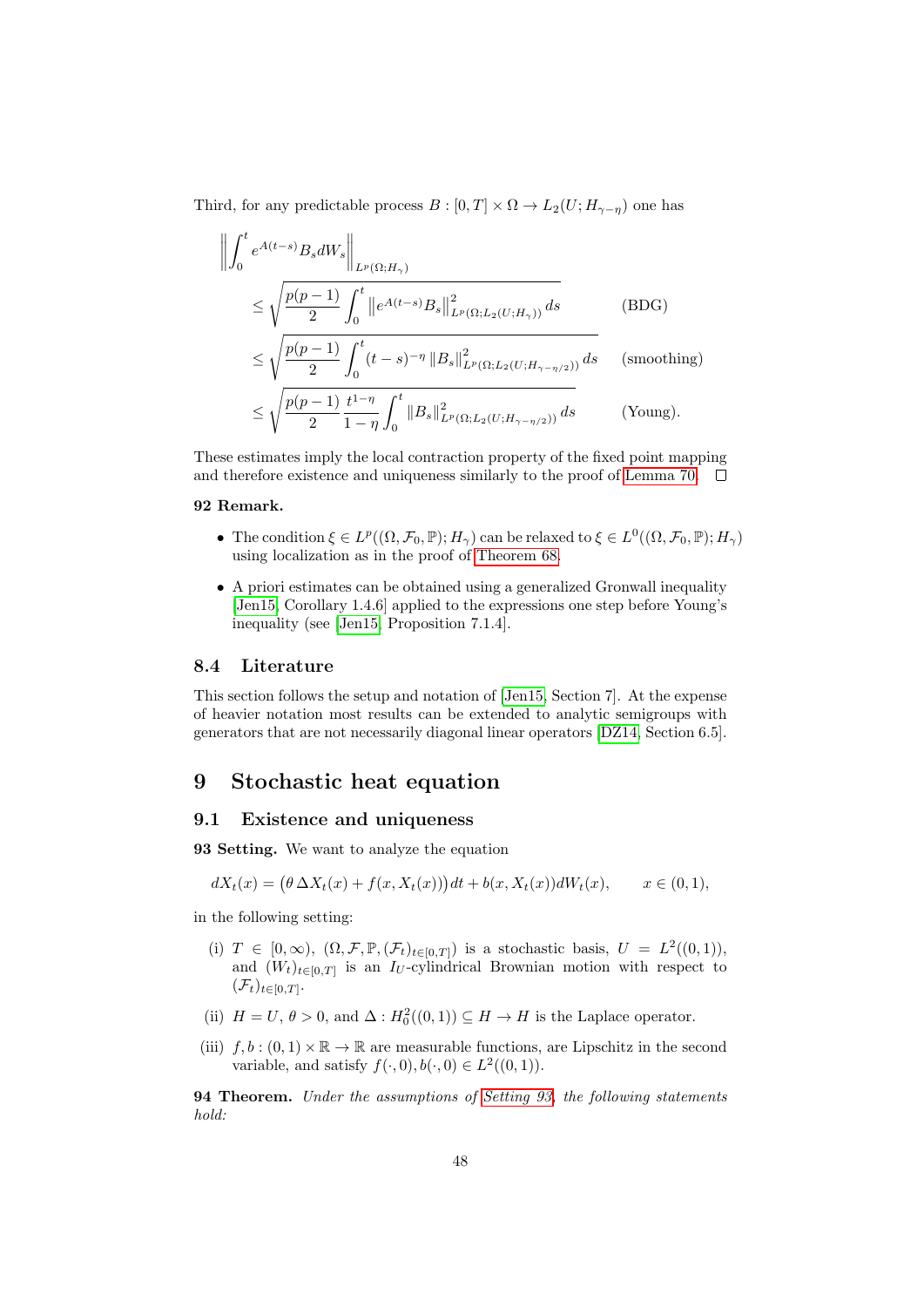Third, for any predictable process $B : [0,T] \times \Omega \to L_2(U; H_{\gamma-\eta})$ one has

$$
\begin{aligned}
\left\| \int_0^t e^{A(t-s)} B_s dW_s \right\|_{L^p(\Omega;H_\gamma)}
&\le \sqrt{\frac{p(p-1)}{2} \int_0^t \left\| e^{A(t-s)} B_s \right\|^2_{L^p(\Omega;L_2(U;H_\gamma))} ds} && \text{(BDG)} \\
&\le \sqrt{\frac{p(p-1)}{2} \int_0^t (t-s)^{-\eta} \left\| B_s \right\|^2_{L^p(\Omega;L_2(U;H_{\gamma-\eta/2}))} ds} && \text{(smoothing)} \\
&\le \sqrt{\frac{p(p-1)}{2} \frac{t^{1-\eta}}{1-\eta} \int_0^t \left\| B_s \right\|^2_{L^p(\Omega;L_2(U;H_{\gamma-\eta/2}))} ds} && \text{(Young)}.
\end{aligned}
$$

These estimates imply the local contraction property of the fixed point mapping and therefore existence and uniqueness similarly to the proof of Lemma 70. □

**92 Remark.**

- The condition $\xi \in L^p((\Omega, \mathcal{F}_0, \mathbb{P}); H_\gamma)$ can be relaxed to $\xi \in L^0((\Omega, \mathcal{F}_0, \mathbb{P}); H_\gamma)$ using localization as in the proof of Theorem 68.
- A priori estimates can be obtained using a generalized Gronwall inequality [Jen15, Corollary 1.4.6] applied to the expressions one step before Young's inequality (see [Jen15, Proposition 7.1.4].

## 8.4 Literature

This section follows the setup and notation of [Jen15, Section 7]. At the expense of heavier notation most results can be extended to analytic semigroups with generators that are not necessarily diagonal linear operators [DZ14, Section 6.5].

# 9 Stochastic heat equation

## 9.1 Existence and uniqueness

**93 Setting.** We want to analyze the equation

$$
dX_t(x) = \big(\theta\, \Delta X_t(x) + f(x, X_t(x))\big) dt + b(x, X_t(x)) dW_t(x), \qquad x \in (0,1),
$$

in the following setting:

(i) $T \in [0, \infty)$, $(\Omega, \mathcal{F}, \mathbb{P}, (\mathcal{F}_t)_{t\in[0,T]})$ is a stochastic basis, $U = L^2((0,1))$, and $(W_t)_{t\in[0,T]}$ is an $I_U$-cylindrical Brownian motion with respect to $(\mathcal{F}_t)_{t\in[0,T]}$.

(ii) $H = U$, $\theta > 0$, and $\Delta : H_0^2((0,1)) \subseteq H \to H$ is the Laplace operator.

(iii) $f, b : (0,1) \times \mathbb{R} \to \mathbb{R}$ are measurable functions, are Lipschitz in the second variable, and satisfy $f(\cdot, 0), b(\cdot, 0) \in L^2((0,1))$.

**94 Theorem.** *Under the assumptions of Setting 93, the following statements hold:*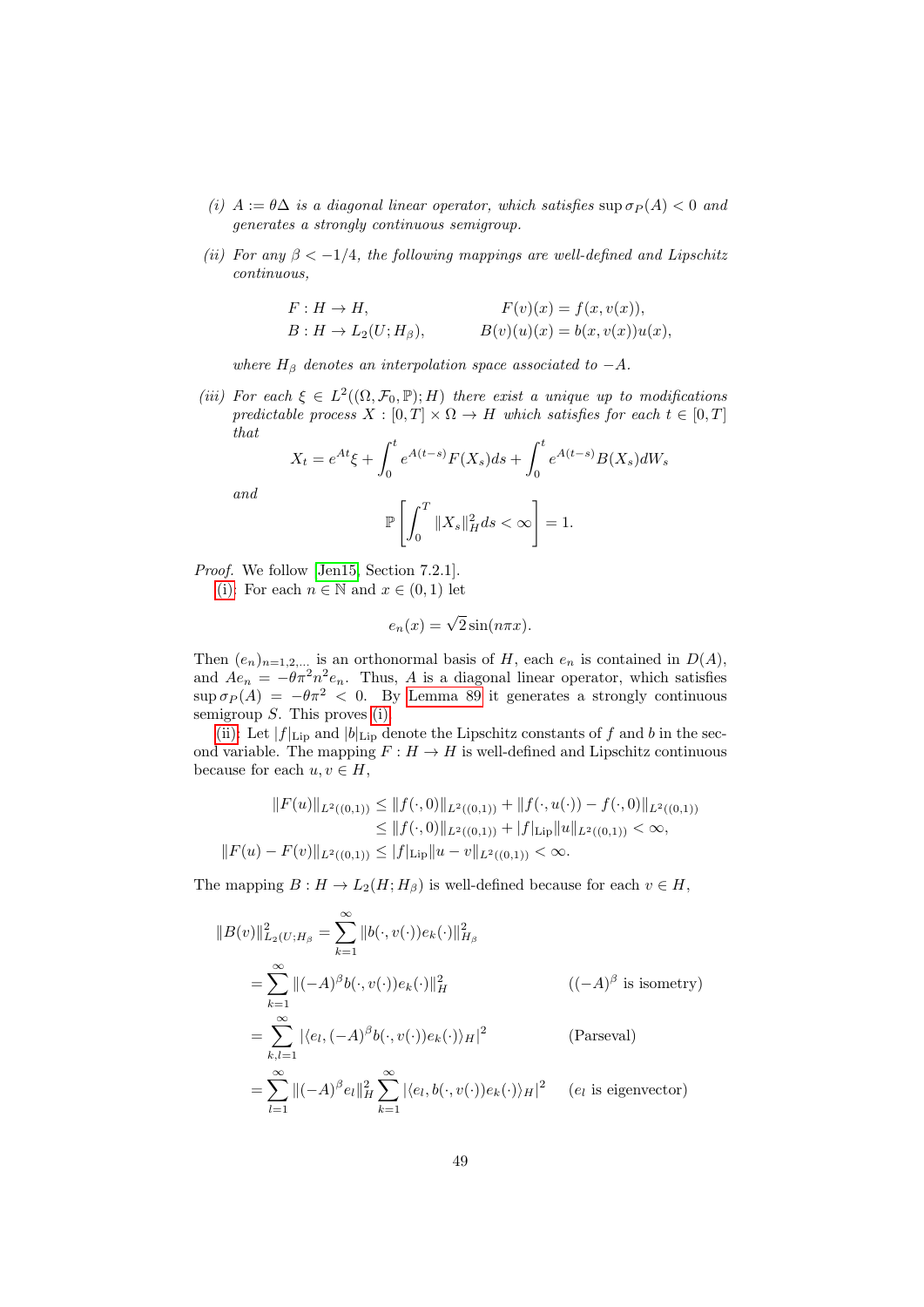*(i)* $A := \theta\Delta$ *is a diagonal linear operator, which satisfies* $\sup \sigma_P(A) < 0$ *and generates a strongly continuous semigroup.*

*(ii)* *For any* $\beta < -1/4$*, the following mappings are well-defined and Lipschitz continuous,*

$$
\begin{aligned}
F &: H \to H, & F(v)(x) &= f(x, v(x)), \\
B &: H \to L_2(U; H_\beta), & B(v)(u)(x) &= b(x, v(x))u(x),
\end{aligned}
$$

*where* $H_\beta$ *denotes an interpolation space associated to* $-A$.

*(iii)* *For each* $\xi \in L^2((\Omega, \mathcal{F}_0, \mathbb{P}); H)$ *there exist a unique up to modifications predictable process* $X : [0,T] \times \Omega \to H$ *which satisfies for each* $t \in [0,T]$ *that*

$$
X_t = e^{At}\xi + \int_0^t e^{A(t-s)}F(X_s)ds + \int_0^t e^{A(t-s)}B(X_s)dW_s
$$

*and*

$$
\mathbb{P}\left[\int_0^T \|X_s\|_H^2 ds < \infty\right] = 1.
$$

*Proof.* We follow [Jen15, Section 7.2.1].

(i): For each $n \in \mathbb{N}$ and $x \in (0,1)$ let

$$
e_n(x) = \sqrt{2}\sin(n\pi x).
$$

Then $(e_n)_{n=1,2,...}$ is an orthonormal basis of $H$, each $e_n$ is contained in $D(A)$, and $Ae_n = -\theta\pi^2 n^2 e_n$. Thus, $A$ is a diagonal linear operator, which satisfies $\sup \sigma_P(A) = -\theta\pi^2 < 0$. By Lemma 89 it generates a strongly continuous semigroup $S$. This proves (i).

(ii): Let $|f|_{\mathrm{Lip}}$ and $|b|_{\mathrm{Lip}}$ denote the Lipschitz constants of $f$ and $b$ in the second variable. The mapping $F : H \to H$ is well-defined and Lipschitz continuous because for each $u, v \in H$,

$$
\begin{aligned}
\|F(u)\|_{L^2((0,1))} &\leq \|f(\cdot, 0)\|_{L^2((0,1))} + \|f(\cdot, u(\cdot)) - f(\cdot, 0)\|_{L^2((0,1))} \\
&\leq \|f(\cdot, 0)\|_{L^2((0,1))} + |f|_{\mathrm{Lip}}\|u\|_{L^2((0,1))} < \infty, \\
\|F(u) - F(v)\|_{L^2((0,1))} &\leq |f|_{\mathrm{Lip}}\|u - v\|_{L^2((0,1))} < \infty.
\end{aligned}
$$

The mapping $B : H \to L_2(H; H_\beta)$ is well-defined because for each $v \in H$,

$$
\begin{aligned}
\|B(v)\|^2_{L_2(U;H_\beta)} &= \sum_{k=1}^\infty \|b(\cdot, v(\cdot))e_k(\cdot)\|^2_{H_\beta} \\
&= \sum_{k=1}^\infty \|(-A)^\beta b(\cdot, v(\cdot))e_k(\cdot)\|_H^2 && ((-A)^\beta \text{ is isometry}) \\
&= \sum_{k,l=1}^\infty |\langle e_l, (-A)^\beta b(\cdot, v(\cdot))e_k(\cdot)\rangle_H|^2 && (\text{Parseval}) \\
&= \sum_{l=1}^\infty \|(-A)^\beta e_l\|_H^2 \sum_{k=1}^\infty |\langle e_l, b(\cdot, v(\cdot))e_k(\cdot)\rangle_H|^2 && (e_l \text{ is eigenvector})
\end{aligned}
$$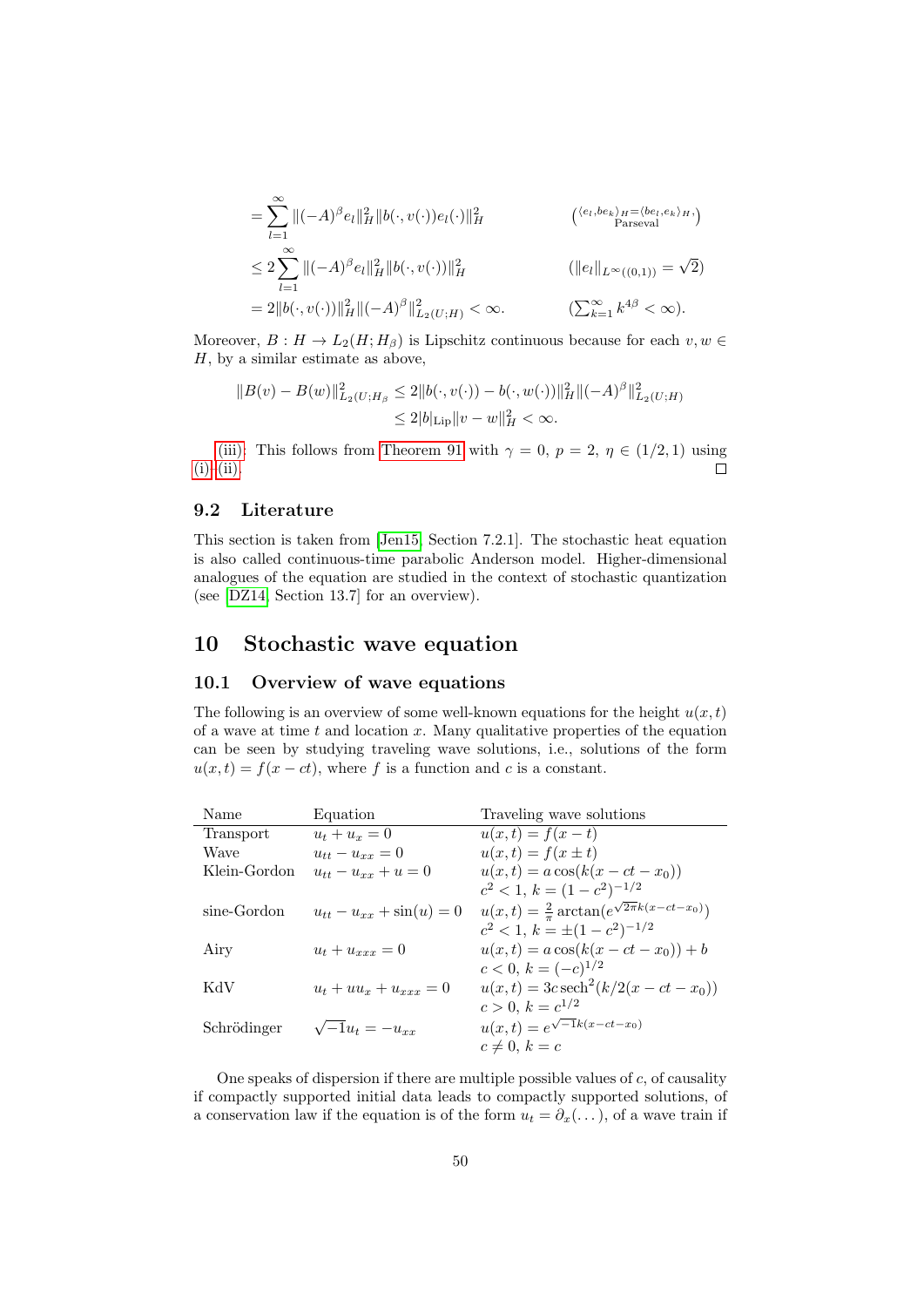$$
\begin{aligned}
&= \sum_{l=1}^{\infty} \|(-A)^\beta e_l\|_H^2 \|b(\cdot, v(\cdot)) e_l(\cdot)\|_H^2 && \left(\underset{\text{Parseval}}{\langle e_l, b e_k \rangle_H = \langle b e_l, e_k \rangle_H}\right) \\
&\le 2 \sum_{l=1}^{\infty} \|(-A)^\beta e_l\|_H^2 \|b(\cdot, v(\cdot))\|_H^2 && (\|e_l\|_{L^\infty((0,1))} = \sqrt{2}) \\
&= 2 \|b(\cdot, v(\cdot))\|_H^2 \|(-A)^\beta\|_{L_2(U;H)}^2 < \infty. && (\textstyle\sum_{k=1}^\infty k^{4\beta} < \infty).
\end{aligned}
$$

Moreover, $B : H \to L_2(H; H_\beta)$ is Lipschitz continuous because for each $v, w \in H$, by a similar estimate as above,

$$
\begin{aligned}
\|B(v) - B(w)\|_{L_2(U;H_\beta}^2 &\le 2 \|b(\cdot, v(\cdot)) - b(\cdot, w(\cdot))\|_H^2 \|(-A)^\beta\|_{L_2(U;H)}^2 \\
&\le 2 |b|_{\text{Lip}} \|v - w\|_H^2 < \infty.
\end{aligned}
$$

(iii): This follows from Theorem 91 with $\gamma = 0$, $p = 2$, $\eta \in (1/2, 1)$ using (i)–(ii). □

### 9.2 Literature

This section is taken from [Jen15, Section 7.2.1]. The stochastic heat equation is also called continuous-time parabolic Anderson model. Higher-dimensional analogues of the equation are studied in the context of stochastic quantization (see [DZ14, Section 13.7] for an overview).

## 10 Stochastic wave equation

### 10.1 Overview of wave equations

The following is an overview of some well-known equations for the height $u(x,t)$ of a wave at time $t$ and location $x$. Many qualitative properties of the equation can be seen by studying traveling wave solutions, i.e., solutions of the form $u(x,t) = f(x - ct)$, where $f$ is a function and $c$ is a constant.

| Name | Equation | Traveling wave solutions |
|---|---|---|
| Transport | $u_t + u_x = 0$ | $u(x,t) = f(x - t)$ |
| Wave | $u_{tt} - u_{xx} = 0$ | $u(x,t) = f(x \pm t)$ |
| Klein-Gordon | $u_{tt} - u_{xx} + u = 0$ | $u(x,t) = a\cos(k(x - ct - x_0))$ <br> $c^2 < 1$, $k = (1 - c^2)^{-1/2}$ |
| sine-Gordon | $u_{tt} - u_{xx} + \sin(u) = 0$ | $u(x,t) = \frac{2}{\pi}\arctan(e^{\sqrt{2\pi}k(x - ct - x_0)})$ <br> $c^2 < 1$, $k = \pm(1 - c^2)^{-1/2}$ |
| Airy | $u_t + u_{xxx} = 0$ | $u(x,t) = a\cos(k(x - ct - x_0)) + b$ <br> $c < 0$, $k = (-c)^{1/2}$ |
| KdV | $u_t + uu_x + u_{xxx} = 0$ | $u(x,t) = 3c\,\text{sech}^2(k/2(x - ct - x_0))$ <br> $c > 0$, $k = c^{1/2}$ |
| Schrödinger | $\sqrt{-1}u_t = -u_{xx}$ | $u(x,t) = e^{\sqrt{-1}k(x - ct - x_0)}$ <br> $c \neq 0$, $k = c$ |

One speaks of dispersion if there are multiple possible values of $c$, of causality if compactly supported initial data leads to compactly supported solutions, of a conservation law if the equation is of the form $u_t = \partial_x(\dots)$, of a wave train if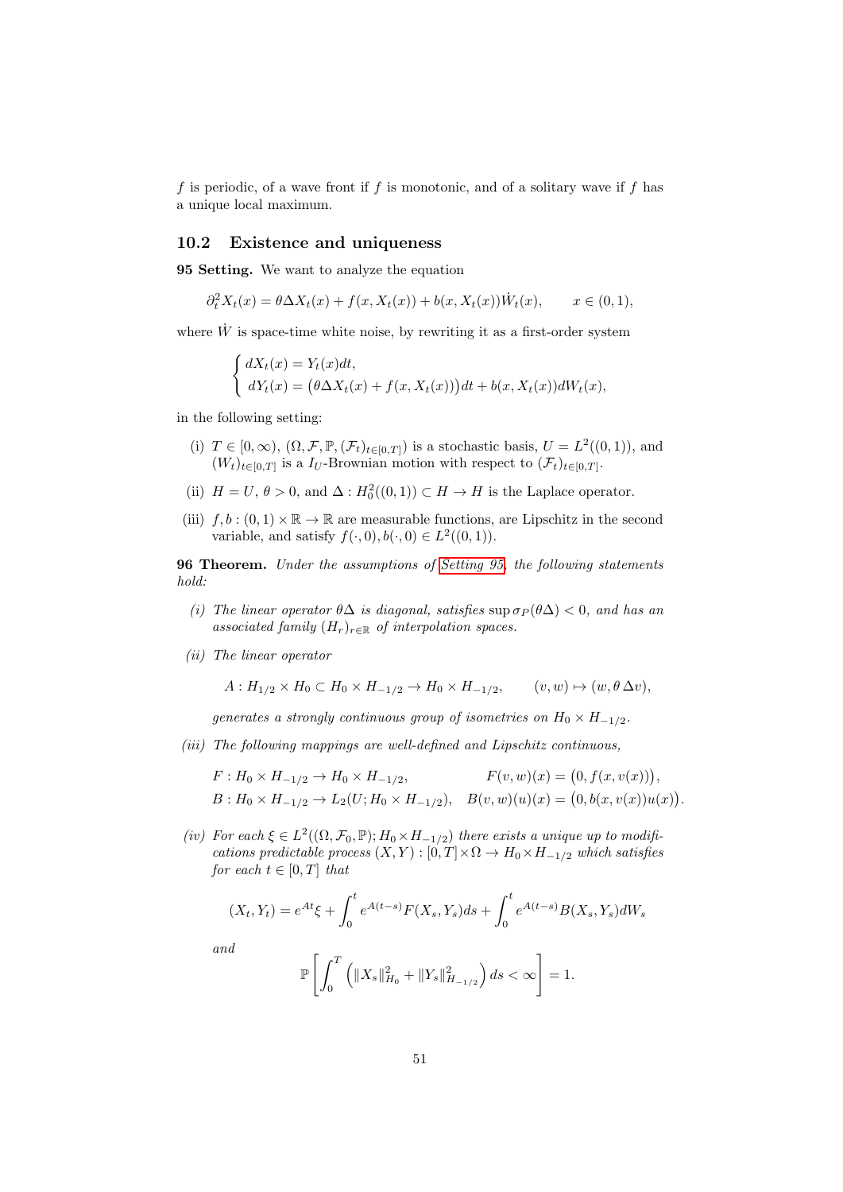$f$ is periodic, of a wave front if $f$ is monotonic, and of a solitary wave if $f$ has a unique local maximum.

## 10.2 Existence and uniqueness

**95 Setting.** We want to analyze the equation

$$\partial_t^2 X_t(x) = \theta \Delta X_t(x) + f(x, X_t(x)) + b(x, X_t(x)) \dot{W}_t(x), \qquad x \in (0,1),$$

where $\dot{W}$ is space-time white noise, by rewriting it as a first-order system

$$\begin{cases} dX_t(x) = Y_t(x) dt, \\ dY_t(x) = \big(\theta \Delta X_t(x) + f(x, X_t(x))\big) dt + b(x, X_t(x)) dW_t(x), \end{cases}$$

in the following setting:

(i) $T \in [0, \infty)$, $(\Omega, \mathcal{F}, \mathbb{P}, (\mathcal{F}_t)_{t \in [0,T]})$ is a stochastic basis, $U = L^2((0,1))$, and $(W_t)_{t \in [0,T]}$ is a $I_U$-Brownian motion with respect to $(\mathcal{F}_t)_{t \in [0,T]}$.

(ii) $H = U$, $\theta > 0$, and $\Delta : H_0^2((0,1)) \subset H \to H$ is the Laplace operator.

(iii) $f, b : (0,1) \times \mathbb{R} \to \mathbb{R}$ are measurable functions, are Lipschitz in the second variable, and satisfy $f(\cdot, 0), b(\cdot, 0) \in L^2((0,1))$.

**96 Theorem.** *Under the assumptions of Setting 95, the following statements hold:*

*(i) The linear operator $\theta \Delta$ is diagonal, satisfies $\sup \sigma_P(\theta \Delta) < 0$, and has an associated family $(H_r)_{r \in \mathbb{R}}$ of interpolation spaces.*

*(ii) The linear operator*

$$A : H_{1/2} \times H_0 \subset H_0 \times H_{-1/2} \to H_0 \times H_{-1/2}, \qquad (v, w) \mapsto (w, \theta \, \Delta v),$$

*generates a strongly continuous group of isometries on $H_0 \times H_{-1/2}$.*

*(iii) The following mappings are well-defined and Lipschitz continuous,*

$$\begin{aligned} &F : H_0 \times H_{-1/2} \to H_0 \times H_{-1/2}, & &F(v, w)(x) = \big(0, f(x, v(x))\big), \\ &B : H_0 \times H_{-1/2} \to L_2(U; H_0 \times H_{-1/2}), & &B(v, w)(u)(x) = \big(0, b(x, v(x)) u(x)\big). \end{aligned}$$

*(iv) For each $\xi \in L^2((\Omega, \mathcal{F}_0, \mathbb{P}); H_0 \times H_{-1/2})$ there exists a unique up to modifications predictable process $(X, Y) : [0, T] \times \Omega \to H_0 \times H_{-1/2}$ which satisfies for each $t \in [0, T]$ that*

$$(X_t, Y_t) = e^{At} \xi + \int_0^t e^{A(t-s)} F(X_s, Y_s) ds + \int_0^t e^{A(t-s)} B(X_s, Y_s) dW_s$$

*and*

$$\mathbb{P}\left[ \int_0^T \left( \|X_s\|_{H_0}^2 + \|Y_s\|_{H_{-1/2}}^2 \right) ds < \infty \right] = 1.$$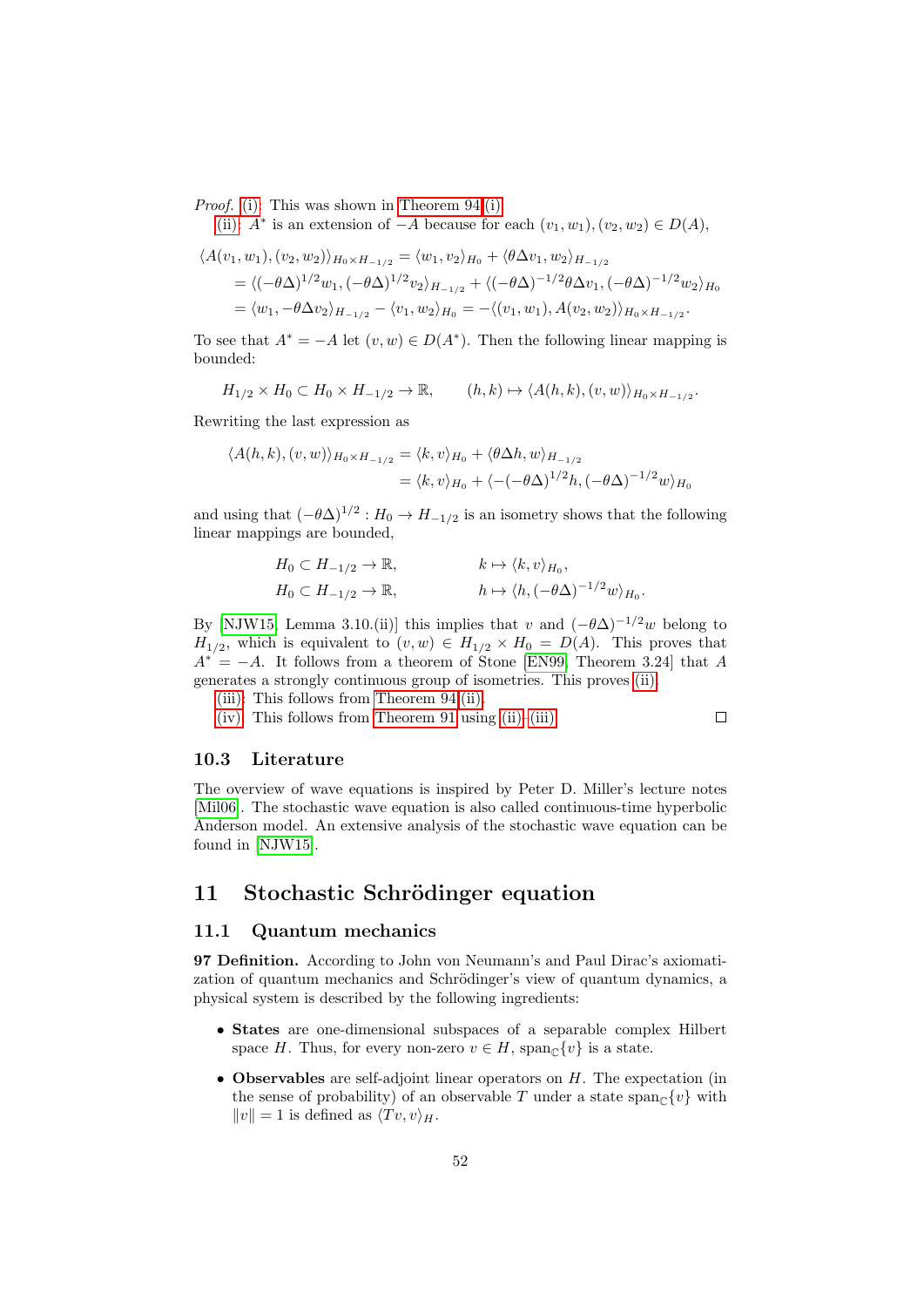*Proof.* (i): This was shown in Theorem 94.(i).

(ii): $A^*$ is an extension of $-A$ because for each $(v_1, w_1), (v_2, w_2) \in D(A)$,

$$
\begin{aligned}
\langle A(v_1, w_1), (v_2, w_2)\rangle_{H_0 \times H_{-1/2}} &= \langle w_1, v_2\rangle_{H_0} + \langle \theta\Delta v_1, w_2\rangle_{H_{-1/2}} \\
&= \langle (-\theta\Delta)^{1/2} w_1, (-\theta\Delta)^{1/2} v_2\rangle_{H_{-1/2}} + \langle (-\theta\Delta)^{-1/2}\theta\Delta v_1, (-\theta\Delta)^{-1/2} w_2\rangle_{H_0} \\
&= \langle w_1, -\theta\Delta v_2\rangle_{H_{-1/2}} - \langle v_1, w_2\rangle_{H_0} = -\langle (v_1, w_1), A(v_2, w_2)\rangle_{H_0 \times H_{-1/2}}.
\end{aligned}
$$

To see that $A^* = -A$ let $(v, w) \in D(A^*)$. Then the following linear mapping is bounded:

$$
H_{1/2} \times H_0 \subset H_0 \times H_{-1/2} \to \mathbb{R}, \qquad (h, k) \mapsto \langle A(h, k), (v, w)\rangle_{H_0 \times H_{-1/2}}.
$$

Rewriting the last expression as

$$
\begin{aligned}
\langle A(h, k), (v, w)\rangle_{H_0 \times H_{-1/2}} &= \langle k, v\rangle_{H_0} + \langle \theta\Delta h, w\rangle_{H_{-1/2}} \\
&= \langle k, v\rangle_{H_0} + \langle -(-\theta\Delta)^{1/2} h, (-\theta\Delta)^{-1/2} w\rangle_{H_0}
\end{aligned}
$$

and using that $(-\theta\Delta)^{1/2} : H_0 \to H_{-1/2}$ is an isometry shows that the following linear mappings are bounded,

$$
\begin{aligned}
&H_0 \subset H_{-1/2} \to \mathbb{R}, \qquad && k \mapsto \langle k, v\rangle_{H_0}, \\
&H_0 \subset H_{-1/2} \to \mathbb{R}, \qquad && h \mapsto \langle h, (-\theta\Delta)^{-1/2} w\rangle_{H_0}.
\end{aligned}
$$

By [NJW15, Lemma 3.10.(ii)] this implies that $v$ and $(-\theta\Delta)^{-1/2} w$ belong to $H_{1/2}$, which is equivalent to $(v, w) \in H_{1/2} \times H_0 = D(A)$. This proves that $A^* = -A$. It follows from a theorem of Stone [EN99, Theorem 3.24] that $A$ generates a strongly continuous group of isometries. This proves (ii).

(iii): This follows from Theorem 94.(ii).

(iv): This follows from Theorem 91 using (ii)–(iii). ☐

### 10.3 Literature

The overview of wave equations is inspired by Peter D. Miller's lecture notes [Mil06]. The stochastic wave equation is also called continuous-time hyperbolic Anderson model. An extensive analysis of the stochastic wave equation can be found in [NJW15].

## 11 Stochastic Schrödinger equation

### 11.1 Quantum mechanics

**97 Definition.** According to John von Neumann's and Paul Dirac's axiomatization of quantum mechanics and Schrödinger's view of quantum dynamics, a physical system is described by the following ingredients:

- **States** are one-dimensional subspaces of a separable complex Hilbert space $H$. Thus, for every non-zero $v \in H$, $\operatorname{span}_{\mathbb{C}}\{v\}$ is a state.
- **Observables** are self-adjoint linear operators on $H$. The expectation (in the sense of probability) of an observable $T$ under a state $\operatorname{span}_{\mathbb{C}}\{v\}$ with $\|v\| = 1$ is defined as $\langle Tv, v\rangle_H$.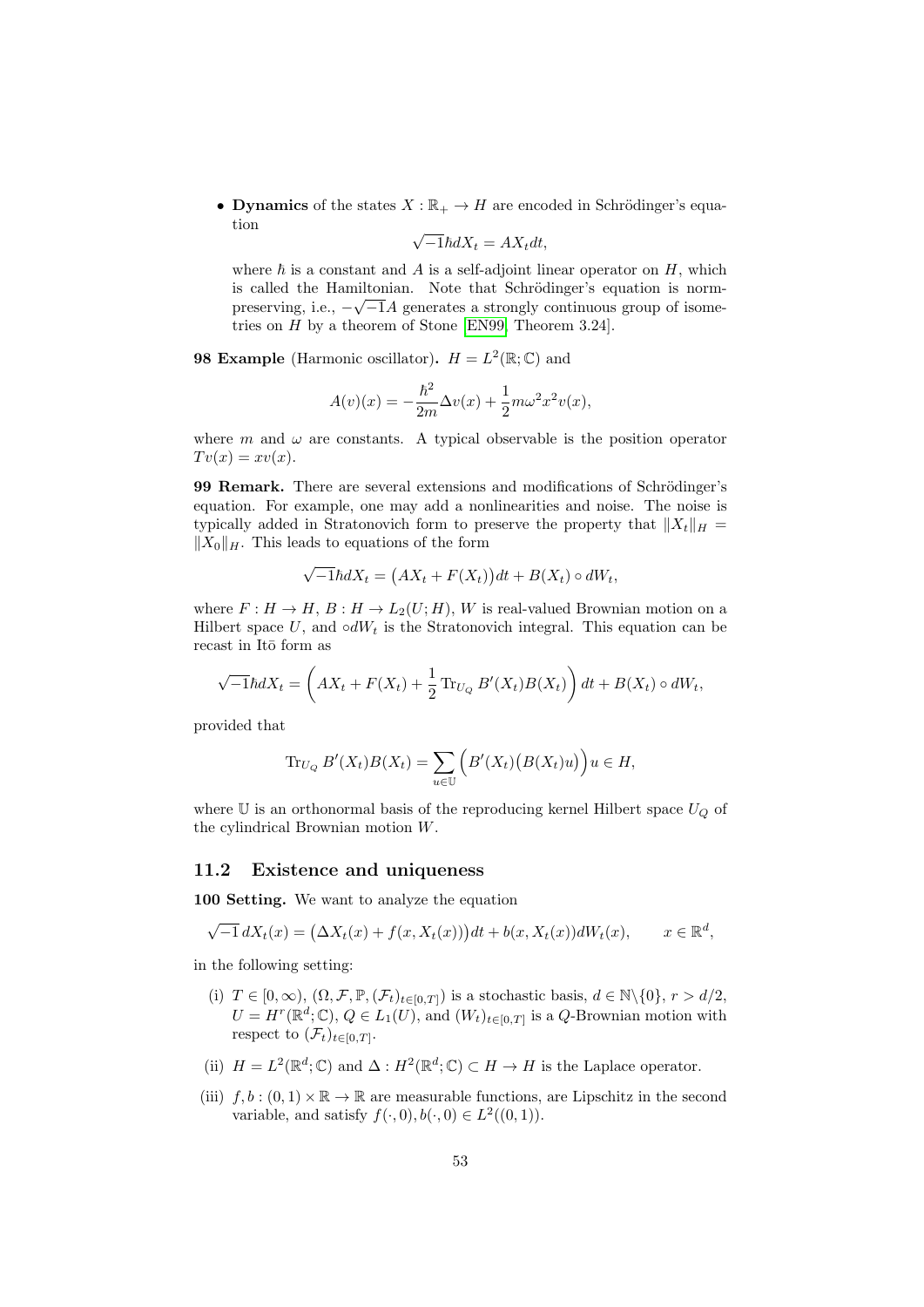- **Dynamics** of the states $X : \mathbb{R}_+ \to H$ are encoded in Schrödinger's equation

$$\sqrt{-1}\hbar dX_t = AX_t dt,$$

where $\hbar$ is a constant and $A$ is a self-adjoint linear operator on $H$, which is called the Hamiltonian. Note that Schrödinger's equation is norm-preserving, i.e., $-\sqrt{-1}A$ generates a strongly continuous group of isometries on $H$ by a theorem of Stone [EN99, Theorem 3.24].

**98 Example** (Harmonic oscillator)**.** $H = L^2(\mathbb{R}; \mathbb{C})$ and

$$A(v)(x) = -\frac{\hbar^2}{2m}\Delta v(x) + \frac{1}{2}m\omega^2 x^2 v(x),$$

where $m$ and $\omega$ are constants. A typical observable is the position operator $Tv(x) = xv(x)$.

**99 Remark.** There are several extensions and modifications of Schrödinger's equation. For example, one may add a nonlinearities and noise. The noise is typically added in Stratonovich form to preserve the property that $\|X_t\|_H = \|X_0\|_H$. This leads to equations of the form

$$\sqrt{-1}\hbar dX_t = \big(AX_t + F(X_t)\big)dt + B(X_t) \circ dW_t,$$

where $F : H \to H$, $B : H \to L_2(U; H)$, $W$ is real-valued Brownian motion on a Hilbert space $U$, and $\circ dW_t$ is the Stratonovich integral. This equation can be recast in Itō form as

$$\sqrt{-1}\hbar dX_t = \left(AX_t + F(X_t) + \frac{1}{2}\operatorname{Tr}_{U_Q} B'(X_t)B(X_t)\right)dt + B(X_t) \circ dW_t,$$

provided that

$$\operatorname{Tr}_{U_Q} B'(X_t)B(X_t) = \sum_{u \in \mathbb{U}} \Big(B'(X_t)\big(B(X_t)u\big)\Big)u \in H,$$

where $\mathbb{U}$ is an orthonormal basis of the reproducing kernel Hilbert space $U_Q$ of the cylindrical Brownian motion $W$.

## 11.2 Existence and uniqueness

**100 Setting.** We want to analyze the equation

$$\sqrt{-1}\, dX_t(x) = \big(\Delta X_t(x) + f(x, X_t(x))\big)dt + b(x, X_t(x))dW_t(x), \qquad x \in \mathbb{R}^d,$$

in the following setting:

(i) $T \in [0, \infty)$, $(\Omega, \mathcal{F}, \mathbb{P}, (\mathcal{F}_t)_{t\in[0,T]})$ is a stochastic basis, $d \in \mathbb{N}\backslash\{0\}$, $r > d/2$, $U = H^r(\mathbb{R}^d; \mathbb{C})$, $Q \in L_1(U)$, and $(W_t)_{t\in[0,T]}$ is a $Q$-Brownian motion with respect to $(\mathcal{F}_t)_{t\in[0,T]}$.

(ii) $H = L^2(\mathbb{R}^d; \mathbb{C})$ and $\Delta : H^2(\mathbb{R}^d; \mathbb{C}) \subset H \to H$ is the Laplace operator.

(iii) $f, b : (0, 1) \times \mathbb{R} \to \mathbb{R}$ are measurable functions, are Lipschitz in the second variable, and satisfy $f(\cdot, 0), b(\cdot, 0) \in L^2((0, 1))$.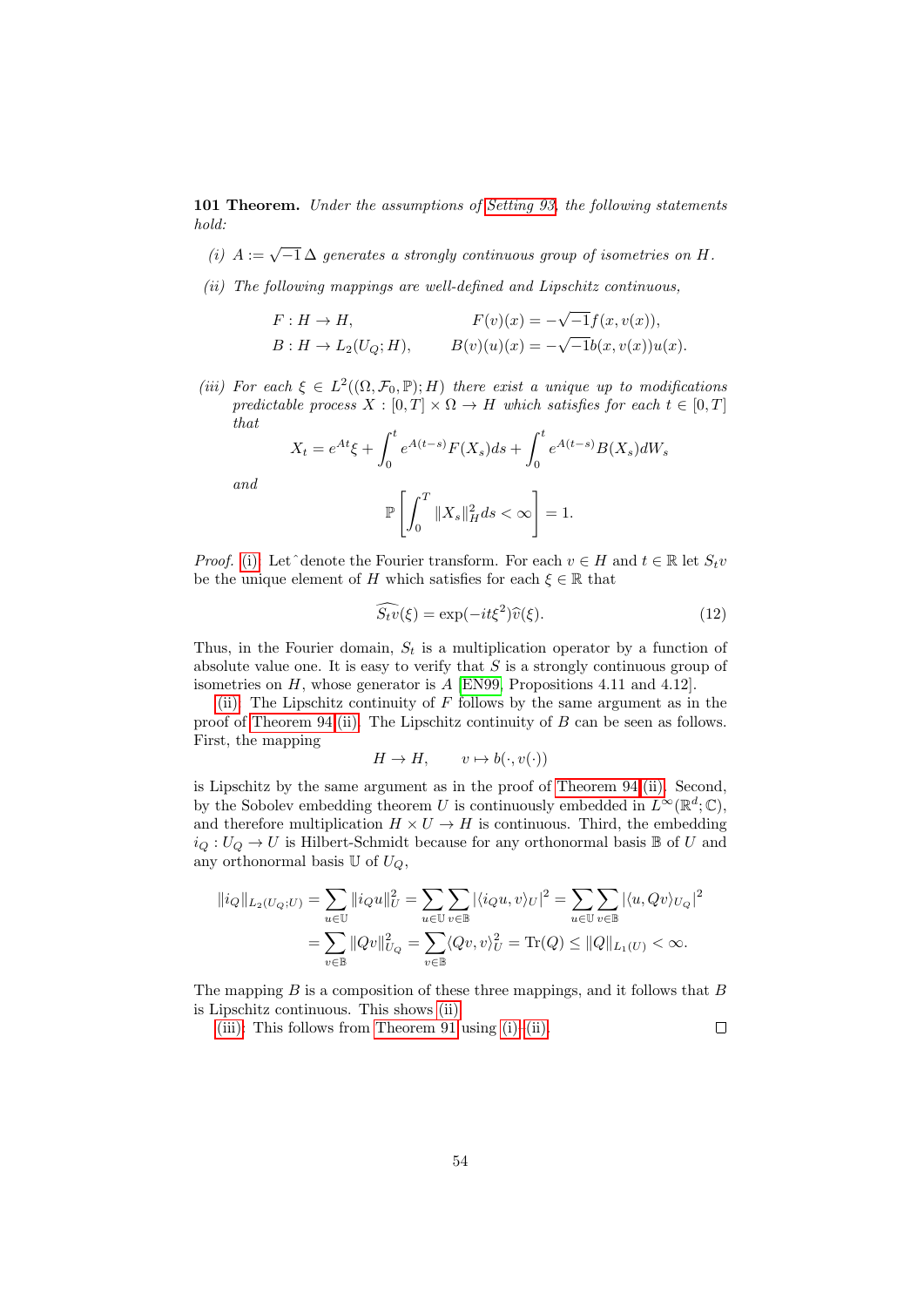**101 Theorem.** *Under the assumptions of Setting 93, the following statements hold:*

*(i) $A := \sqrt{-1}\,\Delta$ generates a strongly continuous group of isometries on $H$.*

*(ii) The following mappings are well-defined and Lipschitz continuous,*

$$
\begin{aligned}
&F : H \to H, && F(v)(x) = -\sqrt{-1} f(x, v(x)),\\
&B : H \to L_2(U_Q; H), && B(v)(u)(x) = -\sqrt{-1} b(x, v(x)) u(x).
\end{aligned}
$$

*(iii) For each $\xi \in L^2((\Omega, \mathcal{F}_0, \mathbb{P}); H)$ there exist a unique up to modifications predictable process $X : [0,T] \times \Omega \to H$ which satisfies for each $t \in [0,T]$ that*

$$
X_t = e^{At}\xi + \int_0^t e^{A(t-s)} F(X_s) ds + \int_0^t e^{A(t-s)} B(X_s) dW_s
$$

*and*

$$
\mathbb{P}\left[\int_0^T \|X_s\|_H^2 ds < \infty\right] = 1.
$$

*Proof.* (i): Let $\hat{}$ denote the Fourier transform. For each $v \in H$ and $t \in \mathbb{R}$ let $S_t v$ be the unique element of $H$ which satisfies for each $\xi \in \mathbb{R}$ that

$$
\widehat{S_t v}(\xi) = \exp(-it\xi^2)\widehat{v}(\xi). \tag{12}
$$

Thus, in the Fourier domain, $S_t$ is a multiplication operator by a function of absolute value one. It is easy to verify that $S$ is a strongly continuous group of isometries on $H$, whose generator is $A$ [EN99, Propositions 4.11 and 4.12].

(ii): The Lipschitz continuity of $F$ follows by the same argument as in the proof of Theorem 94 (ii). The Lipschitz continuity of $B$ can be seen as follows. First, the mapping

$$
H \to H, \qquad v \mapsto b(\cdot, v(\cdot))
$$

is Lipschitz by the same argument as in the proof of Theorem 94 (ii). Second, by the Sobolev embedding theorem $U$ is continuously embedded in $L^\infty(\mathbb{R}^d; \mathbb{C})$, and therefore multiplication $H \times U \to H$ is continuous. Third, the embedding $i_Q : U_Q \to U$ is Hilbert-Schmidt because for any orthonormal basis $\mathbb{B}$ of $U$ and any orthonormal basis $\mathbb{U}$ of $U_Q$,

$$
\begin{aligned}
\|i_Q\|_{L_2(U_Q;U)} &= \sum_{u \in \mathbb{U}} \|i_Q u\|_U^2 = \sum_{u \in \mathbb{U}} \sum_{v \in \mathbb{B}} |\langle i_Q u, v\rangle_U|^2 = \sum_{u \in \mathbb{U}} \sum_{v \in \mathbb{B}} |\langle u, Qv\rangle_{U_Q}|^2 \\
&= \sum_{v \in \mathbb{B}} \|Qv\|_{U_Q}^2 = \sum_{v \in \mathbb{B}} \langle Qv, v\rangle_U^2 = \operatorname{Tr}(Q) \leq \|Q\|_{L_1(U)} < \infty.
\end{aligned}
$$

The mapping $B$ is a composition of these three mappings, and it follows that $B$ is Lipschitz continuous. This shows (ii).

(iii): This follows from Theorem 91 using (i)–(ii). $\square$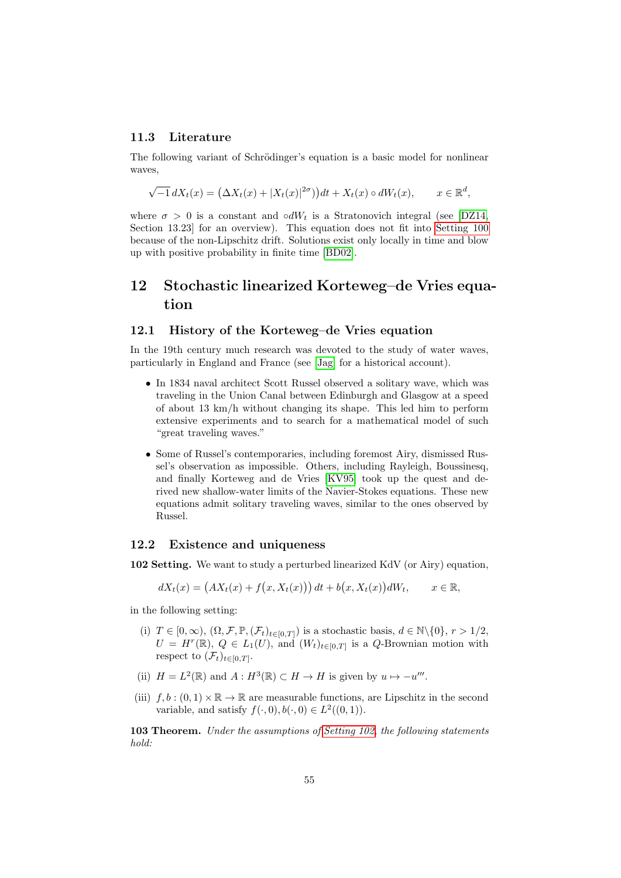### 11.3 Literature

The following variant of Schrödinger's equation is a basic model for nonlinear waves,

$$\sqrt{-1}\, dX_t(x) = \big(\Delta X_t(x) + |X_t(x)|^{2\sigma}\big)dt + X_t(x) \circ dW_t(x), \qquad x \in \mathbb{R}^d,$$

where $\sigma > 0$ is a constant and $\circ dW_t$ is a Stratonovich integral (see [DZ14, Section 13.23] for an overview). This equation does not fit into Setting 100 because of the non-Lipschitz drift. Solutions exist only locally in time and blow up with positive probability in finite time [BD02].

## 12 Stochastic linearized Korteweg–de Vries equation

### 12.1 History of the Korteweg–de Vries equation

In the 19th century much research was devoted to the study of water waves, particularly in England and France (see [Jag] for a historical account).

- In 1834 naval architect Scott Russel observed a solitary wave, which was traveling in the Union Canal between Edinburgh and Glasgow at a speed of about 13 km/h without changing its shape. This led him to perform extensive experiments and to search for a mathematical model of such "great traveling waves."
- Some of Russel's contemporaries, including foremost Airy, dismissed Russel's observation as impossible. Others, including Rayleigh, Boussinesq, and finally Korteweg and de Vries [KV95] took up the quest and derived new shallow-water limits of the Navier-Stokes equations. These new equations admit solitary traveling waves, similar to the ones observed by Russel.

### 12.2 Existence and uniqueness

**102 Setting.** We want to study a perturbed linearized KdV (or Airy) equation,

$$dX_t(x) = \big(AX_t(x) + f\big(x, X_t(x)\big)\big)\, dt + b\big(x, X_t(x)\big)dW_t, \qquad x \in \mathbb{R},$$

in the following setting:

(i) $T \in [0, \infty)$, $(\Omega, \mathcal{F}, \mathbb{P}, (\mathcal{F}_t)_{t \in [0,T]})$ is a stochastic basis, $d \in \mathbb{N}\backslash\{0\}$, $r > 1/2$, $U = H^r(\mathbb{R})$, $Q \in L_1(U)$, and $(W_t)_{t\in[0,T]}$ is a $Q$-Brownian motion with respect to $(\mathcal{F}_t)_{t\in[0,T]}$.

(ii) $H = L^2(\mathbb{R})$ and $A : H^3(\mathbb{R}) \subset H \to H$ is given by $u \mapsto -u'''$.

(iii) $f, b : (0, 1) \times \mathbb{R} \to \mathbb{R}$ are measurable functions, are Lipschitz in the second variable, and satisfy $f(\cdot, 0), b(\cdot, 0) \in L^2((0, 1))$.

**103 Theorem.** *Under the assumptions of Setting 102, the following statements hold:*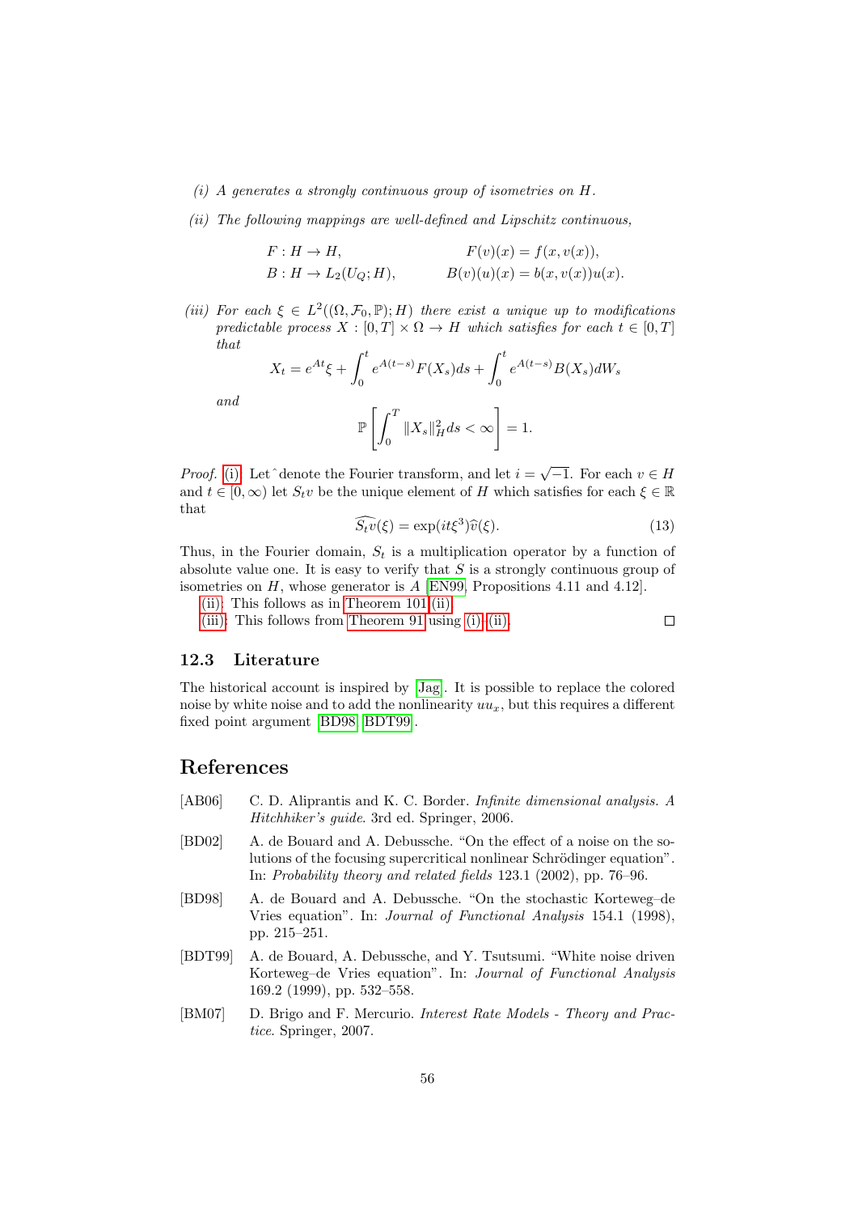*(i) $A$ generates a strongly continuous group of isometries on $H$.*

*(ii) The following mappings are well-defined and Lipschitz continuous,*

$$
\begin{aligned}
F &: H \to H, & F(v)(x) &= f(x, v(x)), \\
B &: H \to L_2(U_Q; H), & B(v)(u)(x) &= b(x, v(x))u(x).
\end{aligned}
$$

*(iii) For each $\xi \in L^2((\Omega, \mathcal{F}_0, \mathbb{P}); H)$ there exist a unique up to modifications predictable process $X : [0, T] \times \Omega \to H$ which satisfies for each $t \in [0, T]$ that*

$$
X_t = e^{At}\xi + \int_0^t e^{A(t-s)} F(X_s) ds + \int_0^t e^{A(t-s)} B(X_s) dW_s
$$

*and*

$$
\mathbb{P}\left[ \int_0^T \|X_s\|_H^2 ds < \infty \right] = 1.
$$

*Proof.* (i): Let ˆ denote the Fourier transform, and let $i = \sqrt{-1}$. For each $v \in H$ and $t \in [0, \infty)$ let $S_t v$ be the unique element of $H$ which satisfies for each $\xi \in \mathbb{R}$ that

$$
\widehat{S_t v}(\xi) = \exp(it\xi^3)\widehat{v}(\xi). \tag{13}
$$

Thus, in the Fourier domain, $S_t$ is a multiplication operator by a function of absolute value one. It is easy to verify that $S$ is a strongly continuous group of isometries on $H$, whose generator is $A$ [EN99, Propositions 4.11 and 4.12].

(ii): This follows as in Theorem 101 (ii).

(iii): This follows from Theorem 91 using (i)–(ii). □

## 12.3 Literature

The historical account is inspired by [Jag]. It is possible to replace the colored noise by white noise and to add the nonlinearity $uu_x$, but this requires a different fixed point argument [BD98; BDT99].

# References

- [AB06] C. D. Aliprantis and K. C. Border. *Infinite dimensional analysis. A Hitchhiker's guide*. 3rd ed. Springer, 2006.
- [BD02] A. de Bouard and A. Debussche. "On the effect of a noise on the solutions of the focusing supercritical nonlinear Schrödinger equation". In: *Probability theory and related fields* 123.1 (2002), pp. 76–96.
- [BD98] A. de Bouard and A. Debussche. "On the stochastic Korteweg–de Vries equation". In: *Journal of Functional Analysis* 154.1 (1998), pp. 215–251.
- [BDT99] A. de Bouard, A. Debussche, and Y. Tsutsumi. "White noise driven Korteweg–de Vries equation". In: *Journal of Functional Analysis* 169.2 (1999), pp. 532–558.
- [BM07] D. Brigo and F. Mercurio. *Interest Rate Models - Theory and Practice*. Springer, 2007.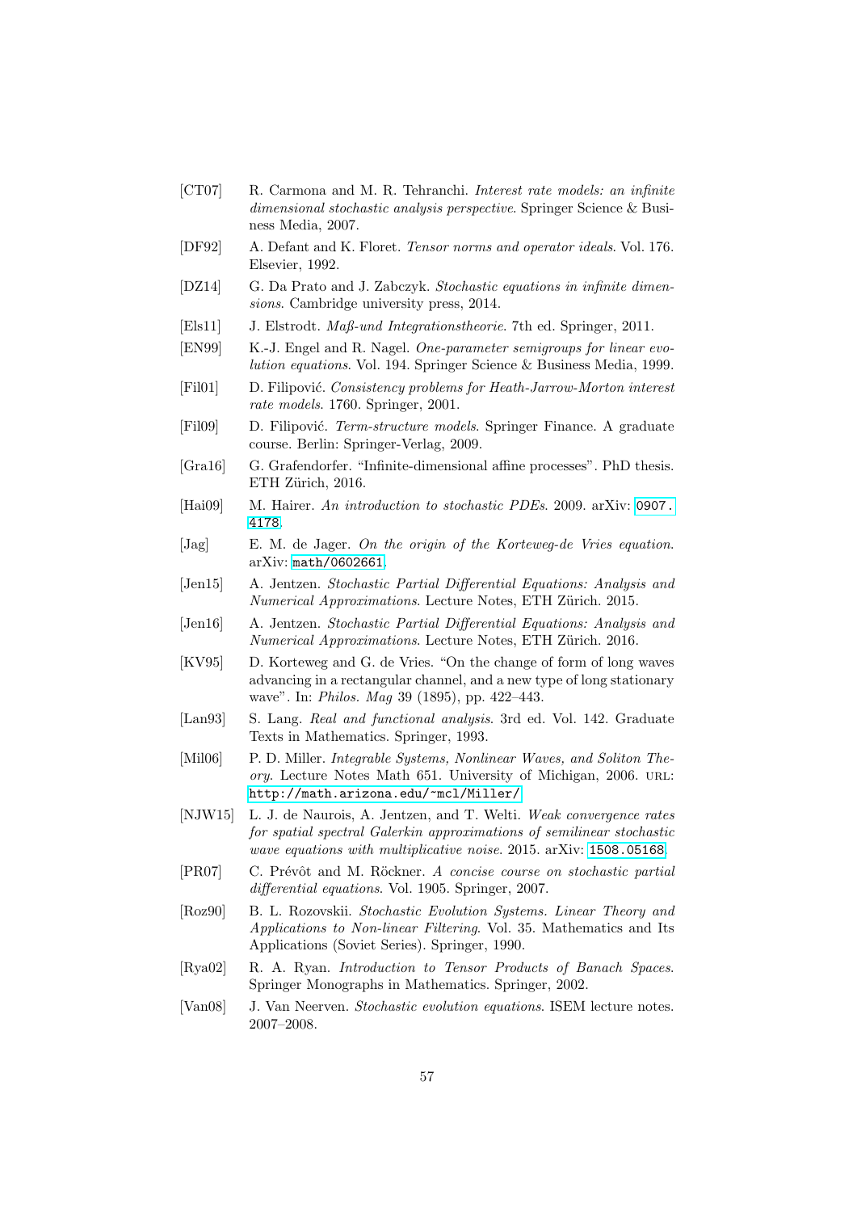[CT07] R. Carmona and M. R. Tehranchi. *Interest rate models: an infinite dimensional stochastic analysis perspective*. Springer Science & Business Media, 2007.

[DF92] A. Defant and K. Floret. *Tensor norms and operator ideals*. Vol. 176. Elsevier, 1992.

[DZ14] G. Da Prato and J. Zabczyk. *Stochastic equations in infinite dimensions*. Cambridge university press, 2014.

[Els11] J. Elstrodt. *Maß-und Integrationstheorie*. 7th ed. Springer, 2011.

[EN99] K.-J. Engel and R. Nagel. *One-parameter semigroups for linear evolution equations*. Vol. 194. Springer Science & Business Media, 1999.

[Fil01] D. Filipović. *Consistency problems for Heath-Jarrow-Morton interest rate models*. 1760. Springer, 2001.

[Fil09] D. Filipović. *Term-structure models*. Springer Finance. A graduate course. Berlin: Springer-Verlag, 2009.

[Gra16] G. Grafendorfer. "Infinite-dimensional affine processes". PhD thesis. ETH Zürich, 2016.

[Hai09] M. Hairer. *An introduction to stochastic PDEs*. 2009. arXiv: 0907.4178.

[Jag] E. M. de Jager. *On the origin of the Korteweg-de Vries equation*. arXiv: math/0602661.

[Jen15] A. Jentzen. *Stochastic Partial Differential Equations: Analysis and Numerical Approximations*. Lecture Notes, ETH Zürich. 2015.

[Jen16] A. Jentzen. *Stochastic Partial Differential Equations: Analysis and Numerical Approximations*. Lecture Notes, ETH Zürich. 2016.

[KV95] D. Korteweg and G. de Vries. "On the change of form of long waves advancing in a rectangular channel, and a new type of long stationary wave". In: *Philos. Mag* 39 (1895), pp. 422–443.

[Lan93] S. Lang. *Real and functional analysis*. 3rd ed. Vol. 142. Graduate Texts in Mathematics. Springer, 1993.

[Mil06] P. D. Miller. *Integrable Systems, Nonlinear Waves, and Soliton Theory*. Lecture Notes Math 651. University of Michigan, 2006. URL: http://math.arizona.edu/~mcl/Miller/.

[NJW15] L. J. de Naurois, A. Jentzen, and T. Welti. *Weak convergence rates for spatial spectral Galerkin approximations of semilinear stochastic wave equations with multiplicative noise*. 2015. arXiv: 1508.05168.

[PR07] C. Prévôt and M. Röckner. *A concise course on stochastic partial differential equations*. Vol. 1905. Springer, 2007.

[Roz90] B. L. Rozovskii. *Stochastic Evolution Systems. Linear Theory and Applications to Non-linear Filtering*. Vol. 35. Mathematics and Its Applications (Soviet Series). Springer, 1990.

[Rya02] R. A. Ryan. *Introduction to Tensor Products of Banach Spaces*. Springer Monographs in Mathematics. Springer, 2002.

[Van08] J. Van Neerven. *Stochastic evolution equations*. ISEM lecture notes. 2007–2008.